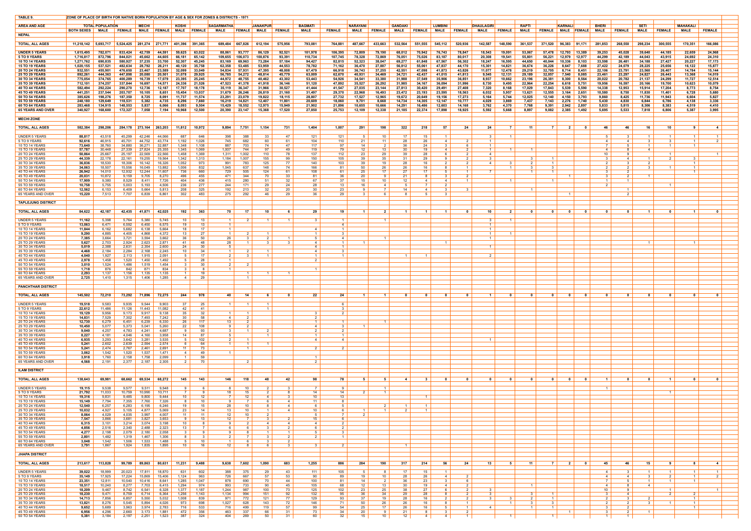**TABLE 9. ZONE OF PLACE OF BIRTH FOR NATIVE BORN POPULATION BY AGE & SEX FOR ZONES & DISTRICTS - 1971**

| AREA AND AGE | TOTAL POPULATION | | | MECHI | | KOSHI | | SAGARMATHA | | JANAKPUR | | BAGMATI | | NARAYANI | | GANDAKI | | LUMBINI | | DHAULAGIRI | | RAPTI | | KARNALI | | BHERI | | SETI | | MAHAKALI | |
|---|---|---|---|---|---|---|---|---|---|---|---|---|---|---|---|---|---|---|---|---|---|---|---|---|---|---|---|---|---|---|---|
| | BOTH SEXES | MALE | FEMALE | MALE | FEMALE | MALE | FEMALE | MALE | FEMALE | MALE | FEMALE | MALE | FEMALE | MALE | FEMALE | MALE | FEMALE | MALE | FEMALE | MALE | FEMALE | MALE | FEMALE | MALE | FEMALE | MALE | FEMALE | MALE | FEMALE | MALE | FEMALE |
| **NEPAL** | | | | | | | | | | | | | | | | | | | | | | | | | | | | | | | |
| TOTAL, ALL AGES | 11,218,142 | 5,693,717 | 5,524,425 | 281,274 | 271,771 | 401,396 | 391,365 | 689,484 | 667,826 | 612,194 | 575,956 | 793,081 | 764,881 | 487,667 | 433,663 | 532,564 | 551,555 | 545,112 | 520,936 | 142,587 | 148,590 | 361,537 | 371,520 | 96,383 | 91,171 | 281,853 | 268,550 | 298,234 | 300,555 | 170,351 | 166,086 |
| UNDER 5 YEARS | 1,615,495 | 782,071 | 833,424 | 42,759 | 44,591 | 59,625 | 63,022 | 88,061 | 93,777 | 86,129 | 92,521 | 101,978 | 106,395 | 72,809 | 79,190 | 68,012 | 70,942 | 76,743 | 78,847 | 18,543 | 19,091 | 53,067 | 57,478 | 12,793 | 13,389 | 39,253 | 45,028 | 39,640 | 44,185 | 22,659 | 24,968 |
| 5 TO 9 YEARS | 1,716,817 | 872,796 | 844,021 | 45,662 | 44,605 | 66,181 | 65,142 | 109,655 | 106,073 | 100,876 | 93,391 | 110,734 | 107,745 | 78,328 | 72,869 | 76,051 | 75,026 | 83,187 | 80,017 | 20,308 | 19,541 | 55,801 | 56,221 | 12,979 | 12,977 | 44,299 | 42,189 | 44,043 | 43,915 | 24,692 | 24,310 |
| 10 TO 14 YEARS | 1,271,762 | 690,835 | 580,927 | 37,235 | 33,700 | 52,307 | 45,245 | 83,169 | 69,963 | 73,284 | 57,184 | 94,427 | 82,815 | 52,323 | 38,047 | 69,277 | 61,848 | 67,567 | 56,302 | 18,247 | 16,595 | 44,650 | 40,044 | 10,336 | 8,103 | 33,598 | 26,481 | 34,188 | 27,427 | 20,227 | 17,173 |
| 15 TO 19 YEARS | 1,020,155 | 537,521 | 482,634 | 28,792 | 26,211 | 40,120 | 35,758 | 62,358 | 53,485 | 53,959 | 44,553 | 78,782 | 71,162 | 36,470 | 27,887 | 56,812 | 55,061 | 47,837 | 44,170 | 15,301 | 14,821 | 36,674 | 36,226 | 8,647 | 7,688 | 27,422 | 24,079 | 28,225 | 25,656 | 16,122 | 15,877 |
| 20 TO 24 YEARS | 932,551 | 455,901 | 476,650 | 23,467 | 23,589 | 32,099 | 33,049 | 54,834 | 57,931 | 47,395 | 48,008 | 67,479 | 66,918 | 36,743 | 37,255 | 42,551 | 47,098 | 41,873 | 43,826 | 11,077 | 12,478 | 29,219 | 32,705 | 8,714 | 8,451 | 22,106 | 23,791 | 23,560 | 26,407 | 14,784 | 15,144 |
| 25 TO 29 YEARS | 892,261 | 444,363 | 447,898 | 20,080 | 20,501 | 31,078 | 29,925 | 56,785 | 54,272 | 48,814 | 45,779 | 63,009 | 62,670 | 40,931 | 34,469 | 34,721 | 42,437 | 41,015 | 41,813 | 9,545 | 12,131 | 29,189 | 32,057 | 7,540 | 8,085 | 23,461 | 23,297 | 24,827 | 26,443 | 13,368 | 14,019 |
| 30 TO 34 YEARS | 775,054 | 374,765 | 400,289 | 16,739 | 17,079 | 23,395 | 25,245 | 44,972 | 48,755 | 40,462 | 43,302 | 53,443 | 54,926 | 34,541 | 33,380 | 31,988 | 37,549 | 35,906 | 36,851 | 8,937 | 10,662 | 23,196 | 26,381 | 8,300 | 8,564 | 20,022 | 20,782 | 21,137 | 24,299 | 11,727 | 12,514 |
| 35 TO 39 YEARS | 712,101 | 374,257 | 337,844 | 16,697 | 14,571 | 24,336 | 21,526 | 47,523 | 41,378 | 41,918 | 36,146 | 51,120 | 47,892 | 35,527 | 26,292 | 31,985 | 34,167 | 36,094 | 31,996 | 8,730 | 9,495 | 22,964 | 22,254 | 6,618 | 5,751 | 19,956 | 16,597 | 20,166 | 19,700 | 10,623 | 10,079 |
| 40 TO 44 YEARS | 582,494 | 292,224 | 290,270 | 12,736 | 12,187 | 17,707 | 18,178 | 35,119 | 36,347 | 31,966 | 30,527 | 41,444 | 41,547 | 27,035 | 23,144 | 27,813 | 30,420 | 29,491 | 27,408 | 7,320 | 8,168 | 17,029 | 17,843 | 5,539 | 5,590 | 14,338 | 12,953 | 15,914 | 17,204 | 8,773 | 8,754 |
| 45 TO 49 YEARS | 441,251 | 237,544 | 203,707 | 10,105 | 8,651 | 15,454 | 13,037 | 31,679 | 26,246 | 26,819 | 21,160 | 31,497 | 29,370 | 22,968 | 16,493 | 23,472 | 23,193 | 23,595 | 18,563 | 6,032 | 5,957 | 13,621 | 12,555 | 3,164 | 2,651 | 10,580 | 8,750 | 11,830 | 11,401 | 6,728 | 5,680 |
| 50 TO 54 YEARS | 385,626 | 198,276 | 187,350 | 8,726 | 8,091 | 11,737 | 11,574 | 23,291 | 23,079 | 19,822 | 18,115 | 26,807 | 27,732 | 17,527 | 12,965 | 19,672 | 20,649 | 19,156 | 17,273 | 5,164 | 5,744 | 12,025 | 12,140 | 4,150 | 3,793 | 9,860 | 8,425 | 11,736 | 11,943 | 6,604 | 5,827 |
| 55 TO 59 YEARS | 248,180 | 129,649 | 118,531 | 5,382 | 4,735 | 8,296 | 7,660 | 16,219 | 14,821 | 12,407 | 11,801 | 20,609 | 18,060 | 9,701 | 8,668 | 14,734 | 14,305 | 12,147 | 10,777 | 4,029 | 3,869 | 7,437 | 7,143 | 2,276 | 1,740 | 5,430 | 4,830 | 6,844 | 6,786 | 4,138 | 3,336 |
| 60 TO 64 YEARS | 283,468 | 134,915 | 148,553 | 5,837 | 6,066 | 8,093 | 9,504 | 15,429 | 18,552 | 12,975 | 15,949 | 21,902 | 21,896 | 10,655 | 10,666 | 14,291 | 16,486 | 12,603 | 14,168 | 3,762 | 4,370 | 7,768 | 9,391 | 2,942 | 2,897 | 5,833 | 5,815 | 8,306 | 8,383 | 4,519 | 4,410 |
| 65 YEARS AND OVER | 340,927 | 168,600 | 172,327 | 7,058 | 7,194 | 10,968 | 12,500 | 20,390 | 23,147 | 15,368 | 17,520 | 27,850 | 25,753 | 12,109 | 12,338 | 21,185 | 22,374 | 17,898 | 18,925 | 5,592 | 5,668 | 8,897 | 9,082 | 2,385 | 1,492 | 5,695 | 5,533 | 7,818 | 6,806 | 5,387 | 3,995 |
| **MECHI ZONE** | | | | | | | | | | | | | | | | | | | | | | | | | | | | | | | |
| TOTAL, ALL AGES | 582,384 | 298,206 | 284,178 | 273,164 | 263,203 | 11,812 | 10,972 | 9,894 | 7,751 | 1,154 | 731 | 1,404 | 1,007 | 291 | 198 | 322 | 218 | 57 | 24 | 24 | 7 | 11 | 7 | 2 | 0 | 46 | 46 | 16 | 10 | 9 | 4 |
| UNDER 5 YEARS | 88,817 | 43,518 | 45,299 | 42,246 | 44,066 | 687 | 646 | 398 | 388 | 33 | 47 | 121 | 121 | 5 | 10 | 17 | 15 | 1 | | 3 | 1 | | | | | 5 | 3 | 1 | 1 | 1 | 1 |
| 5 TO 9 YEARS | 92,616 | 46,915 | 45,701 | 44,752 | 43,774 | 1,192 | 1,026 | 745 | 682 | 60 | 61 | 104 | 110 | 21 | 11 | 28 | 26 | 4 | 2 | 1 | | | | | | 4 | 4 | 3 | 3 | 1 | 2 |
| 10 TO 14 YEARS | 73,640 | 38,760 | 34,880 | 36,271 | 32,887 | 1,348 | 1,108 | 887 | 703 | 74 | 47 | 117 | 97 | 14 | 2 | 36 | 24 | 3 | 6 | 1 | | | | | | 7 | 5 | 1 | 1 | 1 | |
| 15 TO 19 YEARS | 57,787 | 30,448 | 27,339 | 27,824 | 25,355 | 1,345 | 1,069 | 1,007 | 744 | 97 | 49 | 119 | 79 | 12 | 13 | 30 | 19 | 4 | 2 | 1 | 1 | 1 | | | | 4 | 8 | 4 | | | |
| 20 TO 24 YEARS | 50,864 | 25,667 | 25,197 | 22,569 | 22,566 | 1,458 | 1,369 | 1,311 | 1,002 | 110 | 78 | 137 | 112 | 23 | 29 | 39 | 28 | 6 | 2 | 4 | | | | | | 10 | 9 | | 1 | | 1 |
| 25 TO 29 YEARS | 44,339 | 22,178 | 22,161 | 19,255 | 19,564 | 1,342 | 1,313 | 1,184 | 1,007 | 155 | 99 | 150 | 105 | 39 | 35 | 31 | 29 | 9 | 2 | 3 | | 3 | 1 | | | 3 | 4 | 1 | 2 | 3 | |
| 30 TO 34 YEARS | 36,836 | 18,530 | 18,306 | 16,142 | 16,326 | 1,052 | 973 | 991 | 783 | 125 | 77 | 140 | 103 | 39 | 19 | 28 | 16 | 2 | 2 | 4 | 3 | 2 | 1 | | | 2 | 3 | 2 | | | |
| 35 TO 39 YEARS | 34,063 | 18,507 | 15,556 | 16,049 | 13,882 | 1,006 | 832 | 1,045 | 637 | 148 | 74 | 166 | 81 | 50 | 26 | 26 | 16 | 8 | 1 | | 1 | 3 | 3 | | | 2 | 2 | 3 | 1 | 1 | |
| 40 TO 44 YEARS | 26,942 | 14,010 | 12,932 | 12,244 | 11,077 | 736 | 660 | 729 | 505 | 124 | 61 | 108 | 61 | 25 | 17 | 27 | 17 | 5 | 1 | 7 | | 1 | 1 | | | 3 | 2 | | | 1 | |
| 45 TO 49 YEARS | 20,031 | 10,872 | 9,159 | 9,705 | 8,270 | 496 | 455 | 471 | 344 | 70 | 33 | 81 | 36 | 20 | 9 | 21 | 8 | 3 | 2 | | | | | 1 | | 3 | 2 | 1 | | | |
| 50 TO 54 YEARS | 17,909 | 9,380 | 8,529 | 8,411 | 7,726 | 404 | 436 | 415 | 280 | 51 | 32 | 67 | 37 | 15 | 10 | 12 | 4 | 4 | 1 | | 1 | | 1 | | | 1 | 1 | | | | |
| 55 TO 59 YEARS | 10,758 | 5,755 | 5,003 | 5,193 | 4,506 | 236 | 277 | 244 | 171 | 29 | 24 | 28 | 13 | 16 | 4 | 5 | 7 | 2 | 2 | | | | | | | 2 | | | 1 | | |
| 60 TO 64 YEARS | 12,562 | 6,153 | 6,409 | 5,664 | 5,813 | 208 | 325 | 192 | 213 | 32 | 20 | 30 | 23 | 9 | 7 | 14 | 4 | 3 | 3 | | | 1 | | | | | 1 | | | | |
| 65 YEARS AND OVER | 15,220 | 7,513 | 7,707 | 6,839 | 6,861 | 302 | 483 | 275 | 292 | 46 | 29 | 36 | 29 | 3 | 6 | 8 | 5 | 3 | | | | | | 1 | | | 2 | | | | |
| **TAPLEJUNG DISTRICT** | | | | | | | | | | | | | | | | | | | | | | | | | | | | | | | |
| TOTAL, ALL AGES | 84,622 | 42,187 | 42,435 | 41,827 | 42,025 | 192 | 363 | 70 | 17 | 10 | 6 | 29 | 19 | 1 | 2 | 1 | 1 | 1 | 0 | 10 | 2 | 0 | 0 | 0 | 0 | 0 | 0 | 0 | 1 | 0 | 0 |
| UNDER 5 YEARS | 11,162 | 5,398 | 5,764 | 5,380 | 5,745 | 10 | 13 | 1 | 2 | 1 | 1 | 3 | | 1 | | | | | | 3 | 1 | | | | | | | | | | |
| 5 TO 9 YEARS | 13,063 | 6,471 | 6,592 | 6,450 | 6,575 | 19 | 13 | 1 | | | | | 4 | | | | | | | 1 | | | | | | | | | | | |
| 10 TO 14 YEARS | 11,844 | 6,162 | 5,682 | 6,138 | 5,664 | 18 | 17 | 1 | | | | 4 | 1 | | | | | | | 1 | | | | | | | | | | | |
| 15 TO 19 YEARS | 9,290 | 4,885 | 4,405 | 4,868 | 4,372 | 13 | 27 | 1 | 2 | 1 | | | 3 | | | | | | | 1 | 1 | | | | | | | | | | |
| 20 TO 24 YEARS | 7,385 | 3,664 | 3,721 | 3,594 | 3,662 | 36 | 50 | 26 | 3 | 2 | 1 | 5 | 4 | | 1 | | | | | 1 | | | | | | | | | | | |
| 25 TO 29 YEARS | 5,627 | 2,703 | 2,924 | 2,623 | 2,871 | 41 | 48 | 28 | 1 | 3 | 3 | 4 | 1 | 1 | | | | 1 | | | | | | | | | | | 1 | | |
| 30 TO 34 YEARS | 5,019 | 2,388 | 2,631 | 2,354 | 2,600 | 24 | 30 | 5 | | | | 4 | 1 | | | | | | | 1 | | | | | | | | | | | |
| 35 TO 39 YEARS | 4,468 | 2,184 | 2,284 | 2,168 | 2,245 | 10 | 34 | 1 | 2 | 1 | | 4 | 3 | | | | | | | | | | | | | | | | | | |
| 40 TO 44 YEARS | 4,040 | 1,927 | 2,113 | 1,915 | 2,091 | 5 | 17 | 2 | 3 | 1 | | 1 | 1 | | | 1 | 1 | | | 2 | | | | | | | | | | | |
| 45 TO 49 YEARS | 2,978 | 1,458 | 1,520 | 1,450 | 1,492 | 5 | 28 | 1 | | | | 2 | | | | | | | | | | | | | | | | | | | |
| 50 TO 54 YEARS | 3,010 | 1,524 | 1,486 | 1,519 | 1,454 | 3 | 30 | 2 | 2 | | | | | | | | | | | | | | | | | | | | | | |
| 55 TO 59 YEARS | 1,718 | 876 | 842 | 871 | 834 | 3 | 8 | 1 | | | | 1 | | | | | | | | | | | | | | | | | | | |
| 60 TO 64 YEARS | 2,293 | 1,137 | 1,156 | 1,135 | 1,135 | 1 | 19 | | 1 | 1 | 1 | | | | | | | | | | | | | | | | | | | | |
| 65 YEARS AND OVER | 2,725 | 1,410 | 1,315 | 1,406 | 1,285 | 4 | 29 | | 1 | | | | | | | | | | | | | | | | | | | | | | |
| **PANCHTHAR DISTRICT** | | | | | | | | | | | | | | | | | | | | | | | | | | | | | | | |
| TOTAL, ALL AGES | 145,502 | 72,210 | 73,292 | 71,896 | 72,275 | 244 | 978 | 40 | 14 | 6 | 0 | 22 | 24 | 1 | 1 | 0 | 0 | 0 | 0 | 1 | 0 | 0 | 0 | 0 | 0 | 0 | 0 | 0 | 0 | 0 | 0 |
| UNDER 5 YEARS | 19,518 | 9,583 | 9,935 | 9,544 | 9,903 | 37 | 25 | 1 | 1 | 1 | | | 6 | | | | | | | | | | | | | | | | | | |
| 5 TO 9 YEARS | 22,612 | 11,486 | 11,126 | 11,443 | 11,082 | 42 | 41 | | | 1 | | | 3 | | | | | | | | | | | | | | | | | | |
| 10 TO 14 YEARS | 19,129 | 9,956 | 9,173 | 9,917 | 9,138 | 35 | 32 | 1 | 1 | | | 3 | 2 | | | | | | | | | | | | | | | | | | |
| 15 TO 19 YEARS | 14,831 | 7,529 | 7,302 | 7,493 | 7,242 | 30 | 58 | 4 | 2 | | | 2 | | | | | | | | | | | | | | | | | | | |
| 20 TO 24 YEARS | 12,730 | 6,279 | 6,451 | 6,239 | 6,330 | 26 | 117 | 13 | 2 | | | 1 | 1 | | 1 | | | | | | | | | | | | | | | | |
| 25 TO 29 YEARS | 10,450 | 5,077 | 5,373 | 5,041 | 5,260 | 22 | 108 | 9 | 2 | | | 4 | 3 | 1 | | | | | | | | | | | | | | | | | |
| 30 TO 34 YEARS | 9,040 | 4,257 | 4,783 | 4,241 | 4,687 | 9 | 93 | 3 | 1 | 2 | | 2 | 2 | | | | | | | | | | | | | | | | | | |
| 35 TO 39 YEARS | 8,227 | 4,181 | 4,046 | 4,160 | 3,958 | 14 | 87 | 5 | | 1 | | 1 | 1 | | | | | | | | | | | | | | | | | | |
| 40 TO 44 YEARS | 6,935 | 3,293 | 3,642 | 3,281 | 3,535 | 5 | 102 | 2 | 1 | | | 4 | 4 | | | | | | | 1 | | | | | | | | | | | |
| 45 TO 49 YEARS | 5,241 | 2,602 | 2,639 | 2,594 | 2,574 | 6 | 64 | 1 | 1 | 1 | | | | | | | | | | | | | | | | | | | | | |
| 50 TO 54 YEARS | 5,241 | 2,474 | 2,767 | 2,461 | 2,691 | 11 | 73 | | 1 | | | 2 | 2 | | | | | | | | | | | | | | | | | | |
| 55 TO 59 YEARS | 3,062 | 1,542 | 1,520 | 1,537 | 1,471 | 4 | 49 | 1 | | | | | | | | | | | | | | | | | | | | | | | |
| 60 TO 64 YEARS | 3,918 | 1,760 | 2,158 | 1,758 | 2,099 | 1 | 59 | | | | | 1 | | | | | | | | | | | | | | | | | | | |
| 65 YEARS AND OVER | 4,568 | 2,191 | 2,377 | 2,187 | 2,305 | 2 | 70 | | 2 | | | 2 | | | | | | | | | | | | | | | | | | | |
| **ILAM DISTRICT** | | | | | | | | | | | | | | | | | | | | | | | | | | | | | | | |
| TOTAL, ALL AGES | 138,643 | 69,981 | 68,662 | 69,534 | 68,272 | 145 | 143 | 146 | 118 | 48 | 42 | 98 | 78 | 5 | 5 | 4 | 3 | 0 | 0 | 0 | 0 | 0 | 0 | 0 | 0 | 1 | 0 | 0 | 1 | 0 | 0 |
| UNDER 5 YEARS | 19,115 | 9,538 | 9,577 | 9,511 | 9,548 | 9 | 6 | 8 | 10 | 2 | 3 | 7 | 9 | | 1 | | | | | | | | | | | 1 | | | | | |
| 5 TO 9 YEARS | 21,792 | 11,033 | 10,759 | 10,990 | 10,711 | 7 | 9 | 18 | 15 | 2 | 8 | 14 | 14 | 2 | 1 | | | | | | | | | | | | | | 1 | | |
| 10 TO 14 YEARS | 19,316 | 9,831 | 9,485 | 9,800 | 9,444 | 10 | 12 | 7 | 12 | 4 | 3 | 10 | 13 | | | | 1 | | | | | | | | | | | | | | |
| 15 TO 19 YEARS | 15,149 | 7,794 | 7,355 | 7,760 | 7,326 | 8 | 10 | 9 | 7 | 6 | 4 | 11 | 8 | | | | | | | | | | | | | | | | | | |
| 20 TO 24 YEARS | 12,540 | 6,257 | 6,283 | 6,195 | 6,246 | 19 | 15 | 28 | 10 | 8 | 4 | 6 | 5 | | 2 | 1 | 1 | | | | | | | | | | | | | | |
| 25 TO 29 YEARS | 10,032 | 4,927 | 5,105 | 4,877 | 5,069 | 23 | 14 | 13 | 10 | 1 | 4 | 10 | 6 | 1 | 1 | 2 | 1 | | | | | | | | | | | | | | |
| 30 TO 34 YEARS | 8,064 | 4,029 | 4,035 | 3,997 | 4,007 | 11 | 11 | 12 | 10 | 2 | | 5 | 7 | 2 | | | | | | | | | | | | | | | | | |
| 35 TO 39 YEARS | 7,547 | 3,866 | 3,681 | 3,827 | 3,653 | 9 | 13 | 12 | 7 | 3 | 2 | 15 | 6 | | | | | | | | | | | | | | | | | | |
| 40 TO 44 YEARS | 6,315 | 3,101 | 3,214 | 3,074 | 3,198 | 10 | 8 | 9 | 2 | 4 | 4 | 4 | 2 | | | | | | | | | | | | | | | | | | |
| 45 TO 49 YEARS | 4,856 | 2,516 | 2,340 | 2,488 | 2,323 | 13 | 7 | 6 | 6 | 3 | 2 | 6 | 2 | | | | | | | | | | | | | | | | | | |
| 50 TO 54 YEARS | 4,277 | 2,198 | 2,079 | 2,180 | 2,058 | 3 | 9 | 9 | 8 | 1 | 1 | 5 | 3 | | | | | | | | | | | | | | | | | | |
| 55 TO 59 YEARS | 2,801 | 1,482 | 1,319 | 1,467 | 1,306 | 8 | 3 | 2 | 7 | 3 | 2 | 2 | 1 | | | | | | | | | | | | | | | | | | |
| 60 TO 64 YEARS | 3,048 | 1,542 | 1,506 | 1,533 | 1,488 | 5 | 10 | 1 | 6 | 3 | 2 | | | | | | | | | | | | | | | | | | | | |
| 65 YEARS AND OVER | 3,791 | 1,867 | 1,924 | 1,835 | 1,895 | 10 | 16 | 12 | 8 | 6 | 3 | 3 | 2 | | | 1 | | | | | | | | | | | | | | | |
| **JHAPA DISTRICT** | | | | | | | | | | | | | | | | | | | | | | | | | | | | | | | |
| TOTAL, ALL AGES | 213,617 | 113,828 | 99,789 | 89,863 | 80,631 | 11,231 | 9,488 | 9,638 | 7,602 | 1,090 | 683 | 1,255 | 886 | 284 | 190 | 317 | 214 | 56 | 24 | 13 | 5 | 11 | 7 | 2 | 0 | 45 | 46 | 15 | 9 | 8 | 4 |
| UNDER 5 YEARS | 39,022 | 18,999 | 20,023 | 17,811 | 18,870 | 631 | 602 | 388 | 375 | 29 | 43 | 111 | 105 | 5 | 8 | 17 | 15 | 1 | | | | | | | | 4 | 3 | 1 | | 1 | 1 |
| 5 TO 9 YEARS | 35,149 | 17,925 | 17,224 | 15,869 | 15,406 | 1,124 | 963 | 726 | 667 | 57 | 53 | 90 | 89 | 19 | 10 | 28 | 26 | 4 | 2 | | | | | | | 4 | 4 | 3 | 2 | 1 | 2 |
| 10 TO 14 YEARS | 23,351 | 12,811 | 10,540 | 10,416 | 8,641 | 1,285 | 1,047 | 878 | 690 | 70 | 44 | 100 | 81 | 14 | 2 | 36 | 23 | 3 | 6 | | | | | | | 7 | 5 | 1 | 1 | 1 | |
| 15 TO 19 YEARS | 18,517 | 10,240 | 8,277 | 7,703 | 6,415 | 1,294 | 974 | 993 | 733 | 90 | 45 | 105 | 68 | 12 | 13 | 30 | 19 | 4 | 2 | | | 1 | | | | 4 | 8 | 4 | | | |
| 20 TO 24 YEARS | 18,209 | 9,467 | 8,742 | 6,541 | 6,328 | 1,377 | 1,187 | 1,244 | 987 | 100 | 73 | 125 | 102 | 23 | 25 | 38 | 27 | 6 | 2 | 3 | | | | | | 10 | 9 | | 1 | | 1 |
| 25 TO 29 YEARS | 18,230 | 9,471 | 8,759 | 6,714 | 6,364 | 1,256 | 1,143 | 1,134 | 994 | 151 | 92 | 132 | 95 | 36 | 34 | 29 | 28 | 8 | 2 | 3 | | 3 | 1 | | | 3 | 4 | 1 | 2 | 2 | |
| 30 TO 34 YEARS | 14,713 | 7,856 | 6,857 | 5,550 | 5,032 | 1,008 | 839 | 971 | 772 | 121 | 77 | 129 | 93 | 37 | 19 | 28 | 16 | 2 | 2 | 3 | 3 | 2 | 1 | | | 2 | 3 | 2 | | | |
| 35 TO 39 YEARS | 13,821 | 8,276 | 5,545 | 5,894 | 4,026 | 973 | 698 | 1,027 | 628 | 143 | 72 | 146 | 71 | 50 | 26 | 26 | 16 | 8 | 1 | | 1 | 3 | 3 | | | 2 | 2 | 3 | 1 | 1 | |
| 40 TO 44 YEARS | 9,652 | 5,689 | 3,963 | 3,974 | 2,783 | 716 | 533 | 716 | 499 | 119 | 57 | 99 | 54 | 25 | 17 | 26 | 16 | 5 | 1 | 4 | | 1 | 1 | | | 3 | 2 | | | 1 | |
| 45 TO 49 YEARS | 6,956 | 4,296 | 2,660 | 3,173 | 1,881 | 472 | 356 | 463 | 337 | 66 | 31 | 73 | 34 | 20 | 9 | 21 | 8 | 3 | 2 | | | | | 1 | | 3 | 2 | 1 | | | |
| 50 TO 54 YEARS | 5,381 | 3,184 | 2,197 | 2,251 | 1,523 | 387 | 324 | 404 | 269 | 50 | 31 | 60 | 32 | 15 | 10 | 12 | 4 | 4 | 1 | | 1 | | 1 | | | 1 | 1 | | | | |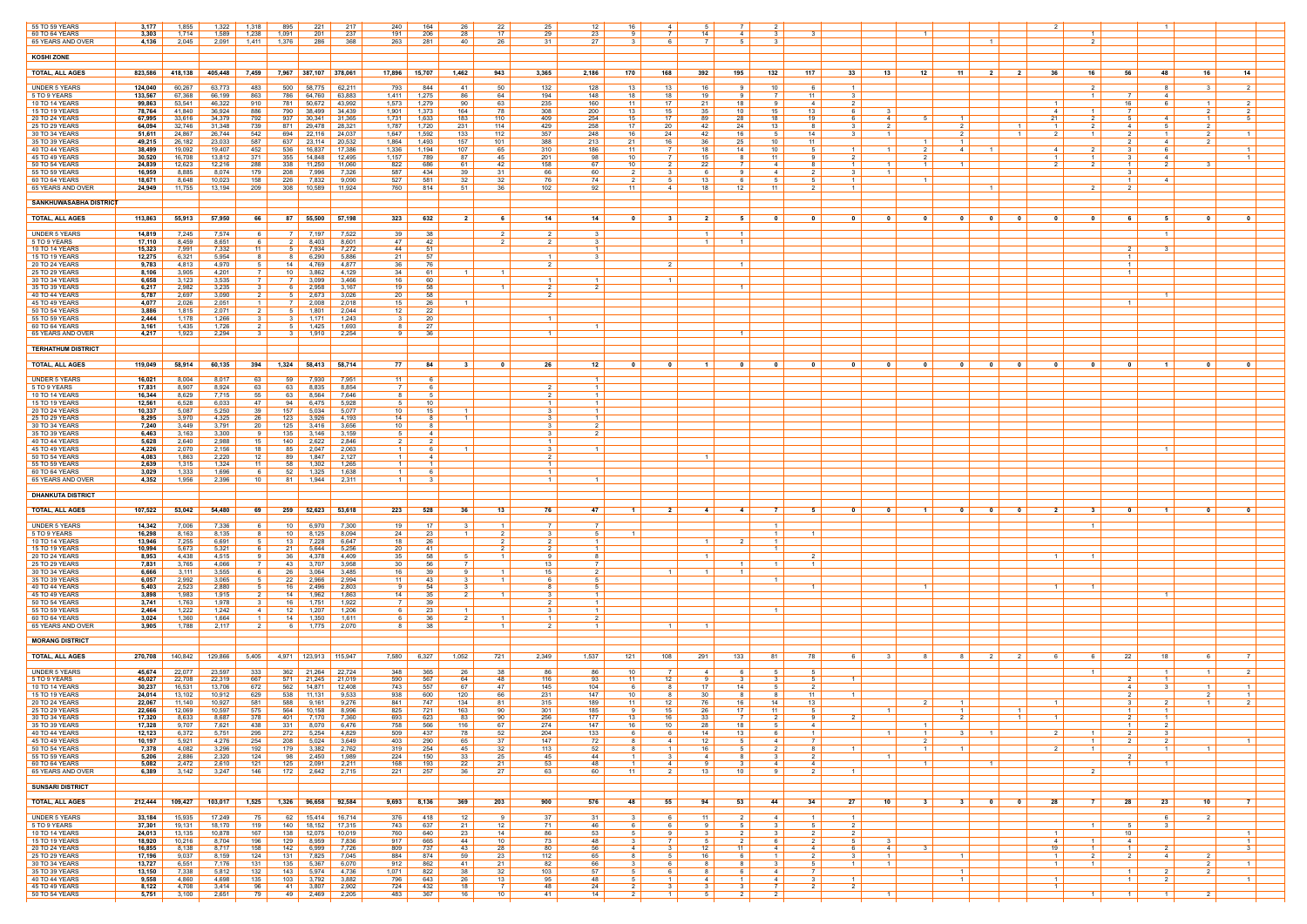| | | | | | | | | | | | | | | | | | | | | | | | | | | | | | | | |
|---|---|---|---|---|---|---|---|---|---|---|---|---|---|---|---|---|---|---|---|---|---|---|---|---|---|---|---|---|---|---|---|
| 55 TO 59 YEARS | 3,177 | 1,855 | 1,322 | 1,318 | 895 | 221 | 217 | 240 | 164 | 26 | 22 | 25 | 12 | 16 | 4 | 5 | 7 | 2 | | | | | | | | 2 | | | 1 | | |
| 60 TO 64 YEARS | 3,303 | 1,714 | 1,589 | 1,238 | 1,091 | 201 | 237 | 191 | 206 | 28 | 17 | 29 | 23 | 9 | 7 | 14 | 4 | 3 | | | | 1 | | | | | 1 | | | | |
| 65 YEARS AND OVER | 4,136 | 2,045 | 2,091 | 1,411 | 1,376 | 286 | 368 | 263 | 281 | 40 | 26 | 31 | 27 | 3 | 6 | 7 | 5 | 3 | 3 | | | | | 1 | | | 2 | | | | |
| **KOSHI ZONE** | | | | | | | | | | | | | | | | | | | | | | | | | | | | | | | |
| **TOTAL, ALL AGES** | **823,586** | **418,138** | **405,448** | **7,459** | **7,967** | **387,107** | **378,061** | **17,896** | **15,707** | **1,462** | **943** | **3,365** | **2,186** | **170** | **168** | **392** | **195** | **132** | **117** | **33** | **13** | **12** | **11** | **2** | **2** | **36** | **16** | **56** | **48** | **16** | **14** |
| UNDER 5 YEARS | 124,040 | 60,267 | 63,773 | 483 | 500 | 58,775 | 62,211 | 793 | 844 | 41 | 50 | 132 | 128 | 13 | 13 | 16 | 9 | 10 | 6 | 1 | | | | | | | 2 | | 8 | 3 | 2 |
| 5 TO 9 YEARS | 133,567 | 67,368 | 66,199 | 863 | 786 | 64,760 | 63,883 | 1,411 | 1,275 | 86 | 64 | 194 | 148 | 18 | 18 | 19 | 9 | 7 | 11 | 3 | | | | | | | 1 | 7 | 4 | | |
| 10 TO 14 YEARS | 99,863 | 53,541 | 46,322 | 910 | 781 | 50,672 | 43,992 | 1,573 | 1,279 | 90 | 63 | 235 | 160 | 11 | 17 | 21 | 18 | 9 | 4 | 2 | | | | | | 1 | | 16 | 6 | 1 | 2 |
| 15 TO 19 YEARS | 78,764 | 41,840 | 36,924 | 886 | 790 | 38,499 | 34,439 | 1,901 | 1,373 | 164 | 78 | 308 | 200 | 13 | 15 | 35 | 10 | 15 | 13 | 6 | | | | | | 4 | 1 | 7 | | 2 | 2 |
| 20 TO 24 YEARS | 67,995 | 33,616 | 34,379 | 792 | 937 | 30,341 | 31,365 | 1,731 | 1,633 | 183 | 110 | 409 | 254 | 15 | 17 | 89 | 28 | 18 | 19 | 6 | 4 | 5 | 1 | | | 21 | 2 | 5 | 4 | 1 | 5 |
| 25 TO 29 YEARS | 64,094 | 32,746 | 31,348 | 739 | 871 | 29,478 | 28,321 | 1,787 | 1,720 | 231 | 114 | 429 | 258 | 17 | 20 | 42 | 24 | 13 | 8 | 3 | 2 | | 2 | | 1 | | 2 | 4 | 5 | 2 | |
| 30 TO 34 YEARS | 51,611 | 24,867 | 26,744 | 542 | 694 | 22,116 | 24,037 | 1,647 | 1,592 | 133 | 112 | 357 | 248 | 16 | 24 | 42 | 16 | 5 | 14 | 3 | 1 | | 2 | | 1 | 2 | 1 | 2 | 1 | 2 | 1 |
| 35 TO 39 YEARS | 49,215 | 26,182 | 23,033 | 587 | 637 | 23,114 | 20,532 | 1,864 | 1,493 | 157 | 101 | 388 | 213 | 21 | 16 | 36 | 25 | 10 | 11 | | | 1 | 1 | | | | 2 | | 4 | 2 | |
| 40 TO 44 YEARS | 38,499 | 19,092 | 19,407 | 452 | 536 | 16,837 | 17,386 | 1,336 | 1,194 | 107 | 65 | 310 | 186 | 11 | 7 | 18 | 14 | 10 | 5 | 1 | 1 | 2 | 4 | 1 | | 4 | 2 | 3 | 6 | | 1 |
| 45 TO 49 YEARS | 30,520 | 16,708 | 13,812 | 371 | 355 | 14,848 | 12,495 | 1,157 | 789 | 87 | 45 | 201 | 98 | 10 | 7 | 15 | 8 | 11 | 9 | 2 | | 2 | | | | 1 | 1 | 3 | 4 | | |
| 50 TO 54 YEARS | 24,839 | 12,623 | 12,216 | 288 | 338 | 11,250 | 11,060 | 822 | 686 | 61 | 42 | 158 | 67 | 10 | 2 | 22 | 7 | 4 | 8 | 1 | 1 | | 1 | | | 2 | 2 | | 2 | 3 | |
| 55 TO 59 YEARS | 16,959 | 8,885 | 8,074 | 179 | 208 | 7,996 | 7,326 | 587 | 434 | 39 | 31 | 66 | 60 | 2 | 3 | 6 | 9 | 4 | 2 | 3 | 1 | | | | | | | 3 | | | |
| 60 TO 64 YEARS | 18,671 | 8,648 | 10,023 | 158 | 226 | 7,832 | 9,090 | 527 | 581 | 32 | 32 | 76 | 74 | 2 | 5 | 13 | 6 | 5 | 5 | 1 | | 1 | | | | | 1 | | 4 | | |
| 65 YEARS AND OVER | 24,949 | 11,755 | 13,194 | 209 | 308 | 10,589 | 11,924 | 760 | 814 | 51 | 36 | 102 | 92 | 11 | 4 | 18 | 12 | 11 | 2 | 1 | | | | 1 | | 2 | 2 | | | | |
| **SANKHUWASABHA DISTRICT** | | | | | | | | | | | | | | | | | | | | | | | | | | | | | | | |
| **TOTAL, ALL AGES** | **113,863** | **55,913** | **57,950** | **66** | **87** | **55,500** | **57,198** | **323** | **632** | **2** | **6** | **14** | **14** | **0** | **3** | **2** | **5** | **0** | **0** | **0** | **0** | **0** | **0** | **0** | **0** | **0** | **0** | **6** | **5** | **0** | **0** |
| UNDER 5 YEARS | 14,819 | 7,245 | 7,574 | 6 | 7 | 7,197 | 7,522 | 39 | 38 | | 2 | 2 | 3 | | | 1 | 1 | | | | | | | | | | | | 1 | | |
| 5 TO 9 YEARS | 17,110 | 8,459 | 8,651 | 6 | 2 | 8,403 | 8,601 | 47 | 42 | | 2 | 2 | 3 | | | 1 | 1 | | | | | | | | | | | | | | |
| 10 TO 14 YEARS | 15,323 | 7,991 | 7,332 | 11 | 5 | 7,934 | 7,272 | 44 | 51 | | | | 1 | | | | | | | | | | | | | | | 2 | 3 | | |
| 15 TO 19 YEARS | 12,275 | 6,321 | 5,954 | 8 | 8 | 6,290 | 5,886 | 21 | 57 | | | 1 | 3 | | | | | | | | | | | | | | | 1 | | | |
| 20 TO 24 YEARS | 9,783 | 4,813 | 4,970 | 5 | 14 | 4,769 | 4,877 | 36 | 76 | | | 2 | | | 2 | | 1 | | | | | | | | | | | 1 | | | |
| 25 TO 29 YEARS | 8,106 | 3,905 | 4,201 | 7 | 10 | 3,862 | 4,129 | 34 | 61 | 1 | 1 | | | | | | | | | | | | | | | | | 1 | | | |
| 30 TO 34 YEARS | 6,658 | 3,123 | 3,535 | 7 | 7 | 3,099 | 3,466 | 16 | 60 | | | 1 | 1 | | 1 | | | | | | | | | | | | | | | | |
| 35 TO 39 YEARS | 6,217 | 2,982 | 3,235 | 3 | 6 | 2,958 | 3,167 | 19 | 58 | | 1 | 2 | 2 | | | | 1 | | | | | | | | | | | | | | |
| 40 TO 44 YEARS | 5,787 | 2,697 | 3,090 | 2 | 5 | 2,673 | 3,026 | 20 | 58 | | | 2 | | | | | | | | | | | | | | | | | 1 | | |
| 45 TO 49 YEARS | 4,077 | 2,026 | 2,051 | 1 | 7 | 2,008 | 2,018 | 15 | 26 | 1 | | | | | | | | | | | | | | | | | | 1 | | | |
| 50 TO 54 YEARS | 3,886 | 1,815 | 2,071 | 2 | 5 | 1,801 | 2,044 | 12 | 22 | | | | | | | | | | | | | | | | | | | | | | |
| 55 TO 59 YEARS | 2,444 | 1,178 | 1,266 | | 3 | 1,171 | 1,243 | 3 | 20 | | | 1 | | | | | | | | | | | | | | | | | | | |
| 60 TO 64 YEARS | 3,161 | 1,435 | 1,726 | 2 | 5 | 1,425 | 1,693 | 8 | 27 | | | | 1 | | | | | | | | | | | | | | | | | | |
| 65 YEARS AND OVER | 4,217 | 1,923 | 2,294 | 3 | 3 | 1,910 | 2,254 | 9 | 36 | | | 1 | | | | | 1 | | | | | | | | | | | | | | |
| **TERHATHUM DISTRICT** | | | | | | | | | | | | | | | | | | | | | | | | | | | | | | | |
| **TOTAL, ALL AGES** | **119,049** | **58,914** | **60,135** | **394** | **1,324** | **58,413** | **58,714** | **77** | **84** | **3** | **0** | **26** | **12** | **0** | **0** | **1** | **0** | **0** | **0** | **0** | **0** | **0** | **0** | **0** | **0** | **0** | **0** | **0** | **1** | **0** | **0** |
| UNDER 5 YEARS | 16,021 | 8,004 | 8,017 | 63 | 59 | 7,930 | 7,951 | 11 | 6 | | | | 1 | | | | | | | | | | | | | | | | | | |
| 5 TO 9 YEARS | 17,831 | 8,907 | 8,924 | 63 | 63 | 8,835 | 8,854 | 7 | 6 | | | 2 | 1 | | | | | | | | | | | | | | | | | | |
| 10 TO 14 YEARS | 16,344 | 8,629 | 7,715 | 55 | 63 | 8,564 | 7,646 | 8 | 5 | | | 2 | 1 | | | | | | | | | | | | | | | | | | |
| 15 TO 19 YEARS | 12,561 | 6,528 | 6,033 | 47 | 94 | 6,475 | 5,928 | 5 | 10 | | | 1 | 1 | | | | | | | | | | | | | | | | | | |
| 20 TO 24 YEARS | 10,337 | 5,087 | 5,250 | 39 | 157 | 5,034 | 5,077 | 10 | 15 | 1 | | 3 | 1 | | | | | | | | | | | | | | | | | | |
| 25 TO 29 YEARS | 8,295 | 3,970 | 4,325 | 26 | 123 | 3,926 | 4,193 | 14 | 8 | 1 | | 3 | 1 | | | | | | | | | | | | | | | | | | |
| 30 TO 34 YEARS | 7,240 | 3,449 | 3,791 | 20 | 125 | 3,416 | 3,656 | 10 | 8 | | | 3 | 2 | | | | | | | | | | | | | | | | | | |
| 35 TO 39 YEARS | 6,463 | 3,163 | 3,300 | 9 | 135 | 3,146 | 3,159 | 5 | 4 | | | 3 | 2 | | | | | | | | | | | | | | | | | | |
| 40 TO 44 YEARS | 5,628 | 2,640 | 2,988 | 15 | 140 | 2,622 | 2,846 | 2 | 2 | | | 1 | | | | | | | | | | | | | | | | | | | |
| 45 TO 49 YEARS | 4,226 | 2,070 | 2,156 | 18 | 85 | 2,047 | 2,063 | 1 | 6 | 1 | | 3 | 1 | | | | | | | | | | | | | | | | 1 | | |
| 50 TO 54 YEARS | 4,083 | 1,863 | 2,220 | 12 | 89 | 1,847 | 2,127 | 1 | 4 | | | 2 | | | | 1 | | | | | | | | | | | | | | | |
| 55 TO 59 YEARS | 2,639 | 1,315 | 1,324 | 11 | 58 | 1,302 | 1,265 | 1 | 1 | | | 1 | | | | | | | | | | | | | | | | | | | |
| 60 TO 64 YEARS | 3,029 | 1,333 | 1,696 | 6 | 52 | 1,325 | 1,638 | 1 | 6 | | | 1 | | | | | | | | | | | | | | | | | | | |
| 65 YEARS AND OVER | 4,352 | 1,956 | 2,396 | 10 | 81 | 1,944 | 2,311 | 1 | 3 | | | 1 | 1 | | | | | | | | | | | | | | | | | | |
| **DHANKUTA DISTRICT** | | | | | | | | | | | | | | | | | | | | | | | | | | | | | | | |
| **TOTAL, ALL AGES** | **107,522** | **53,042** | **54,480** | **69** | **259** | **52,623** | **53,618** | **223** | **528** | **36** | **13** | **76** | **47** | **1** | **2** | **4** | **4** | **7** | **5** | **0** | **0** | **1** | **0** | **0** | **0** | **2** | **3** | **0** | **1** | **0** | **0** |
| UNDER 5 YEARS | 14,342 | 7,006 | 7,336 | 6 | 10 | 6,970 | 7,300 | 19 | 17 | 3 | 1 | 7 | 7 | | | | | 1 | | | | | | | | | 1 | | | | |
| 5 TO 9 YEARS | 16,298 | 8,163 | 8,135 | 8 | 10 | 8,125 | 8,094 | 24 | 23 | 1 | 2 | 3 | 5 | 1 | | | | 1 | 1 | | | | | | | | | | | | |
| 10 TO 14 YEARS | 13,946 | 7,255 | 6,691 | 5 | 13 | 7,228 | 6,647 | 18 | 26 | | 2 | 2 | 1 | | | 1 | 2 | 1 | | | | | | | | | | | | | |
| 15 TO 19 YEARS | 10,994 | 5,673 | 5,321 | 6 | 21 | 5,644 | 5,256 | 20 | 41 | | 2 | 2 | 1 | | | | | 1 | | | | | | | | | | | | | |
| 20 TO 24 YEARS | 8,953 | 4,438 | 4,515 | 9 | 36 | 4,378 | 4,409 | 35 | 58 | 5 | 1 | 9 | 8 | | | 1 | | | 2 | | | | | | | 1 | 1 | | | | |
| 25 TO 29 YEARS | 7,831 | 3,765 | 4,066 | 7 | 43 | 3,707 | 3,958 | 30 | 56 | 7 | | 13 | 7 | | | | 1 | 1 | 1 | | | | | | | | | | | | |
| 30 TO 34 YEARS | 6,666 | 3,111 | 3,555 | 6 | 26 | 3,064 | 3,485 | 16 | 39 | 9 | 1 | 15 | 2 | | 1 | 1 | 1 | | | | | | | | | | | | | | |
| 35 TO 39 YEARS | 6,057 | 2,992 | 3,065 | 5 | 22 | 2,966 | 2,994 | 11 | 43 | 3 | 1 | 6 | 5 | | | | | 1 | | | | | | | | | | | | | |
| 40 TO 44 YEARS | 5,403 | 2,523 | 2,880 | 5 | 16 | 2,496 | 2,803 | 9 | 54 | 3 | | 8 | 5 | | | | | | 1 | | | 1 | | | | 1 | 1 | | | | |
| 45 TO 49 YEARS | 3,898 | 1,983 | 1,915 | 2 | 14 | 1,962 | 1,863 | 14 | 35 | 2 | 1 | 3 | 1 | | | | | | | | | | | | | | | | 1 | | |
| 50 TO 54 YEARS | 3,741 | 1,763 | 1,978 | 3 | 16 | 1,751 | 1,922 | 7 | 39 | | | 2 | 1 | | | | | | | | | | | | | | | | | | |
| 55 TO 59 YEARS | 2,464 | 1,222 | 1,242 | 4 | 12 | 1,207 | 1,206 | 6 | 23 | 1 | | 3 | 1 | | | | | 1 | | | | | | | | | | | | | |
| 60 TO 64 YEARS | 3,024 | 1,360 | 1,664 | 1 | 14 | 1,350 | 1,611 | 6 | 36 | 2 | 1 | 1 | 2 | | | | | | | | | | | | | | | | | | |
| 65 YEARS AND OVER | 3,905 | 1,788 | 2,117 | 2 | 6 | 1,775 | 2,070 | 8 | 38 | | 1 | 2 | 1 | | 1 | 1 | | | | | | | | | | | | | | | |
| **MORANG DISTRICT** | | | | | | | | | | | | | | | | | | | | | | | | | | | | | | | |
| **TOTAL, ALL AGES** | **270,708** | **140,842** | **129,866** | **5,405** | **4,971** | **123,913** | **115,947** | **7,580** | **6,327** | **1,052** | **721** | **2,349** | **1,537** | **121** | **108** | **291** | **133** | **81** | **78** | **6** | **3** | **8** | **8** | **2** | **2** | **6** | **6** | **22** | **18** | **6** | **7** |
| UNDER 5 YEARS | 45,674 | 22,077 | 23,597 | 333 | 362 | 21,264 | 22,724 | 348 | 365 | 26 | 38 | 86 | 86 | 10 | 7 | 4 | 6 | 5 | 5 | | | | | | | 1 | | | 1 | 1 | 2 |
| 5 TO 9 YEARS | 45,027 | 22,708 | 22,319 | 667 | 571 | 21,245 | 21,019 | 590 | 567 | 64 | 48 | 116 | 93 | 11 | 12 | 9 | 3 | 3 | 5 | 1 | | | | | | | 2 | | 1 | | |
| 10 TO 14 YEARS | 30,257 | 16,531 | 13,726 | 672 | 562 | 14,871 | 12,408 | 743 | 557 | 67 | 47 | 145 | 104 | 6 | 8 | 17 | 14 | 5 | 2 | | | | | | | | 4 | 3 | | 1 | 1 |
| 15 TO 19 YEARS | 24,014 | 13,102 | 10,912 | 629 | 538 | 11,131 | 9,533 | 938 | 600 | 120 | 66 | 231 | 147 | 10 | 8 | 30 | 8 | 8 | 11 | 1 | | | | | | | | 2 | | 2 | 1 |
| 20 TO 24 YEARS | 22,067 | 11,140 | 10,927 | 581 | 588 | 9,161 | 9,276 | 841 | 747 | 134 | 81 | 315 | 189 | 11 | 12 | 76 | 16 | 14 | 13 | | 2 | 1 | | | | 1 | | 3 | 2 | 1 | 2 |
| 25 TO 29 YEARS | 22,666 | 12,069 | 10,597 | 575 | 564 | 10,158 | 8,996 | 825 | 721 | 163 | 90 | 301 | 185 | 9 | 15 | 26 | 17 | 11 | 5 | | 1 | | | 1 | | | | 1 | 1 | | |
| 30 TO 34 YEARS | 17,320 | 8,633 | 8,687 | 378 | 401 | 7,170 | 7,360 | 693 | 623 | 83 | 90 | 256 | 177 | 13 | 16 | 33 | 7 | 2 | 9 | 2 | | | 2 | 1 | | 1 | | 2 | 1 | | |
| 35 TO 39 YEARS | 17,328 | 9,707 | 7,621 | 438 | 331 | 8,070 | 6,476 | 758 | 566 | 116 | 67 | 274 | 147 | 16 | 10 | 28 | 18 | 5 | 4 | | 1 | | | | | | 1 | 2 | | | |
| 40 TO 44 YEARS | 12,123 | 6,372 | 5,751 | 295 | 272 | 5,254 | 4,829 | 509 | 437 | 78 | 52 | 204 | 133 | 6 | 6 | 14 | 13 | 6 | 1 | | 1 | | 3 | 1 | | 2 | 1 | 2 | 3 | | |
| 45 TO 49 YEARS | 10,197 | 5,921 | 4,276 | 254 | 208 | 5,024 | 3,649 | 403 | 290 | 65 | 37 | 147 | 72 | 8 | 4 | 12 | 5 | 4 | 7 | | | 2 | | | | | 1 | 2 | | | 1 |
| 50 TO 54 YEARS | 7,378 | 4,082 | 3,296 | 192 | 179 | 3,382 | 2,762 | 319 | 254 | 45 | 32 | 113 | 52 | 8 | 1 | 16 | 5 | 2 | 8 | 1 | | 1 | 1 | | | 2 | 1 | 1 | | 1 | |
| 55 TO 59 YEARS | 5,206 | 2,886 | 2,320 | 124 | 98 | 2,450 | 1,989 | 224 | 150 | 33 | 25 | 45 | 44 | 1 | 3 | 4 | 8 | 3 | 2 | | 1 | | | | | | | 2 | | | |
| 60 TO 64 YEARS | 5,082 | 2,472 | 2,610 | 121 | 125 | 2,091 | 2,211 | 168 | 193 | 22 | 21 | 53 | 48 | 1 | 4 | 9 | 3 | 4 | 4 | | | 1 | | 1 | | | | 1 | 1 | | |
| 65 YEARS AND OVER | 6,389 | 3,142 | 3,247 | 146 | 172 | 2,642 | 2,715 | 221 | 257 | 36 | 27 | 63 | 60 | 11 | 2 | 13 | 10 | 9 | 2 | 1 | | | | | | | 2 | | | | |
| **SUNSARI DISTRICT** | | | | | | | | | | | | | | | | | | | | | | | | | | | | | | | |
| **TOTAL, ALL AGES** | **212,444** | **109,427** | **103,017** | **1,525** | **1,326** | **96,658** | **92,584** | **9,693** | **8,136** | **369** | **203** | **900** | **576** | **48** | **55** | **94** | **53** | **44** | **34** | **27** | **10** | **3** | **3** | **0** | **0** | **28** | **7** | **28** | **23** | **10** | **7** |
| UNDER 5 YEARS | 33,184 | 15,935 | 17,249 | 75 | 62 | 15,414 | 16,714 | 376 | 418 | 12 | 9 | 37 | 31 | 3 | 6 | 11 | 2 | 4 | 1 | 1 | | | | | | | | | 6 | 2 | |
| 5 TO 9 YEARS | 37,301 | 19,131 | 18,170 | 119 | 140 | 18,152 | 17,315 | 743 | 637 | 21 | 12 | 71 | 46 | 6 | 8 | 9 | 5 | 3 | 5 | 2 | | | | | | | 1 | 5 | 3 | | |
| 10 TO 14 YEARS | 24,013 | 13,135 | 10,878 | 167 | 138 | 12,075 | 10,019 | 760 | 640 | 23 | 14 | 86 | 53 | 5 | 9 | 3 | 2 | 3 | 2 | 2 | | | | | | 1 | | 10 | | | 1 |
| 15 TO 19 YEARS | 18,920 | 10,216 | 8,704 | 196 | 129 | 8,959 | 7,836 | 917 | 665 | 44 | 10 | 73 | 48 | 3 | 7 | 5 | 2 | 6 | 2 | 5 | 3 | | | | | 4 | 1 | 4 | | | 1 |
| 20 TO 24 YEARS | 16,855 | 8,138 | 8,717 | 158 | 142 | 6,999 | 7,726 | 809 | 737 | 43 | 28 | 80 | 56 | 4 | 3 | 12 | 11 | 4 | 4 | 6 | 4 | 3 | | | | 19 | 1 | 1 | 2 | | 3 |
| 25 TO 29 YEARS | 17,196 | 9,037 | 8,159 | 124 | 131 | 7,825 | 7,045 | 884 | 874 | 59 | 23 | 112 | 65 | 8 | 5 | 16 | 6 | 1 | 2 | 3 | 1 | | 1 | | | 1 | 2 | 2 | 4 | 2 | |
| 30 TO 34 YEARS | 13,727 | 6,551 | 7,176 | 131 | 135 | 5,367 | 6,070 | 912 | 862 | 41 | 21 | 82 | 66 | 3 | 6 | 8 | 8 | 3 | 5 | 1 | 1 | | | | | 1 | 1 | | | 2 | 1 |
| 35 TO 39 YEARS | 13,150 | 7,338 | 5,812 | 132 | 143 | 5,974 | 4,736 | 1,071 | 822 | 38 | 32 | 103 | 57 | 5 | 6 | 8 | 6 | 4 | 7 | | | | 1 | | | | | 1 | 2 | 2 | |
| 40 TO 44 YEARS | 9,558 | 4,860 | 4,698 | 135 | 103 | 3,792 | 3,882 | 796 | 643 | 26 | 13 | 95 | 48 | 5 | 1 | 4 | 1 | 4 | 3 | 1 | | | | | | 1 | | 1 | 2 | | 1 |
| 45 TO 49 YEARS | 8,122 | 4,708 | 3,414 | 96 | 41 | 3,807 | 2,902 | 724 | 432 | 18 | 7 | 48 | 24 | 2 | 3 | 3 | 3 | 7 | 2 | 2 | | | | | | 1 | | | | | |
| 50 TO 54 YEARS | 5,751 | 3,100 | 2,651 | 79 | 49 | 2,469 | 2,205 | 483 | 367 | 16 | 10 | 41 | 14 | 2 | 1 | 5 | 2 | 2 | | | 1 | | | | | | 1 | 1 | 1 | 2 | |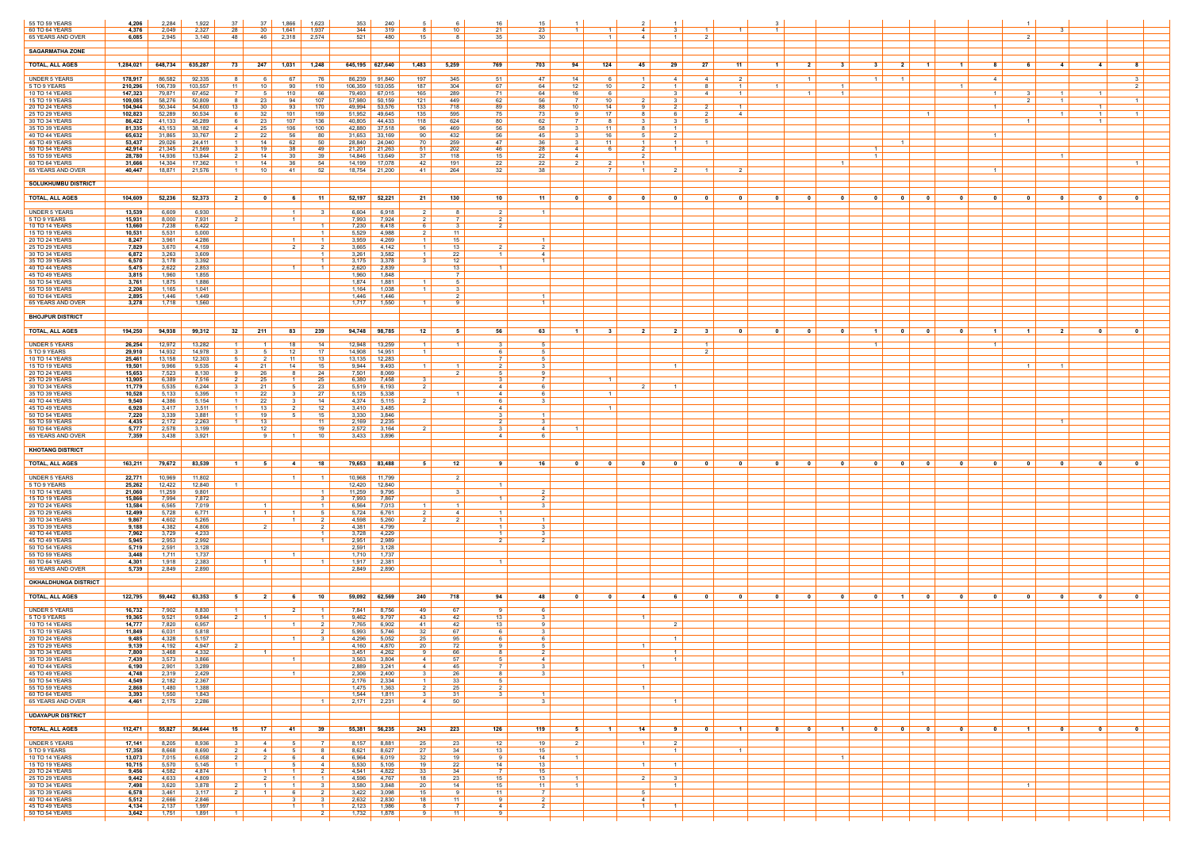| | | | | | | | | | | | | | | | | | | | | | | | | | | | | | | | |
|---|---|---|---|---|---|---|---|---|---|---|---|---|---|---|---|---|---|---|---|---|---|---|---|---|---|---|---|---|---|---|---|
| 55 TO 59 YEARS | 4,206 | 2,284 | 1,922 | 37 | 37 | 1,866 | 1,623 | 353 | 240 | 5 | 6 | 16 | 15 | 1 | | 2 | 1 | | | 3 | | | | | | | 1 | | | | |
| 60 TO 64 YEARS | 4,376 | 2,049 | 2,327 | 28 | 30 | 1,641 | 1,937 | 344 | 319 | 8 | 10 | 21 | 23 | 1 | 1 | 4 | 3 | 1 | | 1 | | | | | | | | 3 | | | |
| 65 YEARS AND OVER | 6,085 | 2,945 | 3,140 | 48 | 46 | 2,318 | 2,574 | 521 | 480 | 15 | 8 | 35 | 30 | | 1 | 4 | 1 | 2 | | | | | | | | | 2 | | | | |
| **SAGARMATHA ZONE** | | | | | | | | | | | | | | | | | | | | | | | | | | | | | | | |
| **TOTAL, ALL AGES** | **1,284,021** | **648,734** | **635,287** | **73** | **247** | **1,031** | **1,248** | **645,195** | **627,640** | **1,483** | **5,259** | **769** | **703** | **94** | **124** | **45** | **29** | **27** | **11** | **1** | **2** | **3** | **3** | **2** | **1** | **1** | **8** | **6** | **4** | **4** | **8** |
| UNDER 5 YEARS | 178,917 | 86,582 | 92,335 | 8 | 6 | 67 | 76 | 86,239 | 91,840 | 197 | 345 | 51 | 47 | 14 | 6 | 1 | 4 | 4 | 2 | | 1 | | | 1 | | | 4 | | | | 3 |
| 5 TO 9 YEARS | 210,296 | 106,739 | 103,557 | 11 | 10 | 90 | 110 | 106,359 | 103,055 | 187 | 304 | 67 | 64 | 12 | 10 | 2 | 1 | 8 | 1 | 1 | | | 1 | | | 1 | | | | | 2 |
| 10 TO 14 YEARS | 147,323 | 79,871 | 67,452 | 7 | 5 | 110 | 66 | 79,493 | 67,015 | 165 | 289 | 71 | 64 | 16 | 6 | | 3 | 4 | 1 | | | 1 | 1 | | | | 1 | 3 | 1 | | 1 |
| 15 TO 19 YEARS | 109,085 | 58,276 | 50,809 | 8 | 23 | 94 | 107 | 57,980 | 50,159 | 121 | 449 | 62 | 56 | 7 | 10 | 2 | 3 | | | | | | | | | | | 2 | 1 | | 1 |
| 20 TO 24 YEARS | 104,944 | 50,344 | 54,600 | 13 | 30 | 93 | 170 | 49,994 | 53,576 | 133 | 718 | 89 | 88 | 10 | 14 | 9 | 2 | 2 | 1 | | | | | | | | 1 | | | 1 | |
| 25 TO 29 YEARS | 102,823 | 52,289 | 50,534 | 6 | 32 | 101 | 159 | 51,952 | 49,645 | 135 | 595 | 75 | 73 | 9 | 17 | 8 | 6 | 2 | 4 | | | | | 1 | | | | | 1 | 1 | 1 |
| 30 TO 34 YEARS | 86,422 | 41,133 | 45,289 | 6 | 23 | 107 | 136 | 40,805 | 44,433 | 118 | 624 | 80 | 62 | 7 | 8 | 3 | 3 | 5 | | | | | | | | | | | | 1 | |
| 35 TO 39 YEARS | 81,335 | 43,153 | 38,182 | 4 | 25 | 106 | 100 | 42,880 | 37,518 | 96 | 469 | 56 | 58 | 3 | 11 | 8 | 1 | | | | | | | | | | | | | | |
| 40 TO 44 YEARS | 65,632 | 31,865 | 33,767 | 2 | 22 | 56 | 80 | 31,653 | 33,169 | 90 | 432 | 56 | 45 | 3 | 16 | 5 | 2 | | | | | | | | | | 1 | | | | |
| 45 TO 49 YEARS | 53,437 | 29,026 | 24,411 | 1 | 14 | 62 | 50 | 28,840 | 24,040 | 70 | 259 | 47 | 36 | 3 | 11 | 1 | 1 | 1 | | | | | | 1 | | | | | | | |
| 50 TO 54 YEARS | 42,914 | 21,345 | 21,569 | 3 | 19 | 38 | 49 | 21,201 | 21,263 | 51 | 202 | 46 | 28 | 4 | 6 | 2 | 1 | | | | | 1 | | | | | | | | | |
| 55 TO 59 YEARS | 28,780 | 14,936 | 13,844 | 2 | 14 | 30 | 39 | 14,846 | 13,649 | 37 | 118 | 15 | 22 | 4 | | 2 | | | | | | 1 | | | | | | 1 | | | |
| 60 TO 64 YEARS | 31,666 | 14,304 | 17,362 | 1 | 14 | 36 | 54 | 14,199 | 17,078 | 42 | 191 | 22 | 22 | 2 | 1 | | | | | | 1 | | | | | | | | | | 1 |
| 65 YEARS AND OVER | 40,447 | 18,871 | 21,576 | 1 | 10 | 41 | 52 | 18,754 | 21,200 | 41 | 264 | 32 | 38 | | 7 | 1 | 2 | 1 | 2 | | | | | | | | 1 | | | | |
| **SOLUKHUMBU DISTRICT** | | | | | | | | | | | | | | | | | | | | | | | | | | | | | | | |
| **TOTAL, ALL AGES** | **104,609** | **52,236** | **52,373** | **2** | **0** | **6** | **11** | **52,197** | **52,221** | **21** | **130** | **10** | **11** | **0** | **0** | **0** | **0** | **0** | **0** | **0** | **0** | **0** | **0** | **0** | **0** | **0** | **0** | **0** | **0** | **0** | **0** |
| UNDER 5 YEARS | 13,539 | 6,609 | 6,930 | | | 1 | 3 | 6,604 | 6,918 | 2 | 8 | 2 | 1 | | | | | | | | | | | | | | | | | | |
| 5 TO 9 YEARS | 15,931 | 8,000 | 7,931 | 2 | | 1 | | 7,993 | 7,924 | 2 | 7 | 2 | | | | | | | | | | | | | | | | | | | |
| 10 TO 14 YEARS | 13,660 | 7,238 | 6,422 | | | | 1 | 7,230 | 6,418 | 6 | 3 | 2 | | | | | | | | | | | | | | | | | | | |
| 15 TO 19 YEARS | 10,531 | 5,531 | 5,000 | | | | 1 | 5,529 | 4,988 | | 11 | | | | | | | | | | | | | | | | | | | | |
| 20 TO 24 YEARS | 8,247 | 3,961 | 4,286 | | | 1 | 1 | 3,959 | 4,269 | 1 | 15 | | 1 | | | | | | | | | | | | | | | | | | |
| 25 TO 29 YEARS | 7,829 | 3,670 | 4,159 | | | 2 | 2 | 3,665 | 4,142 | 1 | 13 | 2 | 2 | | | | | | | | | | | | | | | | | | |
| 30 TO 34 YEARS | 6,872 | 3,263 | 3,609 | | | | 1 | 3,261 | 3,582 | 1 | 22 | 1 | 4 | | | | | | | | | | | | | | | | | | |
| 35 TO 39 YEARS | 6,570 | 3,178 | 3,392 | | | | 1 | 3,175 | 3,378 | 3 | 12 | | 1 | | | | | | | | | | | | | | | | | | |
| 40 TO 44 YEARS | 5,475 | 2,622 | 2,853 | | | 1 | 1 | 2,620 | 2,839 | | 13 | | 1 | | | | | | | | | | | | | | | | | | |
| 45 TO 49 YEARS | 3,815 | 1,960 | 1,855 | | | | | 1,960 | 1,848 | | 7 | | | | | | | | | | | | | | | | | | | | |
| 50 TO 54 YEARS | 3,761 | 1,875 | 1,886 | | | | | 1,874 | 1,881 | 1 | 5 | | | | | | | | | | | | | | | | | | | | |
| 55 TO 59 YEARS | 2,206 | 1,165 | 1,041 | | | | | 1,164 | 1,038 | 1 | 3 | | | | | | | | | | | | | | | | | | | | |
| 60 TO 64 YEARS | 2,895 | 1,446 | 1,449 | | | | | 1,446 | 1,446 | | 2 | | 1 | | | | | | | | | | | | | | | | | | |
| 65 YEARS AND OVER | 3,278 | 1,718 | 1,560 | | | | | 1,717 | 1,550 | 1 | 9 | | 1 | | | | | | | | | | | | | | | | | | |
| **BHOJPUR DISTRICT** | | | | | | | | | | | | | | | | | | | | | | | | | | | | | | | |
| **TOTAL, ALL AGES** | **194,250** | **94,938** | **99,312** | **32** | **211** | **83** | **239** | **94,748** | **98,785** | **12** | **5** | **56** | **63** | **1** | **3** | **2** | **2** | **3** | **0** | **0** | **0** | **0** | **1** | **0** | **0** | **0** | **1** | **1** | **2** | **0** | **0** |
| UNDER 5 YEARS | 26,254 | 12,972 | 13,282 | 1 | 1 | 18 | 14 | 12,948 | 13,259 | 1 | 1 | 3 | 5 | | | | | 1 | | | | | 1 | | | | 1 | | | | |
| 5 TO 9 YEARS | 29,910 | 14,932 | 14,978 | 3 | 5 | 12 | 17 | 14,908 | 14,951 | 1 | | 6 | 5 | | | | | 2 | | | | | | | | | | | | | |
| 10 TO 14 YEARS | 25,461 | 13,158 | 12,303 | 5 | 2 | 11 | 13 | 13,135 | 12,283 | | | 7 | 5 | | | | | | | | | | | | | | | | | | |
| 15 TO 19 YEARS | 19,501 | 9,966 | 9,535 | 4 | 21 | 14 | 15 | 9,944 | 9,493 | 1 | 1 | 2 | 3 | | | | 1 | | | | | | | | | | | 1 | 1 | | |
| 20 TO 24 YEARS | 15,653 | 7,523 | 8,130 | 9 | 26 | 8 | 24 | 7,501 | 8,069 | | 2 | 5 | 9 | | | | | | | | | | | | | | | | | | |
| 25 TO 29 YEARS | 13,905 | 6,389 | 7,516 | 2 | 25 | 1 | 25 | 6,380 | 7,458 | 3 | | 3 | 7 | | 1 | | | | | | | | | | | | | | | | |
| 30 TO 34 YEARS | 11,779 | 5,535 | 6,244 | 3 | 21 | 5 | 23 | 5,519 | 6,193 | 2 | | 4 | 6 | | | 2 | 1 | | | | | | | | | | | | | | |
| 35 TO 39 YEARS | 10,528 | 5,133 | 5,395 | 1 | 22 | 3 | 27 | 5,125 | 5,338 | | 1 | 4 | 6 | | 1 | | | | | | | | | | | | | | | | |
| 40 TO 44 YEARS | 9,540 | 4,386 | 5,154 | 1 | 22 | 3 | 14 | 4,374 | 5,115 | 2 | | 6 | 3 | | | | | | | | | | | | | | | | | | |
| 45 TO 49 YEARS | 6,928 | 3,417 | 3,511 | 1 | 13 | 2 | 12 | 3,410 | 3,485 | | | 4 | | | 1 | | | | | | | | | | | | | | | | |
| 50 TO 54 YEARS | 7,220 | 3,339 | 3,881 | 1 | 19 | 5 | 15 | 3,330 | 3,846 | | | 3 | 1 | | | | | | | | | | | | | | | | | | |
| 55 TO 59 YEARS | 4,435 | 2,172 | 2,263 | 1 | 13 | | | 2,169 | 2,235 | | | 2 | 3 | | | | | | | | | | | | | | | | 1 | | |
| 60 TO 64 YEARS | 5,777 | 2,578 | 3,199 | | 12 | | 19 | 2,572 | 3,164 | 2 | | 3 | 4 | 1 | | | | | | | | | | | | | | | | | |
| 65 YEARS AND OVER | 7,359 | 3,438 | 3,921 | | 9 | 1 | 10 | 3,433 | 3,896 | | | 4 | 6 | | | | | | | | | | | | | | | | | | |
| **KHOTANG DISTRICT** | | | | | | | | | | | | | | | | | | | | | | | | | | | | | | | |
| **TOTAL, ALL AGES** | **163,211** | **79,672** | **83,539** | **1** | **5** | **4** | **18** | **79,653** | **83,488** | **5** | **12** | **9** | **16** | **0** | **0** | **0** | **0** | **0** | **0** | **0** | **0** | **0** | **0** | **0** | **0** | **0** | **0** | **0** | **0** | **0** | **0** |
| UNDER 5 YEARS | 22,771 | 10,969 | 11,802 | | | 1 | 1 | 10,968 | 11,799 | | 2 | | | | | | | | | | | | | | | | | | | | |
| 5 TO 9 YEARS | 25,262 | 12,422 | 12,840 | 1 | | | | 12,420 | 12,840 | | | 1 | | | | | | | | | | | | | | | | | | | |
| 10 TO 14 YEARS | 21,060 | 11,259 | 9,801 | | | | 1 | 11,259 | 9,796 | | 3 | | 2 | | | | | | | | | | | | | | | | | | |
| 15 TO 19 YEARS | 15,866 | 7,994 | 7,872 | | | | 3 | 7,993 | 7,867 | | | 1 | 2 | | | | | | | | | | | | | | | | | | |
| 20 TO 24 YEARS | 13,584 | 6,565 | 7,019 | | 1 | | 1 | 6,564 | 7,013 | 1 | 1 | | 3 | | | | | | | | | | | | | | | | | | |
| 25 TO 29 YEARS | 12,499 | 5,728 | 6,771 | | 1 | 1 | 5 | 5,724 | 6,761 | 2 | 4 | 1 | | | | | | | | | | | | | | | | | | | |
| 30 TO 34 YEARS | 9,867 | 4,602 | 5,265 | | | 1 | 2 | 4,598 | 5,260 | 2 | 2 | | 1 | | | | | | | | | | | | | | | | | | |
| 35 TO 39 YEARS | 9,188 | 4,382 | 4,806 | | 2 | | 2 | 4,381 | 4,799 | | | 1 | 3 | | | | | | | | | | | | | | | | | | |
| 40 TO 44 YEARS | 7,962 | 3,729 | 4,233 | | | | 1 | 3,728 | 4,229 | | | 1 | 3 | | | | | | | | | | | | | | | | | | |
| 45 TO 49 YEARS | 5,945 | 2,953 | 2,992 | | | | 1 | 2,951 | 2,989 | | | | 2 | | | | | | | | | | | | | | | | | | |
| 50 TO 54 YEARS | 5,719 | 2,591 | 3,128 | | | | | 2,591 | 3,128 | | | | | | | | | | | | | | | | | | | | | | |
| 55 TO 59 YEARS | 3,448 | 1,711 | 1,737 | | | 1 | | 1,710 | 1,737 | | | | | | | | | | | | | | | | | | | | | | |
| 60 TO 64 YEARS | 4,301 | 1,918 | 2,383 | | 1 | | 1 | 1,917 | 2,381 | | | 1 | | | | | | | | | | | | | | | | | | | |
| 65 YEARS AND OVER | 5,739 | 2,849 | 2,890 | | | | | 2,849 | 2,890 | | | | | | | | | | | | | | | | | | | | | | |
| **OKHALDHUNGA DISTRICT** | | | | | | | | | | | | | | | | | | | | | | | | | | | | | | | |
| **TOTAL, ALL AGES** | **122,795** | **59,442** | **63,353** | **5** | **2** | **6** | **10** | **59,092** | **62,569** | **240** | **718** | **94** | **48** | **0** | **0** | **4** | **6** | **0** | **0** | **0** | **0** | **0** | **1** | **0** | **0** | **0** | **0** | **0** | **0** | **0** | **0** |
| UNDER 5 YEARS | 16,732 | 7,902 | 8,830 | 1 | | 2 | 1 | 7,841 | 8,756 | 49 | 67 | 9 | 6 | | | | | | | | | | | | | | | | | | |
| 5 TO 9 YEARS | 19,365 | 9,521 | 9,844 | 2 | 1 | | 1 | 9,462 | 9,797 | 43 | 42 | 13 | 3 | | | 1 | | | | | | | | | | | | | | | |
| 10 TO 14 YEARS | 14,777 | 7,820 | 6,957 | | | 1 | 2 | 7,765 | 6,902 | 41 | 42 | 13 | 9 | | | | 2 | | | | | | | | | | | | | | |
| 15 TO 19 YEARS | 11,849 | 6,031 | 5,818 | | | | 2 | 5,993 | 5,746 | 32 | 67 | 6 | 3 | | | | | | | | | | | | | | | | | | |
| 20 TO 24 YEARS | 9,485 | 4,328 | 5,157 | | | 1 | 3 | 4,296 | 5,052 | 25 | 95 | 6 | 6 | | | | 1 | | | | | | | | | | | | | | |
| 25 TO 29 YEARS | 9,139 | 4,192 | 4,947 | 2 | | | | 4,160 | 4,870 | 20 | 72 | 9 | 5 | | | 1 | | | | | | | | | | | | | | | |
| 30 TO 34 YEARS | 7,800 | 3,468 | 4,332 | | 1 | | | 3,451 | 4,262 | 9 | 66 | 8 | 2 | | | | 1 | | | | | | | | | | | | | | |
| 35 TO 39 YEARS | 7,439 | 3,573 | 3,866 | | | 1 | | 3,563 | 3,804 | 4 | 57 | 5 | 4 | | | | 1 | | | | | | | | | | | | | | |
| 40 TO 44 YEARS | 6,190 | 2,901 | 3,289 | | | | | 2,889 | 3,241 | 4 | 45 | 7 | 3 | | | 1 | | | | | | | | | | | | | | | |
| 45 TO 49 YEARS | 4,748 | 2,319 | 2,429 | | | 1 | | 2,306 | 2,400 | 3 | 26 | 8 | 3 | | | | | | | | | | 1 | | | | | | | | |
| 50 TO 54 YEARS | 4,549 | 2,182 | 2,367 | | | | | 2,176 | 2,334 | 1 | 33 | 5 | | | | | | | | | | | | | | | | | | | |
| 55 TO 59 YEARS | 2,868 | 1,480 | 1,388 | | | | | 1,475 | 1,363 | 2 | 25 | 2 | | | | 1 | | | | | | | | | | | | | | | |
| 60 TO 64 YEARS | 3,393 | 1,550 | 1,843 | | | | | 1,544 | 1,811 | 3 | 31 | 3 | 1 | | | | | | | | | | | | | | | | | | |
| 65 YEARS AND OVER | 4,461 | 2,175 | 2,286 | | | | 1 | 2,171 | 2,231 | 4 | 50 | | 3 | | | | 1 | | | | | | | | | | | | | | |
| **UDAYAPUR DISTRICT** | | | | | | | | | | | | | | | | | | | | | | | | | | | | | | | |
| **TOTAL, ALL AGES** | **112,471** | **55,827** | **56,644** | **15** | **17** | **41** | **39** | **55,381** | **56,235** | **243** | **223** | **126** | **119** | **5** | **1** | **14** | **9** | **0** | **1** | **0** | **0** | **1** | **0** | **0** | **0** | **0** | **0** | **1** | **0** | **0** | **0** |
| UNDER 5 YEARS | 17,141 | 8,205 | 8,936 | 3 | 4 | 5 | 7 | 8,157 | 8,881 | 25 | 23 | 12 | 19 | 2 | | 1 | 2 | | | | | | | | | | | | | | |
| 5 TO 9 YEARS | 17,358 | 8,668 | 8,690 | 2 | 4 | 5 | 8 | 8,621 | 8,627 | 27 | 34 | 13 | 15 | | | | 1 | | 1 | | | | | | | | | | | | |
| 10 TO 14 YEARS | 13,073 | 7,015 | 6,058 | 2 | 2 | 6 | 4 | 6,964 | 6,019 | 32 | 19 | 9 | 14 | 1 | | | | | | | | 1 | | | | | | | | | |
| 15 TO 19 YEARS | 10,715 | 5,570 | 5,145 | 1 | | 5 | 4 | 5,530 | 5,105 | 19 | 22 | 14 | 13 | | | 1 | 1 | | | | | | | | | | | | | | |
| 20 TO 24 YEARS | 9,456 | 4,582 | 4,874 | | 1 | 1 | 2 | 4,541 | 4,822 | 33 | 34 | 7 | 15 | | | | | | | | | | | | | | | | | | |
| 25 TO 29 YEARS | 9,442 | 4,633 | 4,809 | | 2 | 1 | 1 | 4,596 | 4,767 | 18 | 23 | 15 | 13 | 1 | | 2 | 3 | | | | | | | | | | | | | | |
| 30 TO 34 YEARS | 7,498 | 3,620 | 3,878 | 2 | 1 | 1 | 3 | 3,580 | 3,848 | 20 | 14 | 15 | 11 | 1 | | | 1 | | | | | | | | | | | 1 | | | |
| 35 TO 39 YEARS | 6,578 | 3,461 | 3,117 | 2 | 1 | 6 | 2 | 3,422 | 3,098 | 15 | 9 | 11 | 7 | | | 5 | | | | | | | | | | | | | | | |
| 40 TO 44 YEARS | 5,512 | 2,666 | 2,846 | | | 3 | 3 | 2,632 | 2,830 | 18 | 11 | 9 | 2 | | | 4 | | | | | | | | | | | | | | | |
| 45 TO 49 YEARS | 4,134 | 2,137 | 1,997 | | | 1 | 1 | 2,123 | 1,986 | 8 | 7 | 4 | 2 | | | 1 | 1 | | | | | | | | | | | | | | |
| 50 TO 54 YEARS | 3,642 | 1,751 | 1,891 | 1 | | | 2 | 1,732 | 1,878 | 9 | 11 | 9 | | | | | | | | | | | | | | | | | | | |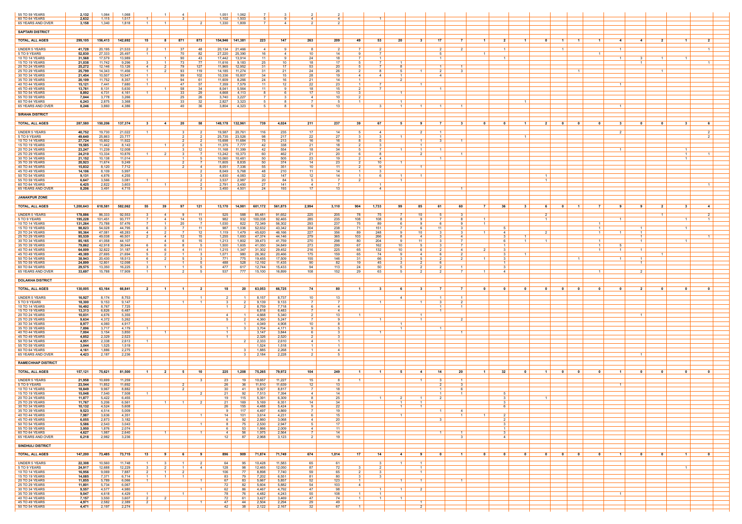| | | | | | | | | | | | | | | | | | | | | | | | | | | | | | | | |
|---|---|---|---|---|---|---|---|---|---|---|---|---|---|---|---|---|---|---|---|---|---|---|---|---|---|---|---|---|---|---|---|
| 55 TO 59 YEARS | 2,132 | 1,064 | 1,068 | | 1 | 4 | | 1,051 | 1,062 | 7 | 3 | 2 | 2 | | | | | | | | | | | | | | | | | | |
| 60 TO 64 YEARS | 2,632 | 1,115 | 1,517 | 1 | | 3 | | 1,102 | 1,503 | 5 | 9 | 4 | 4 | | 1 | | | | | | | | | | | | | | | | |
| 65 YEARS AND OVER | 3,158 | 1,340 | 1,818 | 1 | 1 | | 2 | 1,330 | 1,809 | 7 | 4 | 2 | 2 | | | | | | | | | | | | | | | | | | |
| **SAPTARI DISTRICT** | | | | | | | | | | | | | | | | | | | | | | | | | | | | | | | |
| **TOTAL, ALL AGES** | **299,105** | **156,413** | **142,692** | **15** | **8** | **871** | **873** | **154,946** | **141,381** | **223** | **147** | **263** | **209** | **49** | **53** | **20** | **3** | **17** | **7** | **1** | **2** | **1** | **0** | **1** | **1** | **1** | **4** | **4** | **2** | **1** | **2** |
| UNDER 5 YEARS | 41,728 | 20,195 | 21,533 | 2 | 1 | 37 | 48 | 20,134 | 21,466 | 4 | 9 | 8 | 2 | 7 | 2 | | | 2 | 2 | | 1 | | | 1 | | | 1 | | | | 1 |
| 5 TO 9 YEARS | 52,830 | 27,333 | 25,497 | 1 | | 70 | 82 | 27,220 | 25,390 | 16 | 4 | 10 | 14 | 9 | 7 | | | 5 | | 1 | | | | | | 1 | | | | | |
| 10 TO 14 YEARS | 31,568 | 17,579 | 13,989 | | 1 | 90 | 43 | 17,442 | 13,914 | 11 | 9 | 24 | 18 | 7 | 1 | | | 1 | | | 1 | | | | | | | | | | |
| 15 TO 19 YEARS | 21,038 | 11,742 | 9,296 | 3 | 1 | 73 | 77 | 11,616 | 9,183 | 25 | 10 | 18 | 17 | 5 | 7 | 1 | | | | | | | | | | | 1 | 3 | 1 | 1 | |
| 20 TO 24 YEARS | 25,272 | 12,146 | 13,126 | 4 | 2 | 79 | 127 | 11,965 | 12,962 | 31 | 17 | 53 | 20 | 5 | 7 | 8 | | 1 | 1 | | | | | | | | | 1 | | | 1 |
| 25 TO 29 YEARS | 25,799 | 14,343 | 11,456 | 1 | 2 | 93 | 119 | 14,185 | 11,274 | 31 | 21 | 24 | 26 | 2 | 8 | 5 | 1 | 2 | 3 | | | | | | 1 | | | | | | |
| 30 TO 34 YEARS | 21,454 | 10,507 | 10,947 | 1 | | 99 | 102 | 10,336 | 10,807 | 34 | 15 | 28 | 19 | 4 | 4 | 1 | | 4 | | | | | | | | | | | 1 | | |
| 35 TO 39 YEARS | 20,109 | 11,752 | 8,357 | 1 | | 94 | 61 | 11,609 | 8,266 | 24 | 16 | 21 | 14 | 1 | 2 | | | | | | | | | | | | | | | | |
| 40 TO 44 YEARS | 15,121 | 7,441 | 7,680 | 1 | | 47 | 57 | 7,359 | 7,579 | 11 | 12 | 22 | 23 | 1 | 7 | | 1 | | | | | | | | | | 1 | | | | |
| 45 TO 49 YEARS | 13,761 | 8,131 | 5,630 | | 1 | 58 | 34 | 8,041 | 5,564 | 11 | 9 | 18 | 15 | 2 | 7 | | | 1 | | | | | | | | | | | | | |
| 50 TO 54 YEARS | 8,892 | 4,731 | 4,161 | 1 | | 33 | 29 | 4,668 | 4,113 | 8 | 6 | 17 | 13 | 3 | | 1 | | | | | | | | | | | | | | | |
| 55 TO 59 YEARS | 7,044 | 3,778 | 3,266 | | | 25 | 26 | 3,740 | 3,227 | 7 | 3 | 4 | 10 | 2 | | | | | | | | | | | | | | | | | |
| 60 TO 64 YEARS | 6,243 | 2,875 | 3,368 | | | 33 | 32 | 2,827 | 3,323 | 5 | 8 | 7 | 5 | 1 | | 1 | | | | | | | | | 1 | | | | | | |
| 65 YEARS AND OVER | 8,246 | 3,860 | 4,386 | | | 40 | 36 | 3,804 | 4,323 | 5 | 8 | 9 | 13 | | 3 | 1 | 1 | 1 | 1 | | | | | | | | 1 | | | | |
| **SIRAHA DISTRICT** | | | | | | | | | | | | | | | | | | | | | | | | | | | | | | | |
| **TOTAL, ALL AGES** | **287,580** | **150,206** | **137,374** | **3** | **4** | **20** | **58** | **149,178** | **132,961** | **739** | **4,024** | **211** | **237** | **39** | **67** | **5** | **9** | **7** | **3** | **0** | **0** | **1** | **2** | **0** | **0** | **0** | **3** | **0** | **0** | **3** | **6** |
| UNDER 5 YEARS | 40,752 | 19,730 | 21,022 | 1 | | 3 | 2 | 19,587 | 20,761 | 116 | 235 | 17 | 14 | 5 | 4 | | 2 | 1 | | | | | | | | | 2 | | | | 2 |
| 5 TO 9 YEARS | 49,640 | 25,863 | 23,777 | | | 2 | 2 | 25,735 | 23,526 | 98 | 217 | 22 | 27 | 3 | 3 | 1 | | 1 | | | | 1 | | | | | | | | | 2 |
| 10 TO 14 YEARS | 27,724 | 15,802 | 11,922 | | | 2 | 2 | 15,698 | 11,684 | 75 | 213 | 16 | 16 | 8 | 5 | | 1 | 3 | 1 | | | | | | | | | | | | |
| 15 TO 19 YEARS | 19,585 | 11,442 | 8,143 | | 1 | 2 | 5 | 11,375 | 7,777 | 42 | 338 | 21 | 18 | 2 | 3 | | 1 | | | | | | | | | | | | | | |
| 20 TO 24 YEARS | 23,247 | 11,239 | 12,008 | | | 3 | 12 | 11,168 | 11,399 | 42 | 554 | 18 | 34 | 5 | 7 | 1 | 1 | 1 | | | | | | | | | 1 | | | 1 | |
| 25 TO 29 YEARS | 24,210 | 13,334 | 10,876 | 1 | 2 | 3 | 7 | 13,242 | 10,373 | 60 | 462 | 21 | 20 | 6 | 8 | | 2 | | 1 | | | | | | | | | | | 1 | 1 |
| 30 TO 34 YEARS | 21,152 | 10,138 | 11,014 | | | 1 | 5 | 10,060 | 10,481 | 50 | 505 | 23 | 19 | 2 | 4 | | | 1 | | | | | | | | | | | | 1 | |
| 35 TO 39 YEARS | 20,923 | 11,674 | 9,249 | | | 2 | 7 | 11,605 | 8,835 | 50 | 374 | 14 | 23 | 2 | 10 | 1 | | | | | | | | | | | | | | | |
| 40 TO 44 YEARS | 15,832 | 8,120 | 7,712 | | | 2 | 4 | 8,051 | 7,336 | 55 | 351 | 10 | 11 | 2 | 9 | | 1 | | | | | | | | | | | | | | |
| 45 TO 49 YEARS | 14,106 | 8,109 | 5,997 | | | | 2 | 8,049 | 5,768 | 48 | 210 | 11 | 14 | 1 | 3 | | | | | | | | | | | | | | | | |
| 50 TO 54 YEARS | 9,131 | 4,876 | 4,255 | | | | 3 | 4,830 | 4,083 | 32 | 147 | 12 | 14 | 1 | 6 | 1 | 1 | | | | | 1 | | | | | | | | | |
| 55 TO 59 YEARS | 6,647 | 3,566 | 3,081 | 1 | | | 2 | 3,537 | 2,987 | 20 | 84 | 5 | 7 | 2 | | 1 | | | | | | 1 | | | | | | | | | |
| 60 TO 64 YEARS | 6,425 | 2,822 | 3,603 | | 1 | | 2 | 2,791 | 3,450 | 27 | 141 | 4 | 7 | | 1 | | | | | | | | | | | | | | | | 1 |
| 65 YEARS AND OVER | 8,206 | 3,491 | 4,715 | | | | 3 | 3,450 | 4,501 | 24 | 193 | 17 | 13 | | 4 | | | | 1 | | | | | | | | | | | | |
| **JANAKPUR ZONE** | | | | | | | | | | | | | | | | | | | | | | | | | | | | | | | |
| **TOTAL, ALL AGES** | **1,200,643** | **618,581** | **582,062** | **55** | **39** | **97** | **121** | **13,170** | **14,981** | **601,172** | **561,875** | **2,994** | **3,110** | **904** | **1,733** | **99** | **85** | **61** | **60** | **7** | **36** | **3** | **6** | **0** | **1** | **7** | **9** | **9** | **2** | **3** | **4** |
| UNDER 5 YEARS | 178,886 | 86,333 | 92,553 | 3 | 4 | 9 | 11 | 525 | 588 | 85,481 | 91,652 | 225 | 205 | 78 | 75 | 7 | 10 | 5 | 3 | | | | 2 | | | | | | 1 | | 2 |
| 5 TO 9 YEARS | 195,228 | 101,451 | 93,777 | 7 | 4 | 14 | 13 | 982 | 932 | 100,038 | 92,465 | 285 | 235 | 108 | 108 | 8 | 9 | 7 | 8 | 1 | | | 1 | | | | 1 | | | 1 | 1 |
| 10 TO 14 YEARS | 131,264 | 73,788 | 57,476 | 7 | 1 | 20 | 7 | 1,030 | 822 | 72,349 | 56,302 | 293 | 237 | 75 | 89 | 6 | 9 | 6 | 9 | 1 | | | | | | | | | | | |
| 15 TO 19 YEARS | 98,823 | 54,028 | 44,795 | 6 | 3 | 7 | 11 | 987 | 1,036 | 52,632 | 43,342 | 304 | 238 | 71 | 151 | 7 | 6 | 11 | 3 | | 5 | | | | | 1 | | 1 | | 1 | |
| 20 TO 24 YEARS | 95,364 | 47,081 | 48,283 | 4 | 2 | 7 | 12 | 1,119 | 1,479 | 45,620 | 46,166 | 227 | 356 | 89 | 248 | 9 | 10 | 3 | 3 | 1 | 4 | | 2 | | | 1 | 1 | 1 | | | |
| 25 TO 29 YEARS | 95,539 | 49,038 | 46,501 | 2 | 4 | 12 | 15 | 1,255 | 1,693 | 47,374 | 44,146 | 279 | 365 | 103 | 266 | 8 | 4 | 3 | 4 | | 3 | 1 | | | | | | 1 | | | 1 |
| 30 TO 34 YEARS | 85,165 | 41,058 | 44,107 | | 4 | 6 | 15 | 1,213 | 1,802 | 39,473 | 41,759 | 270 | 298 | 80 | 204 | 9 | 11 | 3 | 7 | | 6 | 1 | 1 | | | 1 | | 1 | | 1 | |
| 35 TO 39 YEARS | 79,862 | 42,918 | 36,944 | 6 | 6 | 8 | 5 | 1,500 | 1,605 | 41,050 | 34,849 | 273 | 299 | 67 | 162 | 10 | 5 | 3 | 7 | | 1 | | | | | 1 | 5 | | | | |
| 40 TO 44 YEARS | 64,009 | 32,822 | 31,187 | 4 | 6 | 4 | 11 | 1,215 | 1,347 | 31,302 | 29,452 | 216 | 225 | 65 | 132 | 10 | 6 | 2 | 4 | 2 | 3 | | | | | 1 | 1 | 1 | | | |
| 45 TO 49 YEARS | 49,389 | 27,695 | 21,694 | 5 | 2 | 1 | 3 | 1,071 | 980 | 26,362 | 20,466 | 175 | 159 | 65 | 74 | 9 | 4 | 6 | 2 | | 3 | 1 | | | | | | | 1 | | |
| 50 TO 54 YEARS | 38,943 | 20,430 | 18,513 | 6 | 2 | 5 | 3 | 771 | 775 | 19,455 | 17,509 | 155 | 146 | 31 | 66 | 3 | 5 | 2 | 2 | 1 | 3 | | | | 1 | | 1 | 1 | | | |
| 55 TO 59 YEARS | 24,899 | 12,801 | 12,098 | 1 | | 1 | 5 | 488 | 528 | 12,192 | 11,435 | 90 | 82 | 19 | 45 | 3 | 2 | 6 | | | 1 | | | | | | | 1 | | | |
| 60 TO 64 YEARS | 29,575 | 13,350 | 16,225 | 3 | 1 | 1 | 5 | 477 | 617 | 12,744 | 15,433 | 94 | 113 | 24 | 50 | 5 | 2 | 2 | 1 | | 3 | | | | | | | | | | |
| 65 YEARS AND OVER | 33,697 | 15,788 | 17,909 | 1 | | 2 | 5 | 537 | 777 | 15,100 | 16,899 | 108 | 152 | 29 | 63 | 5 | 2 | 2 | 7 | 1 | 4 | | | | | 1 | | 2 | | | |
| **DOLAKHA DISTRICT** | | | | | | | | | | | | | | | | | | | | | | | | | | | | | | | |
| **TOTAL, ALL AGES** | **130,005** | **63,164** | **66,841** | **2** | **1** | **1** | **2** | **18** | **20** | **63,053** | **66,725** | **74** | **80** | **1** | **3** | **6** | **3** | **7** | **7** | **0** | **0** | **0** | **0** | **0** | **0** | **0** | **0** | **2** | **0** | **0** | **0** |
| UNDER 5 YEARS | 16,927 | 8,174 | 8,753 | | | | 1 | 2 | 1 | 8,157 | 8,737 | 10 | 13 | | 4 | | | 1 | 1 | | | | | | | | | | | | |
| 5 TO 9 YEARS | 18,300 | 9,153 | 9,147 | | | 1 | 1 | 3 | 2 | 9,139 | 9,133 | 7 | 7 | | 1 | | 1 | 3 | 2 | | | | | | | | | | | | |
| 10 TO 14 YEARS | 16,492 | 8,767 | 7,725 | | | | | 1 | 2 | 8,759 | 7,718 | 6 | 4 | | | | | 1 | 1 | | | | | | | | | | | | |
| 15 TO 19 YEARS | 13,313 | 6,826 | 6,487 | | | | | | | 6,818 | 6,483 | 7 | 4 | | | | | 1 | | | | | | | | | | | | | |
| 20 TO 24 YEARS | 10,031 | 4,676 | 5,355 | | | | | 4 | 1 | 4,668 | 5,340 | 2 | 13 | 1 | | | 1 | | | | | | | | | | | 1 | | | |
| 25 TO 29 YEARS | 9,634 | 4,372 | 5,262 | | | | | 5 | 2 | 4,360 | 5,247 | 7 | 9 | | 1 | | 1 | | 2 | | | | | | | | | | | | |
| 30 TO 34 YEARS | 8,977 | 4,060 | 4,917 | | | | | | 1 | 4,049 | 4,908 | 10 | 8 | | | 1 | | | | | | | | | | | | | | | |
| 35 TO 39 YEARS | 7,896 | 3,717 | 4,179 | 1 | | | | 1 | 3 | 3,704 | 4,171 | 9 | 5 | | | 1 | | 1 | | | | | | | | | | | | | |
| 40 TO 44 YEARS | 7,004 | 3,154 | 3,850 | | 1 | | | 1 | | 3,147 | 3,844 | 6 | 3 | | 1 | | | | 1 | | | | | | | | | | | | |
| 45 TO 49 YEARS | 4,852 | 2,329 | 2,523 | | | | | | | 2,326 | 2,520 | 2 | 3 | | | | | | | | | | | | | | | | | | |
| 50 TO 54 YEARS | 4,951 | 2,338 | 2,613 | 1 | | | | | 2 | 2,333 | 2,610 | 4 | 1 | | | | | | | | | | | | | | | | | | |
| 55 TO 59 YEARS | 3,044 | 1,525 | 1,519 | | | | | | | 1,524 | 1,518 | 1 | 1 | | | | | | | | | | | | | | | | | | |
| 60 TO 64 YEARS | 4,161 | 1,886 | 2,275 | | | | | | 3 | 1,885 | 2,268 | 1 | 4 | | | | | | | | | | | | | | | | | | |
| 65 YEARS AND OVER | 4,423 | 2,187 | 2,236 | | | | | | 3 | 2,184 | 2,228 | 2 | 5 | | | | | | | | | | | | | | | 1 | | | |
| **RAMECHHAP DISTRICT** | | | | | | | | | | | | | | | | | | | | | | | | | | | | | | | |
| **TOTAL, ALL AGES** | **157,121** | **75,621** | **81,500** | **1** | **2** | **5** | **10** | **225** | **1,208** | **75,265** | **79,972** | **104** | **249** | **1** | **1** | **5** | **4** | **14** | **20** | **1** | **32** | **0** | **1** | **0** | **0** | **0** | **1** | **0** | **0** | **0** | **0** |
| UNDER 5 YEARS | 21,958 | 10,699 | 11,259 | | | | 3 | 23 | 19 | 10,657 | 11,227 | 15 | 8 | 1 | | | 1 | 3 | 1 | | | | | | | | | | | | |
| 5 TO 9 YEARS | 23,544 | 11,852 | 11,692 | | | 2 | | 26 | 36 | 11,810 | 11,639 | 12 | 13 | | | | | 2 | 3 | | | | | | | | 1 | | | | |
| 10 TO 14 YEARS | 18,849 | 9,967 | 8,882 | | | 2 | | 30 | 41 | 9,927 | 8,817 | 7 | 18 | | | | | 1 | 6 | | | | | | | | | | | | |
| 15 TO 19 YEARS | 15,048 | 7,540 | 7,508 | 1 | | | 2 | 21 | 92 | 7,513 | 7,394 | 4 | 14 | | | | | 1 | 1 | | 5 | | | | | | | | | | |
| 20 TO 24 YEARS | 11,877 | 5,422 | 6,455 | | | | | 19 | 115 | 5,391 | 6,309 | 8 | 25 | | 1 | 2 | 1 | 2 | | | 3 | 1 | | | | | | | | | |
| 25 TO 29 YEARS | 11,767 | 5,206 | 6,561 | | 1 | 1 | 2 | 21 | 169 | 5,169 | 6,351 | 14 | 34 | | | 1 | 1 | | 2 | | 3 | | | | | | | | | | |
| 30 TO 34 YEARS | 10,132 | 4,524 | 5,608 | | | | | 26 | 155 | 4,488 | 5,424 | 9 | 22 | | | 1 | 1 | | | | 6 | | | | | | | | | | |
| 35 TO 39 YEARS | 9,523 | 4,514 | 5,009 | | | | | 9 | 117 | 4,497 | 4,869 | 7 | 19 | | | | | 1 | 4 | | | | | | | | | | | | |
| 40 TO 44 YEARS | 7,987 | 3,636 | 4,351 | | | | 1 | 14 | 101 | 3,614 | 4,231 | 6 | 15 | | | 1 | | | 1 | 1 | 2 | | | | | | | | | | |
| 45 TO 49 YEARS | 6,055 | 2,873 | 3,182 | | | | | 6 | 92 | 2,860 | 3,068 | 4 | 20 | | | | | 3 | | | 2 | | | | | | | | | | |
| 50 TO 54 YEARS | 5,586 | 2,543 | 3,043 | | | | 1 | 8 | 75 | 2,530 | 2,947 | 5 | 17 | | | | | | | | 3 | | | | | | | | | | |
| 55 TO 59 YEARS | 3,950 | 1,876 | 2,074 | | | | | 6 | 53 | 1,866 | 2,009 | 4 | 11 | | | | | | | | 1 | | | | | | | | | | |
| 60 TO 64 YEARS | 4,627 | 1,987 | 2,640 | | 1 | | 1 | 4 | 56 | 1,975 | 2,564 | 7 | 14 | | | | | 1 | 1 | | 3 | | | | | | | | | | |
| 65 YEARS AND OVER | 6,218 | 2,982 | 3,236 | | | | | 12 | 87 | 2,968 | 3,123 | 2 | 19 | | | | | | 3 | | 4 | | | | | | | | | | |
| **SINDHULI DISTRICT** | | | | | | | | | | | | | | | | | | | | | | | | | | | | | | | |
| **TOTAL, ALL AGES** | **147,200** | **73,485** | **73,715** | **13** | **9** | **6** | **9** | **896** | **909** | **71,874** | **71,749** | **674** | **1,014** | **17** | **14** | **4** | **9** | **0** | **1** | **0** | **0** | **0** | **0** | **0** | **0** | **0** | **1** | **0** | **0** | **1** | **0** |
| UNDER 5 YEARS | 22,308 | 10,560 | 11,748 | 1 | 3 | 1 | 2 | 64 | 95 | 10,428 | 11,583 | 65 | 61 | | 3 | 1 | 1 | | | | | | | | | | | | | | |
| 5 TO 9 YEARS | 24,917 | 12,688 | 12,229 | 3 | 2 | 1 | 4 | 128 | 98 | 12,465 | 12,050 | 87 | 72 | 3 | 2 | | 1 | | | | | | | | | | | | | 1 | |
| 10 TO 14 YEARS | 16,956 | 9,069 | 7,887 | 2 | 1 | 2 | | 106 | 77 | 8,898 | 7,740 | 59 | 65 | 2 | 3 | | 1 | | | | | | | | | | | | | | |
| 15 TO 19 YEARS | 14,085 | 7,371 | 6,714 | 1 | 1 | 1 | | 83 | 79 | 7,202 | 6,551 | 81 | 80 | 3 | 3 | | | | | | | | | | | | | | | | |
| 20 TO 24 YEARS | 11,855 | 5,789 | 6,066 | 1 | | | 1 | 67 | 83 | 5,667 | 5,857 | 52 | 123 | 1 | | 1 | 1 | | 1 | | | | | | | | | | | | |
| 25 TO 29 YEARS | 11,801 | 5,734 | 6,067 | | | | | 72 | 82 | 5,604 | 5,882 | 54 | 103 | 4 | | | | | | | | | | | | | | | | | |
| 30 TO 34 YEARS | 9,557 | 4,577 | 4,980 | | | | 1 | 62 | 86 | 4,467 | 4,792 | 47 | 98 | | 1 | 1 | 2 | | | | | | | | | | | | | | |
| 35 TO 39 YEARS | 9,047 | 4,618 | 4,429 | 1 | | 1 | | 78 | 76 | 4,482 | 4,243 | 55 | 108 | 1 | 1 | | | | | | | | | | | | 1 | | | | |
| 40 TO 44 YEARS | 7,157 | 3,550 | 3,607 | 2 | 2 | | | 72 | 61 | 3,427 | 3,469 | 47 | 74 | 1 | 1 | 1 | | | | | | | | | | | | | | | |
| 45 TO 49 YEARS | 4,971 | 2,582 | 2,389 | 2 | | | 1 | 47 | 44 | 2,504 | 2,294 | 29 | 49 | | | | 1 | | | | | | | | | | | | | | |
| 50 TO 54 YEARS | 4,471 | 2,197 | 2,274 | | | | | 42 | 38 | 2,122 | 2,167 | 32 | 67 | 1 | | | 2 | | | | | | | | | | | | | | |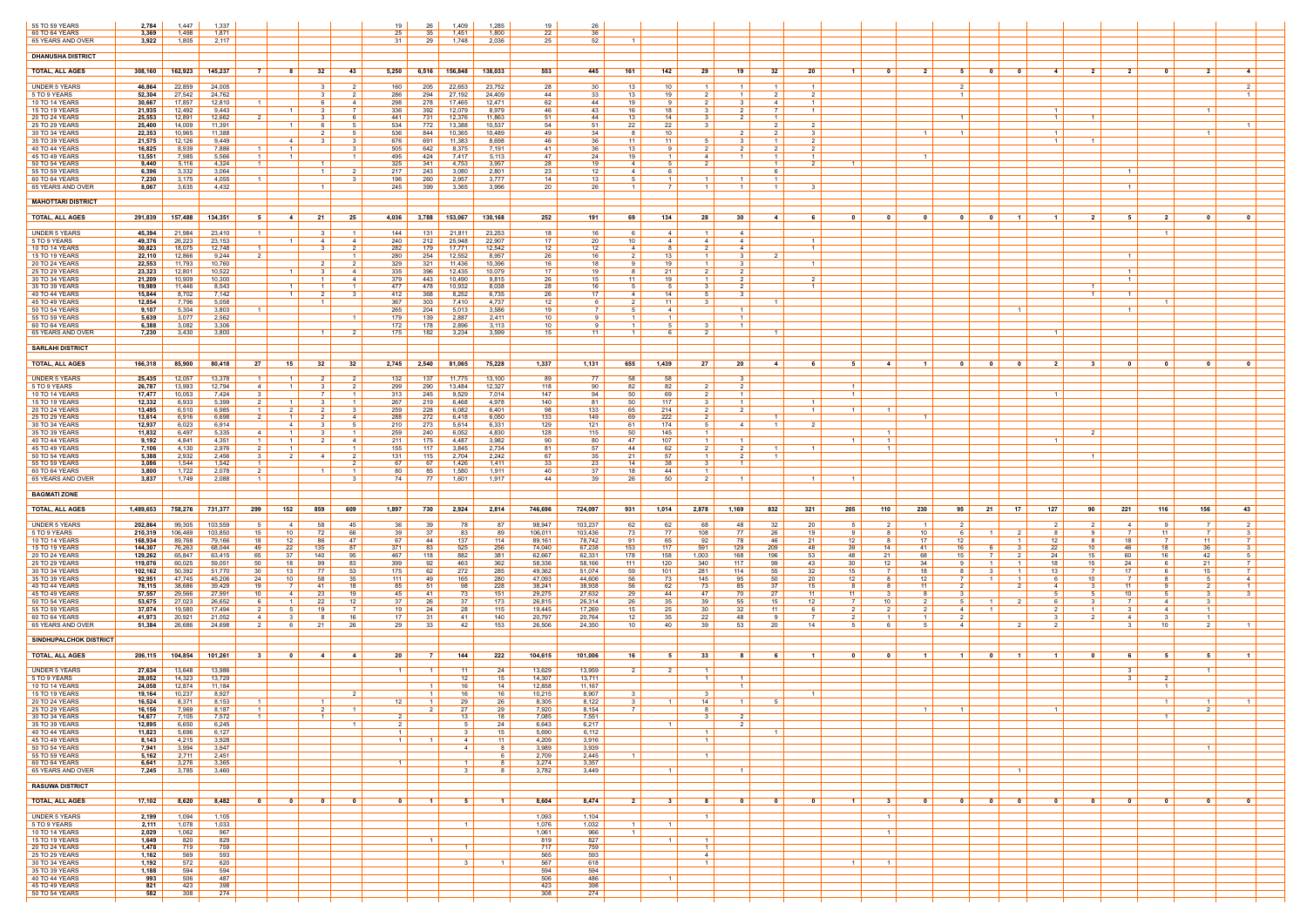| | | | | | | | | | | | | | | | | | | | | | | | | | | | | | | | |
|---|---|---|---|---|---|---|---|---|---|---|---|---|---|---|---|---|---|---|---|---|---|---|---|---|---|---|---|---|---|---|---|
| 55 TO 59 YEARS | 2,784 | 1,447 | 1,337 | | | | | 19 | 26 | 1,409 | 1,285 | 19 | 26 | | | | | | | | | | | | | | | | | | |
| 60 TO 64 YEARS | 3,369 | 1,498 | 1,871 | | | | | 25 | 35 | 1,451 | 1,800 | 22 | 36 | | | | | | | | | | | | | | | | | | |
| 65 YEARS AND OVER | 3,922 | 1,805 | 2,117 | | | | | 31 | 29 | 1,748 | 2,036 | 25 | 52 | 1 | | | | | | | | | | | | | | | | | |
| **DHANUSHA DISTRICT** | | | | | | | | | | | | | | | | | | | | | | | | | | | | | | | |
| **TOTAL, ALL AGES** | 308,160 | 162,923 | 145,237 | 7 | 8 | 32 | 43 | 5,250 | 6,516 | 156,848 | 138,033 | 553 | 445 | 161 | 142 | 29 | 19 | 32 | 20 | 1 | 0 | 2 | 5 | 0 | 0 | 4 | 2 | 2 | 0 | 2 | 4 |
| UNDER 5 YEARS | 46,864 | 22,859 | 24,005 | | | 3 | 2 | 160 | 205 | 22,653 | 23,752 | 28 | 30 | 13 | 10 | 1 | 1 | 1 | 1 | | | | 2 | | | | | | | | 2 |
| 5 TO 9 YEARS | 52,304 | 27,542 | 24,762 | | | 3 | 2 | 286 | 294 | 27,192 | 24,409 | 44 | 33 | 13 | 19 | 2 | 1 | 2 | 2 | | | | 1 | | | | | | | | 1 |
| 10 TO 14 YEARS | 30,667 | 17,857 | 12,810 | | | 6 | 4 | 298 | 278 | 17,465 | 12,471 | 62 | 44 | 19 | 9 | 2 | 3 | 4 | 1 | | | | | | | | | | | | |
| 15 TO 19 YEARS | 21,935 | 12,492 | 9,443 | | 1 | 3 | 7 | 336 | 392 | 12,079 | 8,979 | 46 | 43 | 16 | 18 | 3 | 2 | 7 | 1 | | | | | | | 1 | | | | 1 | |
| 20 TO 24 YEARS | 25,553 | 12,891 | 12,662 | 2 | | 3 | 6 | 441 | 731 | 12,376 | 11,863 | 51 | 44 | 13 | 14 | 3 | 2 | 1 | | | | | 1 | | | 1 | 1 | | | | |
| 25 TO 29 YEARS | 25,400 | 14,009 | 11,391 | | 1 | 6 | 5 | 534 | 772 | 13,388 | 10,537 | 54 | 51 | 22 | 22 | 3 | | 2 | 2 | | | | | | | | | | | | 1 |
| 30 TO 34 YEARS | 22,353 | 10,965 | 11,388 | | | 2 | 5 | 536 | 844 | 10,365 | 10,489 | 49 | 34 | 8 | 10 | | | 2 | 3 | | | 1 | 1 | | | 1 | | | | 1 | |
| 35 TO 39 YEARS | 21,575 | 12,126 | 9,449 | | 4 | 3 | 3 | 676 | 691 | 11,383 | 8,698 | 46 | 36 | 11 | 11 | 5 | 3 | 1 | 2 | | | | | | | 1 | 1 | | | | |
| 40 TO 44 YEARS | 16,825 | 8,939 | 7,886 | 1 | 1 | | 3 | 505 | 642 | 8,375 | 7,191 | 41 | 36 | 13 | 9 | 2 | 2 | 2 | 2 | | | | | | | | | | | | |
| 45 TO 49 YEARS | 13,551 | 7,985 | 5,566 | 1 | 1 | | 1 | 495 | 424 | 7,417 | 5,113 | 47 | 24 | 19 | 1 | 4 | 1 | 1 | 1 | | | 1 | | | | | | | | | |
| 50 TO 54 YEARS | 9,440 | 5,116 | 4,324 | | | 1 | | 325 | 341 | 4,753 | 3,957 | 28 | 19 | 4 | 5 | 2 | | 1 | 2 | 1 | | | | | | | | | | | |
| 55 TO 59 YEARS | 6,396 | 3,332 | 3,064 | | | 1 | 2 | 217 | 243 | 3,080 | 2,801 | 23 | 12 | 4 | 6 | | | 6 | | | | | | | | | | 1 | | | |
| 60 TO 64 YEARS | 7,230 | 3,175 | 4,055 | | | | 3 | 196 | 260 | 2,957 | 3,777 | 14 | 13 | 5 | 1 | 1 | 1 | 1 | | | | | | | | | | | | | |
| 65 YEARS AND OVER | 8,067 | 3,635 | 4,432 | | | 1 | | 245 | 399 | 3,365 | 3,996 | 20 | 26 | 1 | 7 | 1 | 1 | 1 | 3 | | | | | | | | | 1 | | | |
| **MAHOTTARI DISTRICT** | | | | | | | | | | | | | | | | | | | | | | | | | | | | | | | |
| **TOTAL, ALL AGES** | 291,839 | 157,488 | 134,351 | 5 | 4 | 21 | 25 | 4,036 | 3,788 | 153,067 | 130,168 | 252 | 191 | 69 | 134 | 28 | 30 | 4 | 6 | 0 | 0 | 0 | 0 | 0 | 1 | 1 | 2 | 5 | 2 | 0 | 0 |
| UNDER 5 YEARS | 45,394 | 21,984 | 23,410 | 1 | | 3 | 1 | 144 | 131 | 21,811 | 23,253 | 18 | 16 | 6 | 4 | 1 | 4 | | | | | | | | | | | | 1 | | |
| 5 TO 9 YEARS | 49,376 | 26,223 | 23,153 | | 1 | 4 | 4 | 240 | 212 | 25,948 | 22,907 | 17 | 20 | 10 | 4 | 4 | 4 | | 1 | | | | | | | | | | | | |
| 10 TO 14 YEARS | 30,823 | 18,075 | 12,748 | 1 | | 3 | 2 | 282 | 179 | 17,771 | 12,542 | 12 | 12 | 4 | 8 | 2 | 4 | | 1 | | | | | | | | | | | | |
| 15 TO 19 YEARS | 22,110 | 12,866 | 9,244 | 2 | | | 1 | 280 | 254 | 12,552 | 8,957 | 26 | 16 | 2 | 13 | 1 | 3 | 2 | | | | | | | | | | 1 | | | |
| 20 TO 24 YEARS | 22,553 | 11,793 | 10,760 | | | 2 | 2 | 329 | 321 | 11,436 | 10,396 | 16 | 18 | 9 | 19 | 1 | 3 | | 1 | | | | | | | | | | | | |
| 25 TO 29 YEARS | 23,323 | 12,801 | 10,522 | | 1 | 3 | 4 | 335 | 396 | 12,435 | 10,079 | 17 | 19 | 8 | 21 | 2 | 2 | | | | | | | | | | | 1 | | | |
| 30 TO 34 YEARS | 21,209 | 10,909 | 10,300 | | | 1 | 4 | 379 | 443 | 10,490 | 9,815 | 26 | 15 | 11 | 19 | 1 | 2 | | 2 | | | | | | | | | 1 | | | |
| 35 TO 39 YEARS | 19,989 | 11,446 | 8,543 | | 1 | 1 | 1 | 477 | 478 | 10,932 | 8,038 | 28 | 16 | 5 | 5 | 3 | 2 | | 1 | | | | | | | | 1 | | | | |
| 40 TO 44 YEARS | 15,844 | 8,702 | 7,142 | | 1 | 2 | 3 | 412 | 368 | 8,252 | 6,735 | 26 | 17 | 4 | 14 | 5 | 3 | | | | | | | | | | 1 | 1 | | | |
| 45 TO 49 YEARS | 12,854 | 7,796 | 6,058 | | | 1 | | 367 | 303 | 7,410 | 4,737 | 12 | 6 | 2 | 11 | 3 | | 1 | | | | | | | | | | | 1 | | |
| 50 TO 54 YEARS | 9,107 | 5,304 | 3,803 | | | | | 265 | 204 | 5,013 | 3,586 | 19 | 7 | 5 | 4 | | 1 | | | | | | | | 1 | | | 1 | | | |
| 55 TO 59 YEARS | 5,639 | 3,077 | 2,562 | | | | 1 | 179 | 139 | 2,887 | 2,411 | 10 | 9 | 1 | 1 | | 1 | | | | | | | | | | | | | | |
| 60 TO 64 YEARS | 6,388 | 3,082 | 3,306 | | | | | 172 | 178 | 2,896 | 3,113 | 10 | 9 | 1 | 5 | 3 | 1 | | | | | | | | | | | | | | |
| 65 YEARS AND OVER | 7,230 | 3,430 | 3,800 | | | 1 | 2 | 175 | 182 | 3,234 | 3,599 | 15 | 11 | 1 | 6 | 2 | | 1 | | | | | | | | 1 | | | | | |
| **SARLAHI DISTRICT** | | | | | | | | | | | | | | | | | | | | | | | | | | | | | | | |
| **TOTAL, ALL AGES** | 166,318 | 85,900 | 80,418 | 27 | 15 | 32 | 32 | 2,745 | 2,540 | 81,065 | 75,228 | 1,337 | 1,131 | 655 | 1,439 | 27 | 20 | 4 | 6 | 5 | 4 | 1 | 0 | 0 | 0 | 2 | 3 | 0 | 0 | 0 | 0 |
| UNDER 5 YEARS | 25,435 | 12,057 | 13,378 | 1 | 1 | 2 | 2 | 132 | 137 | 11,775 | 13,100 | 89 | 77 | 58 | 58 | | 3 | | | | | | | | | | | | | | |
| 5 TO 9 YEARS | 26,787 | 13,993 | 12,794 | 4 | 1 | 3 | 2 | 299 | 290 | 13,484 | 12,327 | 118 | 90 | 82 | 82 | 2 | 2 | | | 1 | | | | | | | | | | | |
| 10 TO 14 YEARS | 17,477 | 10,053 | 7,424 | 3 | | 7 | 1 | 313 | 245 | 9,529 | 7,014 | 147 | 94 | 50 | 69 | 2 | 1 | | | 1 | | | | | | 1 | | | | | |
| 15 TO 19 YEARS | 12,332 | 6,933 | 5,399 | 2 | 1 | 3 | 1 | 267 | 219 | 6,468 | 4,978 | 140 | 81 | 50 | 117 | 3 | 1 | | 1 | | | | | | | | | | | | |
| 20 TO 24 YEARS | 13,495 | 6,510 | 6,985 | 1 | 2 | 2 | 3 | 259 | 228 | 6,082 | 6,401 | 98 | 133 | 65 | 214 | 2 | 2 | | 1 | | 1 | | | | | | | | | | |
| 25 TO 29 YEARS | 13,614 | 6,916 | 6,698 | 2 | 1 | 2 | 4 | 288 | 272 | 6,418 | 6,050 | 133 | 149 | 69 | 222 | 2 | | 1 | | | | 1 | | | | | | | | | |
| 30 TO 34 YEARS | 12,937 | 6,023 | 6,914 | | 4 | 3 | 5 | 210 | 273 | 5,614 | 6,331 | 129 | 121 | 61 | 174 | 5 | 4 | 1 | 2 | | | | | | | | | | | | |
| 35 TO 39 YEARS | 11,832 | 6,497 | 5,335 | 4 | 1 | 3 | 1 | 259 | 240 | 6,052 | 4,830 | 128 | 115 | 50 | 145 | 1 | | | | | 1 | | | | | | 2 | | | | |
| 40 TO 44 YEARS | 9,192 | 4,841 | 4,351 | 1 | 1 | 2 | 4 | 211 | 175 | 4,487 | 3,982 | 90 | 80 | 47 | 107 | 1 | | | | 1 | 1 | | | | | | | | | | |
| 45 TO 49 YEARS | 7,106 | 4,130 | 2,976 | 2 | 1 | | 1 | 155 | 117 | 3,845 | 2,734 | 81 | 57 | 44 | 62 | 2 | 2 | 1 | 1 | | 1 | | | | | 1 | | | | | |
| 50 TO 54 YEARS | 5,388 | 2,932 | 2,456 | 3 | 2 | 4 | 2 | 131 | 115 | 2,704 | 2,242 | 67 | 35 | 21 | 57 | 1 | 2 | 1 | | | | | | | | | 1 | | | | |
| 55 TO 59 YEARS | 3,086 | 1,544 | 1,542 | 1 | | | 2 | 67 | 67 | 1,426 | 1,411 | 33 | 23 | 14 | 38 | 3 | 1 | | | | | | | | | | | | | | |
| 60 TO 64 YEARS | 3,800 | 1,722 | 2,078 | 2 | | 1 | 1 | 80 | 85 | 1,580 | 1,911 | 40 | 37 | 18 | 44 | 1 | | | | | | | | | | | | | | | |
| 65 YEARS AND OVER | 3,837 | 1,749 | 2,088 | 1 | | | 3 | 74 | 77 | 1,601 | 1,917 | 44 | 39 | 26 | 50 | 2 | 1 | | 1 | 1 | | | | | | | | | | | |
| **BAGMATI ZONE** | | | | | | | | | | | | | | | | | | | | | | | | | | | | | | | |
| **TOTAL, ALL AGES** | 1,489,653 | 758,276 | 731,377 | 299 | 152 | 859 | 609 | 1,897 | 730 | 2,924 | 2,814 | 746,696 | 724,097 | 931 | 1,014 | 2,878 | 1,169 | 832 | 321 | 205 | 110 | 230 | 95 | 21 | 17 | 127 | 90 | 221 | 116 | 156 | 43 |
| UNDER 5 YEARS | 202,864 | 99,305 | 103,559 | 5 | 4 | 58 | 45 | 36 | 39 | 78 | 87 | 98,947 | 103,227 | 62 | 62 | 68 | 48 | 32 | 20 | 5 | 2 | 1 | 2 | | | 2 | 2 | 4 | 9 | 7 | 2 |
| 5 TO 9 YEARS | 210,319 | 106,469 | 103,850 | 15 | 10 | 72 | 66 | 39 | 37 | 83 | 89 | 106,011 | 103,436 | 73 | 77 | 108 | 77 | 26 | 19 | 9 | 8 | 10 | 6 | 1 | 2 | 8 | 9 | 7 | 11 | 7 | 3 |
| 10 TO 14 YEARS | 168,934 | 89,768 | 79,166 | 18 | 12 | 86 | 47 | 67 | 44 | 137 | 114 | 89,161 | 78,742 | 91 | 65 | 92 | 78 | 46 | 21 | 12 | 8 | 17 | 12 | | 1 | 12 | 8 | 18 | 7 | 11 | 7 |
| 15 TO 19 YEARS | 144,307 | 76,263 | 68,044 | 49 | 22 | 135 | 87 | 371 | 83 | 525 | 256 | 74,040 | 67,238 | 153 | 117 | 591 | 129 | 209 | 48 | 39 | 14 | 41 | 16 | 6 | 3 | 22 | 10 | 46 | 18 | 36 | 3 |
| 20 TO 24 YEARS | 129,262 | 65,847 | 63,415 | 65 | 37 | 140 | 95 | 467 | 118 | 882 | 381 | 62,667 | 62,331 | 178 | 158 | 1,003 | 168 | 196 | 53 | 48 | 21 | 68 | 15 | 7 | 2 | 24 | 15 | 60 | 16 | 42 | 5 |
| 25 TO 29 YEARS | 119,076 | 60,025 | 59,051 | 50 | 18 | 99 | 83 | 399 | 92 | 463 | 362 | 58,336 | 58,166 | 111 | 120 | 340 | 117 | 99 | 43 | 30 | 12 | 34 | 9 | 1 | 1 | 18 | 15 | 24 | 6 | 21 | 7 |
| 30 TO 34 YEARS | 102,162 | 50,392 | 51,770 | 30 | 13 | 77 | 53 | 175 | 62 | 272 | 285 | 49,362 | 51,074 | 59 | 101 | 281 | 114 | 55 | 32 | 15 | 7 | 18 | 8 | 3 | 1 | 13 | 7 | 17 | 6 | 15 | 7 |
| 35 TO 39 YEARS | 92,951 | 47,745 | 45,206 | 24 | 10 | 58 | 35 | 111 | 49 | 165 | 280 | 47,093 | 44,606 | 56 | 73 | 145 | 95 | 50 | 20 | 12 | 8 | 12 | 7 | 1 | 1 | 6 | 10 | 7 | 8 | 5 | 4 |
| 40 TO 44 YEARS | 78,115 | 38,686 | 39,429 | 19 | 7 | 41 | 18 | 85 | 51 | 98 | 228 | 38,241 | 38,938 | 56 | 62 | 73 | 85 | 37 | 15 | 8 | 8 | 11 | 2 | | 2 | 4 | 3 | 11 | 9 | 2 | 1 |
| 45 TO 49 YEARS | 57,557 | 29,566 | 27,991 | 10 | 4 | 23 | 19 | 45 | 41 | 73 | 151 | 29,275 | 27,632 | 29 | 44 | 47 | 70 | 27 | 11 | 11 | 3 | 8 | 3 | | | 5 | 5 | 10 | 5 | 3 | 3 |
| 50 TO 54 YEARS | 53,675 | 27,023 | 26,652 | 6 | 1 | 22 | 12 | 37 | 26 | 37 | 173 | 26,815 | 26,314 | 26 | 35 | 39 | 55 | 15 | 12 | 7 | 10 | 2 | 5 | 1 | 2 | 6 | 3 | 7 | 4 | 3 | |
| 55 TO 59 YEARS | 37,074 | 19,580 | 17,494 | 2 | 5 | 19 | 7 | 19 | 24 | 28 | 115 | 19,445 | 17,269 | 15 | 25 | 30 | 32 | 11 | 6 | 2 | 2 | 2 | 4 | 1 | | 2 | 1 | 3 | 4 | 1 | |
| 60 TO 64 YEARS | 41,973 | 20,921 | 21,052 | 4 | 3 | 8 | 16 | 17 | 31 | 41 | 140 | 20,797 | 20,764 | 12 | 35 | 22 | 48 | 9 | 7 | 2 | 1 | 1 | 2 | | | 3 | 2 | 4 | 3 | 1 | |
| 65 YEARS AND OVER | 51,384 | 26,686 | 24,698 | 2 | 6 | 21 | 26 | 29 | 33 | 42 | 153 | 26,506 | 24,350 | 10 | 40 | 39 | 53 | 20 | 14 | 5 | 6 | 5 | 4 | | 2 | 2 | | 3 | 10 | 2 | 1 |
| **SINDHUPALCHOK DISTRICT** | | | | | | | | | | | | | | | | | | | | | | | | | | | | | | | |
| **TOTAL, ALL AGES** | 206,115 | 104,854 | 101,261 | 3 | 0 | 4 | 4 | 20 | 7 | 144 | 222 | 104,615 | 101,006 | 16 | 5 | 33 | 8 | 6 | 1 | 0 | 0 | 1 | 1 | 0 | 1 | 1 | 0 | 6 | 5 | 5 | 1 |
| UNDER 5 YEARS | 27,634 | 13,648 | 13,986 | | | | | 1 | 1 | 11 | 24 | 13,629 | 13,959 | 2 | 2 | 1 | | | | | | | | | | | | 3 | | 1 | |
| 5 TO 9 YEARS | 28,052 | 14,323 | 13,729 | | | | | | | 12 | 15 | 14,307 | 13,711 | | | 1 | 1 | | | | | | | | | | | 3 | 2 | | |
| 10 TO 14 YEARS | 24,058 | 12,874 | 11,184 | | | | | | 1 | 16 | 14 | 12,858 | 11,167 | | | | 1 | | | | | | | | | | | | 1 | | |
| 15 TO 19 YEARS | 19,164 | 10,237 | 8,927 | | | | 2 | | 1 | 16 | 16 | 10,215 | 8,907 | 3 | | 3 | | | | | | | | | | | | | | | |
| 20 TO 24 YEARS | 16,524 | 8,371 | 8,153 | 1 | | 1 | | 12 | 1 | 29 | 26 | 8,305 | 8,122 | 3 | 1 | 14 | 1 | 5 | | | | | | | | | | | 1 | 1 | 1 |
| 25 TO 29 YEARS | 16,156 | 7,969 | 8,187 | 1 | | 2 | 1 | | 2 | 27 | 29 | 7,920 | 8,154 | 7 | | 8 | | | | | | 1 | 1 | | | 1 | | | | 2 | |
| 30 TO 34 YEARS | 14,677 | 7,105 | 7,572 | 1 | | 1 | | 2 | | 13 | 18 | 7,085 | 7,551 | | | 3 | 2 | | | | | | | | | | | | | | |
| 35 TO 39 YEARS | 12,895 | 6,650 | 6,245 | | | | 1 | 2 | | 5 | 24 | 6,643 | 6,217 | | 1 | | 2 | | | | | | | | | | | | | | |
| 40 TO 44 YEARS | 11,823 | 5,696 | 6,127 | | | | | 1 | | 3 | 15 | 5,690 | 6,112 | | | 1 | | 1 | | | | | | | | | | | | | |
| 45 TO 49 YEARS | 8,143 | 4,215 | 3,928 | | | | | 1 | 1 | 4 | 11 | 4,209 | 3,916 | | | 1 | | | | | | | | | | | | | | | |
| 50 TO 54 YEARS | 7,941 | 3,994 | 3,947 | | | | | | | 4 | 8 | 3,989 | 3,939 | | | | | | | | | | | | | | | | | 1 | |
| 55 TO 59 YEARS | 5,162 | 2,711 | 2,451 | | | | | | | | 6 | 2,709 | 2,445 | 1 | | 1 | | | | | | | | | | | | | | | |
| 60 TO 64 YEARS | 6,641 | 3,276 | 3,365 | | | | | 1 | | 1 | 8 | 3,274 | 3,357 | | | | | | | | | | | | | | | | | | |
| 65 YEARS AND OVER | 7,245 | 3,785 | 3,460 | | | | | | | 3 | 8 | 3,782 | 3,449 | | 1 | | 1 | | | | | | | | 1 | | | | | | |
| **RASUWA DISTRICT** | | | | | | | | | | | | | | | | | | | | | | | | | | | | | | | |
| **TOTAL, ALL AGES** | 17,102 | 8,620 | 8,482 | 0 | 0 | 0 | 0 | 0 | 1 | 5 | 1 | 8,604 | 8,474 | 2 | 3 | 8 | 0 | 0 | 0 | 1 | 3 | 0 | 0 | 0 | 0 | 0 | 0 | 0 | 0 | 0 | 0 |
| UNDER 5 YEARS | 2,199 | 1,094 | 1,105 | | | | | | | | | 1,093 | 1,104 | | | 1 | | | | | 1 | | | | | | | | | | |
| 5 TO 9 YEARS | 2,111 | 1,078 | 1,033 | | | | | | | 1 | | 1,076 | 1,032 | 1 | 1 | | | | | | | | | | | | | | | | |
| 10 TO 14 YEARS | 2,029 | 1,062 | 967 | | | | | | | | | 1,061 | 966 | 1 | | | | | | | 1 | | | | | | | | | | |
| 15 TO 19 YEARS | 1,649 | 820 | 829 | | | | | | | | | 819 | 827 | | 1 | 1 | | | | | | | | | | | | | | | |
| 20 TO 24 YEARS | 1,478 | 719 | 759 | | | | | | | 1 | | 717 | 759 | | | 1 | | | | | | | | | | | | | | | |
| 25 TO 29 YEARS | 1,162 | 569 | 593 | | | | | | | | | 565 | 593 | | | 4 | | | | | | | | | | | | | | | |
| 30 TO 34 YEARS | 1,192 | 572 | 620 | | | | | | | 3 | 1 | 567 | 618 | | | 1 | | | | 1 | 1 | | | | | | | | | | |
| 35 TO 39 YEARS | 1,188 | 594 | 594 | | | | | | | | | 594 | 594 | | | | | | | | | | | | | | | | | | |
| 40 TO 44 YEARS | 993 | 506 | 487 | | | | | | | | | 506 | 486 | | 1 | | | | | | | | | | | | | | | | |
| 45 TO 49 YEARS | 821 | 423 | 398 | | | | | | | | | 423 | 398 | | | | | | | | | | | | | | | | | | |
| 50 TO 54 YEARS | 582 | 308 | 274 | | | | | | | | | 308 | 274 | | | | | | | | | | | | | | | | | | |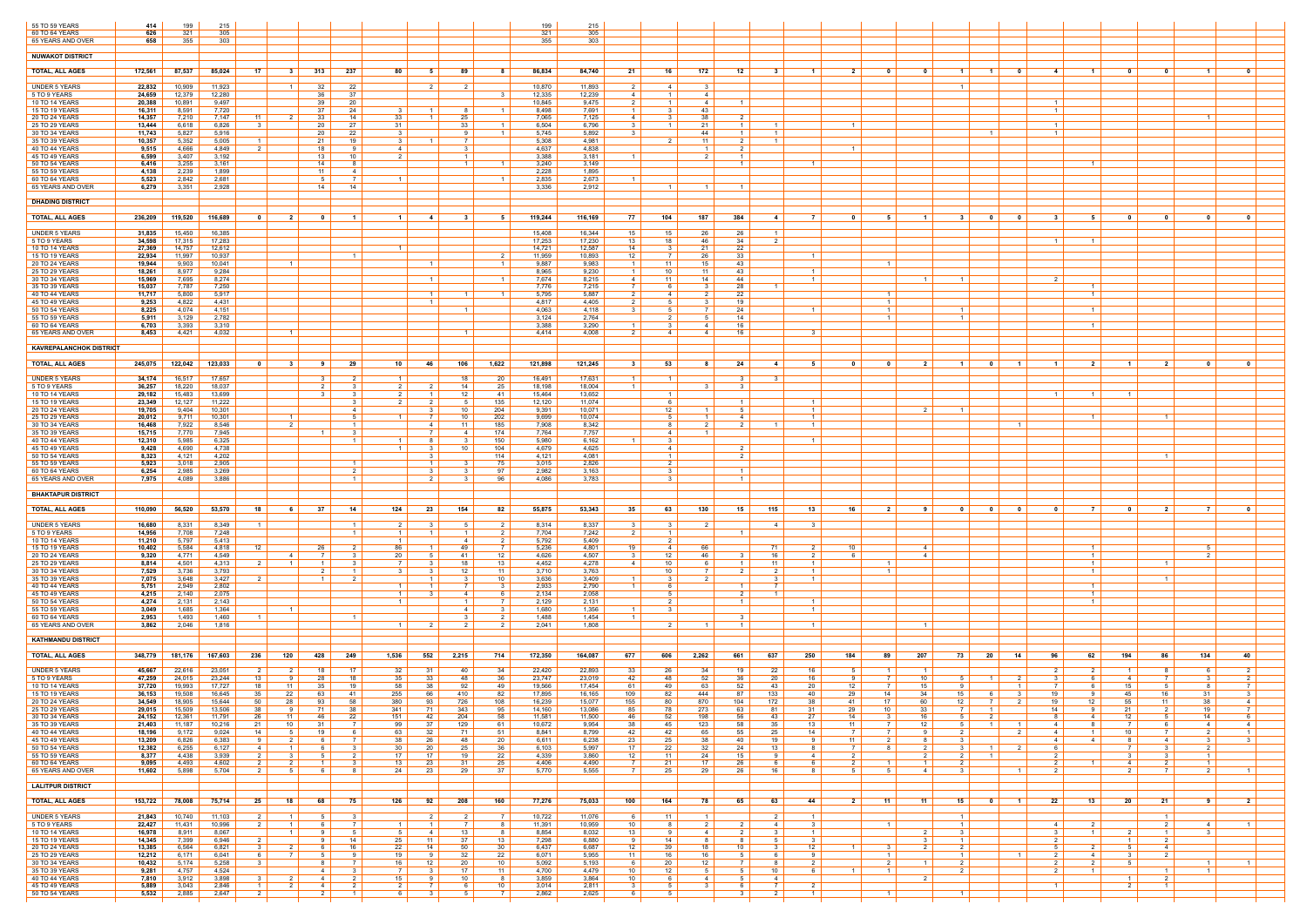| | | | | | | | | | | | | | | | | | | | | | | | | | | | | | | |
|---|---|---|---|---|---|---|---|---|---|---|---|---|---|---|---|---|---|---|---|---|---|---|---|---|---|---|---|---|---|---|
| 55 TO 59 YEARS | 414 | 199 | 215 | | | | | | | | | 199 | 215 | | | | | | | | | | | | | | | | | |
| 60 TO 64 YEARS | 626 | 321 | 305 | | | | | | | | | 321 | 305 | | | | | | | | | | | | | | | | | |
| 65 YEARS AND OVER | 658 | 355 | 303 | | | | | | | | | 355 | 303 | | | | | | | | | | | | | | | | | |
| **NUWAKOT DISTRICT** | | | | | | | | | | | | | | | | | | | | | | | | | | | | | | |
| **TOTAL, ALL AGES** | **172,561** | **87,537** | **85,024** | **17** | **3** | **313** | **237** | **80** | **5** | **89** | **8** | **86,834** | **84,740** | **21** | **16** | **172** | **12** | **3** | **1** | **2** | **0** | **0** | **1** | **1** | **0** | **4** | **1** | **0** | **0** | **1** | **0** |
| UNDER 5 YEARS | 22,832 | 10,909 | 11,923 | | 1 | 32 | 22 | | 2 | 2 | | 10,870 | 11,893 | 2 | 4 | 3 | | | | | | | 1 | | | | | | | | |
| 5 TO 9 YEARS | 24,659 | 12,379 | 12,280 | | | 36 | 37 | | | | 3 | 12,335 | 12,239 | 4 | 1 | 4 | | | | | | | | | | | | | | | |
| 10 TO 14 YEARS | 20,388 | 10,891 | 9,497 | | | 39 | 20 | | | | | 10,845 | 9,475 | 2 | 1 | 4 | 1 | | | | | | | | | 1 | | | | | |
| 15 TO 19 YEARS | 16,311 | 8,591 | 7,720 | | | 37 | 24 | 3 | 1 | 8 | 1 | 8,498 | 7,691 | 1 | 3 | 43 | | | | | | | | | | 1 | | | | | |
| 20 TO 24 YEARS | 14,357 | 7,210 | 7,147 | 11 | 2 | 33 | 14 | 33 | 1 | 25 | | 7,065 | 7,125 | 4 | 3 | 38 | 2 | | | | | | | | | | | | | 1 | |
| 25 TO 29 YEARS | 13,444 | 6,618 | 6,826 | 3 | | 20 | 27 | 31 | | 33 | 1 | 6,504 | 6,796 | 3 | 1 | 21 | 1 | 1 | | 1 | | | | | | 1 | | | | | |
| 30 TO 34 YEARS | 11,743 | 5,827 | 5,916 | | | 20 | 22 | 3 | | 9 | 1 | 5,745 | 5,892 | 3 | | 44 | 1 | 1 | | | | | | 1 | | 1 | | | | | |
| 35 TO 39 YEARS | 10,357 | 5,352 | 5,005 | 1 | | 21 | 19 | 3 | 1 | 7 | | 5,308 | 4,981 | | 2 | 11 | 2 | 1 | | | | | | | | | | | | | |
| 40 TO 44 YEARS | 9,515 | 4,666 | 4,849 | 2 | | 18 | 9 | 4 | | 3 | | 4,637 | 4,838 | | | 1 | 2 | | | 1 | | | | | | | | | | | |
| 45 TO 49 YEARS | 6,599 | 3,407 | 3,192 | | | 13 | 10 | 2 | | 1 | | 3,388 | 3,181 | 1 | | 2 | 1 | | | | | | | | | | | | | | |
| 50 TO 54 YEARS | 6,416 | 3,255 | 3,161 | | | 14 | 8 | | | 1 | 1 | 3,240 | 3,149 | | | | 1 | | 1 | | | | | | | | 1 | | | | |
| 55 TO 59 YEARS | 4,138 | 2,239 | 1,899 | | | 11 | 4 | | | | | 2,228 | 1,895 | | | | | | | | | | | | | | | | | | |
| 60 TO 64 YEARS | 5,523 | 2,842 | 2,681 | | | 5 | 7 | 1 | | | 1 | 2,835 | 2,673 | 1 | | | | | | | | | | | | | | | | | |
| 65 YEARS AND OVER | 6,279 | 3,351 | 2,928 | | | 14 | 14 | | | | | 3,336 | 2,912 | | 1 | 1 | 1 | | | | | | | | | | | | | | |
| **DHADING DISTRICT** | | | | | | | | | | | | | | | | | | | | | | | | | | | | | | |
| **TOTAL, ALL AGES** | **236,209** | **119,520** | **116,689** | **0** | **2** | **0** | **1** | **1** | **4** | **3** | **5** | **119,244** | **116,169** | **77** | **104** | **187** | **384** | **4** | **7** | **0** | **5** | **1** | **3** | **0** | **0** | **3** | **5** | **0** | **0** | **0** | **0** |
| UNDER 5 YEARS | 31,835 | 15,450 | 16,385 | | | | | | | | | 15,408 | 16,344 | 15 | 15 | 26 | 26 | 1 | | | | | | | | | | | | | |
| 5 TO 9 YEARS | 34,598 | 17,315 | 17,283 | | | | | | | | | 17,253 | 17,230 | 13 | 18 | 46 | 34 | 2 | | | | | | | | 1 | 1 | | | | |
| 10 TO 14 YEARS | 27,369 | 14,757 | 12,612 | | | | | 1 | | | | 14,721 | 12,587 | 14 | 3 | 21 | 22 | | | | | | | | | | | | | | |
| 15 TO 19 YEARS | 22,934 | 11,997 | 10,937 | | | | 1 | | | | 2 | 11,959 | 10,893 | 12 | 7 | 26 | 33 | | 1 | | | | | | | | | | | | |
| 20 TO 24 YEARS | 19,944 | 9,903 | 10,041 | | 1 | | | | 1 | | 1 | 9,887 | 9,983 | 1 | 11 | 15 | 43 | | | | 1 | | | | | | | | | | |
| 25 TO 29 YEARS | 18,261 | 8,977 | 9,284 | | | | | | | | | 8,965 | 9,230 | 1 | 10 | 11 | 43 | | 1 | | | | | | | | | | | | |
| 30 TO 34 YEARS | 15,969 | 7,695 | 8,274 | | | | | | 1 | | 1 | 7,674 | 8,215 | 4 | 11 | 14 | 44 | | 1 | | | 1 | 1 | | | 2 | | | | | |
| 35 TO 39 YEARS | 15,037 | 7,787 | 7,250 | | | | | | | | | 7,776 | 7,215 | 7 | 6 | 3 | 28 | 1 | | | | | | | | | 1 | | | | |
| 40 TO 44 YEARS | 11,717 | 5,800 | 5,917 | | | | | | 1 | 1 | 1 | 5,795 | 5,887 | 2 | 4 | 2 | 22 | | | | 1 | | | | | | 1 | | | | |
| 45 TO 49 YEARS | 9,253 | 4,822 | 4,431 | | | | | | 1 | | | 4,817 | 4,405 | 2 | 5 | 3 | 19 | | | | 1 | | | | | | | | | | |
| 50 TO 54 YEARS | 8,225 | 4,074 | 4,151 | | | | | | | 1 | | 4,063 | 4,118 | 3 | 5 | 7 | 24 | | 1 | | 1 | | 1 | | | | 1 | | | | |
| 55 TO 59 YEARS | 5,911 | 3,129 | 2,782 | | | | | | | | | 3,124 | 2,764 | | 2 | 5 | 14 | | | | 1 | | 1 | | | | | | | | |
| 60 TO 64 YEARS | 6,703 | 3,393 | 3,310 | | | | | | | | | 3,388 | 3,290 | 1 | 3 | 4 | 16 | | | | | | | | | | 1 | | | | |
| 65 YEARS AND OVER | 8,453 | 4,421 | 4,032 | | 1 | | | | | 1 | | 4,414 | 4,008 | 2 | 4 | 4 | 16 | | 3 | | | | | | | | | | | | |
| **KAVREPALANCHOK DISTRICT** | | | | | | | | | | | | | | | | | | | | | | | | | | | | | | |
| **TOTAL, ALL AGES** | **245,075** | **122,042** | **123,033** | **0** | **3** | **9** | **29** | **10** | **46** | **106** | **1,622** | **121,898** | **121,245** | **3** | **53** | **8** | **24** | **4** | **5** | **0** | **0** | **2** | **1** | **0** | **1** | **1** | **2** | **1** | **2** | **0** | **0** |
| UNDER 5 YEARS | 34,174 | 16,517 | 17,657 | | | 3 | 2 | 1 | | 18 | 20 | 16,491 | 17,631 | 1 | 1 | | 3 | 3 | | | | | | | | | | | | | |
| 5 TO 9 YEARS | 36,257 | 18,220 | 18,037 | | | 2 | 3 | 2 | 2 | 14 | 25 | 18,198 | 18,004 | 1 | | 3 | 3 | | | | | | | | | | | | | | |
| 10 TO 14 YEARS | 29,182 | 15,483 | 13,699 | | | 3 | 3 | 2 | 1 | 12 | 41 | 15,464 | 13,652 | | | | | | | | | | | | | 1 | 1 | 1 | | | |
| 15 TO 19 YEARS | 23,349 | 12,127 | 11,222 | | | | 3 | 2 | 2 | 5 | 135 | 12,120 | 11,074 | | 6 | | 1 | | 1 | | | | | | | | | | | | |
| 20 TO 24 YEARS | 19,705 | 9,404 | 10,301 | | | | 4 | | 3 | 10 | 204 | 9,391 | 10,071 | | 12 | 1 | 5 | | 1 | | | 2 | 1 | | | | | | | | |
| 25 TO 29 YEARS | 20,012 | 9,711 | 10,301 | | 1 | | 5 | 1 | 7 | 10 | 202 | 9,699 | 10,074 | | 5 | 1 | 4 | | 1 | | | | | | | | 1 | | 1 | | |
| 30 TO 34 YEARS | 16,468 | 7,922 | 8,546 | | 2 | | 1 | | 4 | 11 | 185 | 7,908 | 8,342 | | 8 | 2 | 2 | 1 | 1 | | | | | | 1 | | | | | | |
| 35 TO 39 YEARS | 15,715 | 7,770 | 7,945 | | | 1 | 3 | | 7 | 4 | 174 | 7,764 | 7,757 | | 4 | 1 | | | | | | | | | | | | | | | |
| 40 TO 44 YEARS | 12,310 | 5,985 | 6,325 | | | | 1 | 1 | 8 | 3 | 150 | 5,980 | 6,162 | 1 | 3 | | | | 1 | | | | | | | | | | | | |
| 45 TO 49 YEARS | 9,428 | 4,690 | 4,738 | | | | | 1 | 3 | 10 | 104 | 4,679 | 4,625 | | 4 | | 2 | | | | | | | | | | | | | | |
| 50 TO 54 YEARS | 8,323 | 4,121 | 4,202 | | | | | | 3 | | 114 | 4,121 | 4,081 | | 1 | | 2 | | | | | | | | | | | | 1 | | |
| 55 TO 59 YEARS | 5,923 | 3,018 | 2,905 | | | | 1 | | 1 | 3 | 75 | 3,015 | 2,826 | | 2 | | | | | | | | | | | | | | | | |
| 60 TO 64 YEARS | 6,254 | 2,985 | 3,269 | | | | 2 | | 3 | 3 | 97 | 2,982 | 3,163 | | 3 | | 1 | | | | | | | | | | | | | | |
| 65 YEARS AND OVER | 7,975 | 4,089 | 3,886 | | | | 1 | | 2 | 3 | 96 | 4,086 | 3,783 | | 3 | | 1 | | | | | | | | | | | | | | |
| **BHAKTAPUR DISTRICT** | | | | | | | | | | | | | | | | | | | | | | | | | | | | | | |
| **TOTAL, ALL AGES** | **110,090** | **56,520** | **53,570** | **18** | **6** | **37** | **14** | **124** | **23** | **154** | **82** | **55,875** | **53,343** | **35** | **63** | **130** | **15** | **115** | **13** | **16** | **2** | **9** | **0** | **0** | **0** | **0** | **7** | **0** | **2** | **7** | **0** |
| UNDER 5 YEARS | 16,680 | 8,331 | 8,349 | 1 | | | 1 | 2 | 3 | 5 | 2 | 8,314 | 8,337 | 3 | 3 | 2 | | 4 | 3 | | | | | | | | | | | | |
| 5 TO 9 YEARS | 14,956 | 7,708 | 7,248 | | | | 1 | 1 | 1 | 1 | 2 | 7,704 | 7,242 | 2 | 1 | | 1 | | | | | | | | | | | | | | |
| 10 TO 14 YEARS | 11,210 | 5,797 | 5,413 | | | | | 1 | | 4 | 2 | 5,792 | 5,409 | | 2 | | | | | | | | | | | | | | | | |
| 15 TO 19 YEARS | 10,402 | 5,584 | 4,818 | 12 | | 26 | 2 | 86 | 1 | 49 | 7 | 5,236 | 4,801 | 19 | 4 | 66 | | 71 | 2 | 10 | | 4 | | | | | 1 | | | 5 | |
| 20 TO 24 YEARS | 9,320 | 4,771 | 4,549 | | 4 | 7 | 3 | 20 | 5 | 41 | 12 | 4,626 | 4,507 | 3 | 12 | 46 | 3 | 16 | 2 | 6 | | 4 | | | | | 1 | | | 2 | |
| 25 TO 29 YEARS | 8,814 | 4,501 | 4,313 | 2 | 1 | 1 | 3 | 7 | 3 | 18 | 13 | 4,452 | 4,278 | 4 | 10 | 6 | 1 | 11 | 1 | | 1 | | | | | | 1 | | 1 | | |
| 30 TO 34 YEARS | 7,529 | 3,736 | 3,793 | | | 2 | 1 | 3 | 3 | 12 | 11 | 3,710 | 3,763 | | 10 | 7 | 2 | 2 | 1 | | 1 | | | | | | 1 | | | | |
| 35 TO 39 YEARS | 7,075 | 3,648 | 3,427 | 2 | | 1 | 2 | | 1 | 3 | 10 | 3,636 | 3,409 | 1 | 3 | 2 | | 3 | 1 | | | | | | | | | | 1 | | |
| 40 TO 44 YEARS | 5,751 | 2,949 | 2,802 | | | | | 1 | 1 | 7 | 3 | 2,933 | 2,790 | 1 | 6 | | 1 | 7 | | | | | | | | | 1 | | | | |
| 45 TO 49 YEARS | 4,215 | 2,140 | 2,075 | | | | | 1 | 3 | 4 | 6 | 2,134 | 2,058 | | 5 | | 2 | 1 | | | | | | | | | 1 | | | | |
| 50 TO 54 YEARS | 4,274 | 2,131 | 2,143 | | | | | 1 | | 1 | 7 | 2,129 | 2,131 | | 2 | | 1 | | 1 | | | | | | | | 1 | | | | |
| 55 TO 59 YEARS | 3,049 | 1,685 | 1,364 | | 1 | | | | | 4 | 3 | 1,680 | 1,356 | 1 | 3 | | | | 1 | | | | | | | | | | | | |
| 60 TO 64 YEARS | 2,953 | 1,493 | 1,460 | 1 | | | 1 | | | 3 | 2 | 1,488 | 1,454 | 1 | | | 3 | | | | | | | | | | | | | | |
| 65 YEARS AND OVER | 3,862 | 2,046 | 1,816 | | | | | 1 | 2 | 2 | 2 | 2,041 | 1,808 | | 2 | 1 | 1 | | 1 | | | 1 | | | | | | | | | |
| **KATHMANDU DISTRICT** | | | | | | | | | | | | | | | | | | | | | | | | | | | | | | |
| **TOTAL, ALL AGES** | **348,779** | **181,176** | **167,603** | **236** | **120** | **428** | **249** | **1,536** | **552** | **2,215** | **714** | **172,350** | **164,087** | **677** | **606** | **2,262** | **661** | **637** | **250** | **184** | **89** | **207** | **73** | **20** | **14** | **96** | **62** | **194** | **86** | **134** | **40** |
| UNDER 5 YEARS | 45,667 | 22,616 | 23,051 | 2 | 2 | 18 | 17 | 32 | 31 | 40 | 34 | 22,420 | 22,893 | 33 | 26 | 34 | 19 | 22 | 16 | 5 | 1 | 1 | | | | 2 | 2 | 1 | 8 | 6 | 2 |
| 5 TO 9 YEARS | 47,259 | 24,015 | 23,244 | 13 | 9 | 28 | 18 | 35 | 33 | 48 | 36 | 23,747 | 23,019 | 42 | 48 | 52 | 36 | 20 | 16 | 9 | 7 | 10 | 5 | 1 | 2 | 3 | 6 | 4 | 7 | 3 | 2 |
| 10 TO 14 YEARS | 37,720 | 19,993 | 17,727 | 18 | 11 | 35 | 19 | 58 | 38 | 92 | 49 | 19,566 | 17,454 | 61 | 49 | 63 | 52 | 43 | 20 | 12 | 7 | 15 | 9 | | 1 | 7 | 6 | 15 | 5 | 8 | 7 |
| 15 TO 19 YEARS | 36,153 | 19,508 | 16,645 | 35 | 22 | 63 | 41 | 255 | 66 | 410 | 82 | 17,895 | 16,165 | 109 | 82 | 444 | 87 | 133 | 40 | 29 | 14 | 34 | 15 | 6 | 3 | 19 | 9 | 45 | 16 | 31 | 3 |
| 20 TO 24 YEARS | 34,549 | 18,905 | 15,644 | 50 | 28 | 93 | 58 | 380 | 93 | 726 | 108 | 16,239 | 15,077 | 155 | 80 | 870 | 104 | 172 | 38 | 41 | 17 | 60 | 12 | 7 | 2 | 19 | 12 | 55 | 11 | 38 | 4 |
| 25 TO 29 YEARS | 29,015 | 15,509 | 13,506 | 38 | 9 | 71 | 38 | 341 | 71 | 343 | 95 | 14,160 | 13,086 | 85 | 78 | 273 | 63 | 81 | 31 | 29 | 10 | 33 | 7 | 1 | | 14 | 9 | 21 | 2 | 19 | 7 |
| 30 TO 34 YEARS | 24,152 | 12,361 | 11,791 | 26 | 11 | 46 | 22 | 151 | 42 | 204 | 58 | 11,581 | 11,500 | 46 | 52 | 198 | 56 | 43 | 27 | 14 | 3 | 16 | 5 | 2 | | 8 | 4 | 12 | 5 | 14 | 6 |
| 35 TO 39 YEARS | 21,403 | 11,187 | 10,216 | 21 | 10 | 31 | 7 | 99 | 37 | 129 | 61 | 10,672 | 9,954 | 38 | 45 | 123 | 58 | 35 | 13 | 11 | 7 | 12 | 5 | 1 | 1 | 4 | 8 | 7 | 6 | 4 | 4 |
| 40 TO 44 YEARS | 18,196 | 9,172 | 9,024 | 14 | 5 | 19 | 6 | 63 | 32 | 71 | 51 | 8,841 | 8,799 | 42 | 42 | 65 | 55 | 25 | 14 | 7 | 7 | 9 | 2 | | 2 | 4 | 1 | 10 | 7 | 2 | 1 |
| 45 TO 49 YEARS | 13,209 | 6,826 | 6,383 | 9 | 2 | 6 | 7 | 38 | 26 | 48 | 20 | 6,611 | 6,238 | 23 | 25 | 38 | 40 | 19 | 9 | 11 | 2 | 8 | 3 | | | 4 | 4 | 8 | 4 | 3 | 3 |
| 50 TO 54 YEARS | 12,382 | 6,255 | 6,127 | 4 | 1 | 6 | 3 | 30 | 20 | 25 | 36 | 6,103 | 5,997 | 17 | 22 | 32 | 24 | 13 | 8 | 7 | 8 | 2 | 3 | 1 | 2 | 6 | | 7 | 3 | 2 | |
| 55 TO 59 YEARS | 8,377 | 4,438 | 3,939 | 2 | 3 | 5 | 2 | 17 | 17 | 19 | 22 | 4,339 | 3,860 | 12 | 11 | 24 | 15 | 9 | 4 | 2 | | 2 | 2 | 1 | | 2 | | 3 | 3 | 1 | |
| 60 TO 64 YEARS | 9,095 | 4,493 | 4,602 | 2 | 2 | 2 | 3 | 13 | 23 | 31 | 25 | 4,406 | 4,490 | 7 | 21 | 17 | 26 | 6 | 6 | 2 | 1 | 1 | 2 | | | 2 | 1 | 4 | 2 | 1 | |
| 65 YEARS AND OVER | 11,602 | 5,898 | 5,704 | 2 | 5 | 6 | 8 | 24 | 23 | 29 | 37 | 5,770 | 5,555 | 7 | 25 | 29 | 26 | 16 | 8 | 5 | 5 | 4 | 3 | | 1 | 2 | | 2 | 7 | 2 | 1 |
| **LALITPUR DISTRICT** | | | | | | | | | | | | | | | | | | | | | | | | | | | | | | |
| **TOTAL, ALL AGES** | **153,722** | **78,008** | **75,714** | **25** | **18** | **68** | **75** | **126** | **92** | **208** | **160** | **77,276** | **75,003** | **100** | **164** | **78** | **65** | **63** | **44** | **2** | **11** | **11** | **15** | **0** | **1** | **22** | **13** | **20** | **21** | **9** | **2** |
| UNDER 5 YEARS | 21,843 | 10,740 | 11,103 | 2 | 1 | 5 | 3 | | 2 | 2 | 7 | 10,722 | 11,076 | 6 | 11 | 1 | | 2 | 1 | | | | 1 | | | | | | 1 | | |
| 5 TO 9 YEARS | 22,427 | 11,431 | 10,996 | 2 | 1 | 6 | 7 | 1 | 1 | 7 | 8 | 11,391 | 10,959 | 10 | 8 | 2 | 2 | 4 | 3 | | 1 | | 1 | | | 4 | 2 | | 2 | 4 | 1 |
| 10 TO 14 YEARS | 16,978 | 8,911 | 8,067 | | 1 | 9 | 5 | 5 | 4 | 13 | 8 | 8,854 | 8,032 | 13 | 9 | 4 | 2 | 3 | 1 | | | 2 | 3 | | | 3 | 1 | 2 | 1 | 3 | |
| 15 TO 19 YEARS | 14,345 | 7,399 | 6,946 | 2 | | 9 | 14 | 25 | 11 | 37 | 13 | 7,298 | 6,880 | 9 | 14 | 8 | 8 | 5 | 3 | | | 3 | 1 | | | 2 | | 1 | 2 | | |
| 20 TO 24 YEARS | 13,385 | 6,564 | 6,821 | 3 | 2 | 6 | 16 | 22 | 14 | 50 | 30 | 6,437 | 6,687 | 12 | 39 | 18 | 10 | 3 | 12 | 1 | 3 | 2 | 2 | | | 5 | 2 | 5 | 4 | | |
| 25 TO 29 YEARS | 12,212 | 6,171 | 6,041 | 6 | 7 | 5 | 9 | 19 | 9 | 32 | 22 | 6,071 | 5,955 | 11 | 16 | 16 | 5 | 6 | 9 | | 1 | | 1 | | 1 | 2 | 4 | 3 | 2 | | |
| 30 TO 34 YEARS | 10,432 | 5,174 | 5,258 | 3 | | 8 | 7 | 16 | 12 | 20 | 10 | 5,092 | 5,193 | 6 | 20 | 12 | 7 | 8 | 2 | | 2 | 1 | 2 | | | 2 | 2 | 5 | | 1 | 1 |
| 35 TO 39 YEARS | 9,281 | 4,757 | 4,524 | | | 4 | 3 | 7 | 3 | 17 | 11 | 4,700 | 4,479 | 10 | 12 | 5 | 5 | 10 | 6 | 1 | 1 | | 2 | | | 2 | 1 | | 1 | 1 | |
| 40 TO 44 YEARS | 7,810 | 3,912 | 3,898 | 3 | 2 | 4 | 2 | 15 | 9 | 10 | 8 | 3,859 | 3,864 | 10 | 6 | 4 | 5 | 4 | | | | 2 | | | | | | 1 | 2 | | |
| 45 TO 49 YEARS | 5,889 | 3,043 | 2,846 | 1 | 2 | 2 | 7 | 2 | 7 | 6 | 10 | 3,014 | 2,811 | 3 | 5 | 3 | 6 | 7 | 2 | | | | | | | 1 | | 2 | 1 | | |
| 50 TO 54 YEARS | 5,532 | 2,885 | 2,647 | 2 | | 2 | 1 | 6 | 3 | 5 | 7 | 2,862 | 2,625 | 6 | 5 | | 3 | 2 | 1 | | 1 | | 1 | | | | | | | | |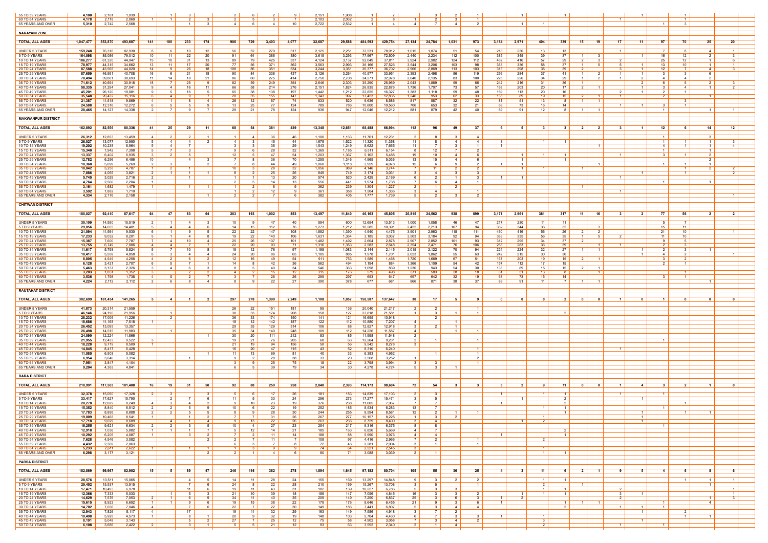| | | | | | | | | | | | | | | | | | | | | | | | | | | | | | | | |
|---|---|---|---|---|---|---|---|---|---|---|---|---|---|---|---|---|---|---|---|---|---|---|---|---|---|---|---|---|---|---|---|
| 55 TO 59 YEARS | 4,100 | 2,161 | 1,939 | | 1 | 3 | | 2 | 6 | 2 | 9 | 2,151 | 1,908 | 1 | 7 | | 3 | 2 | 1 | 1 | | 1 | | | | | 1 | | 1 | | |
| 60 TO 64 YEARS | 4,178 | 2,118 | 2,060 | 1 | 1 | 2 | 3 | 2 | 5 | 3 | 7 | 2,103 | 2,032 | 2 | 8 | 1 | 2 | 3 | 1 | | | | | | 1 | | | | | | |
| 65 YEARS AND OVER | 5,310 | 2,742 | 2,568 | | | 1 | 3 | 4 | 6 | 4 | 10 | 2,722 | 2,532 | 1 | 4 | 4 | 7 | 4 | 2 | 1 | 1 | | | | | | | 1 | 3 | | |
| **NARAYANI ZONE** | | | | | | | | | | | | | | | | | | | | | | | | | | | | | | | |
| **TOTAL, ALL AGES** | 1,047,477 | 553,870 | 493,607 | 141 | 100 | 233 | 174 | 906 | 729 | 3,403 | 4,077 | 32,687 | 29,586 | 484,593 | 429,754 | 27,134 | 24,784 | 1,031 | 973 | 3,184 | 2,971 | 404 | 339 | 15 | 19 | 17 | 11 | 97 | 70 | 25 | 20 |
| UNDER 5 YEARS | 159,248 | 76,318 | 82,930 | 8 | 6 | 10 | 12 | 56 | 52 | 279 | 317 | 2,125 | 2,251 | 72,531 | 78,912 | 1,015 | 1,074 | 51 | 54 | 218 | 230 | 13 | 13 | | | 1 | | 7 | 8 | 4 | 1 |
| 5 TO 9 YEARS | 164,098 | 85,086 | 79,012 | 10 | 11 | 22 | 20 | 91 | 64 | 386 | 380 | 3,615 | 3,293 | 77,967 | 72,509 | 2,440 | 2,234 | 112 | 100 | 385 | 345 | 39 | 37 | 1 | 3 | | 1 | 16 | 12 | 2 | 3 |
| 10 TO 14 YEARS | 106,277 | 61,330 | 44,947 | 15 | 10 | 31 | 13 | 79 | 79 | 425 | 337 | 4,124 | 3,137 | 52,049 | 37,811 | 3,924 | 2,982 | 124 | 112 | 462 | 416 | 57 | 29 | 2 | 3 | 2 | | 25 | 12 | 1 | 6 |
| 15 TO 19 YEARS | 78,977 | 44,315 | 34,662 | 13 | 11 | 17 | 20 | 77 | 56 | 371 | 362 | 3,563 | 2,993 | 36,166 | 27,526 | 3,544 | 3,206 | 103 | 98 | 383 | 336 | 58 | 37 | 1 | 5 | 5 | 1 | 13 | 10 | 1 | |
| 20 TO 24 YEARS | 87,588 | 43,568 | 44,020 | 14 | 9 | 26 | 18 | 108 | 86 | 351 | 534 | 3,244 | 3,351 | 36,377 | 36,702 | 2,966 | 2,869 | 113 | 103 | 313 | 298 | 35 | 39 | 2 | | 3 | 1 | 12 | 7 | 4 | 3 |
| 25 TO 29 YEARS | 87,659 | 46,951 | 40,708 | 16 | 6 | 21 | 18 | 90 | 84 | 338 | 437 | 3,126 | 3,264 | 40,577 | 33,951 | 2,393 | 2,498 | 86 | 119 | 256 | 284 | 37 | 41 | 1 | 2 | 1 | 1 | 3 | 3 | 6 | |
| 30 TO 34 YEARS | 78,494 | 39,801 | 38,693 | 11 | 14 | 18 | 21 | 86 | 60 | 275 | 414 | 2,750 | 2,708 | 34,271 | 32,978 | 2,040 | 2,135 | 83 | 100 | 225 | 226 | 34 | 29 | 1 | 2 | 1 | 2 | 4 | 4 | 2 | |
| 35 TO 39 YEARS | 71,612 | 40,694 | 30,918 | 18 | 7 | 25 | 9 | 82 | 59 | 249 | 354 | 2,646 | 2,303 | 35,290 | 25,969 | 2,043 | 1,889 | 59 | 66 | 242 | 216 | 31 | 36 | 1 | | 2 | | 6 | 5 | 2 | 3 |
| 40 TO 44 YEARS | 58,335 | 31,294 | 27,041 | 9 | 4 | 16 | 11 | 66 | 58 | 214 | 276 | 2,151 | 1,824 | 26,835 | 22,876 | 1,736 | 1,707 | 73 | 57 | 168 | 203 | 20 | 17 | 2 | 1 | | 1 | 3 | 4 | 1 | 2 |
| 45 TO 49 YEARS | 45,201 | 26,120 | 19,081 | 9 | 5 | 16 | 5 | 65 | 38 | 138 | 197 | 1,442 | 1,212 | 22,825 | 16,327 | 1,383 | 1,118 | 59 | 48 | 159 | 113 | 20 | 16 | | | 2 | 1 | 2 | 1 | | |
| 50 TO 54 YEARS | 35,548 | 20,432 | 15,116 | 6 | 4 | 9 | 7 | 28 | 35 | 155 | 147 | 1,343 | 997 | 17,423 | 12,835 | 1,246 | 953 | 62 | 33 | 135 | 89 | 19 | 15 | 2 | | 1 | 1 | 2 | | 1 | |
| 55 TO 59 YEARS | 21,387 | 11,518 | 9,869 | 4 | 1 | 8 | 4 | 26 | 12 | 67 | 74 | 833 | 520 | 9,636 | 8,586 | 817 | 587 | 32 | 22 | 81 | 51 | 13 | 8 | 1 | 1 | | | | 3 | | |
| 60 TO 64 YEARS | 24,588 | 12,316 | 12,272 | 6 | 5 | 5 | 9 | 13 | 25 | 77 | 124 | 789 | 786 | 10,600 | 10,560 | 706 | 653 | 32 | 21 | 68 | 73 | 16 | 14 | | | 1 | 1 | 3 | 1 | | |
| 65 YEARS AND OVER | 28,465 | 14,127 | 14,338 | 2 | 7 | 9 | 7 | 29 | 21 | 78 | 124 | 936 | 947 | 12,046 | 12,212 | 881 | 879 | 42 | 40 | 89 | 91 | 12 | 8 | 1 | 1 | | | | | | |
| **MAKWANPUR DISTRICT** | | | | | | | | | | | | | | | | | | | | | | | | | | | | | | | |
| **TOTAL, ALL AGES** | 162,892 | 82,556 | 80,336 | 41 | 25 | 29 | 11 | 68 | 54 | 381 | 439 | 13,348 | 12,651 | 68,488 | 66,994 | 112 | 96 | 49 | 37 | 6 | 5 | 3 | 3 | 2 | 2 | 3 | 1 | 12 | 6 | 14 | 12 |
| UNDER 5 YEARS | 26,312 | 12,853 | 13,459 | 4 | 2 | 2 | 1 | 1 | 4 | 36 | 46 | 1,100 | 1,163 | 11,701 | 12,231 | 2 | 8 | 3 | 4 | | | | | | | | | 1 | | 3 | |
| 5 TO 9 YEARS | 26,027 | 13,077 | 12,950 | 5 | 4 | 4 | 2 | 4 | 3 | 45 | 44 | 1,678 | 1,522 | 11,320 | 11,358 | 11 | 8 | 4 | 4 | 3 | | 1 | 1 | | | | | 1 | 1 | 1 | 3 |
| 10 TO 14 YEARS | 19,202 | 10,238 | 8,964 | 5 | 4 | 7 | | 3 | 3 | 38 | 29 | 1,543 | 1,249 | 8,622 | 7,665 | 11 | 7 | 3 | 1 | 1 | | | | | 1 | | | 4 | 1 | 1 | 4 |
| 15 TO 19 YEARS | 15,340 | 7,942 | 7,398 | 5 | 7 | 3 | | 9 | 6 | 28 | 32 | 1,369 | 1,185 | 6,511 | 6,154 | 8 | 12 | 7 | 2 | | | | | | | | | 1 | | | |
| 20 TO 24 YEARS | 13,337 | 6,402 | 6,935 | 3 | 2 | 5 | | 12 | 5 | 47 | 54 | 1,203 | 1,367 | 5,102 | 5,488 | 19 | 10 | 4 | 6 | | 1 | | 1 | | | 1 | | 3 | 1 | 2 | |
| 25 TO 29 YEARS | 12,782 | 6,296 | 6,486 | 10 | | 4 | 3 | 7 | 8 | 36 | 70 | 1,255 | 1,346 | 4,965 | 5,036 | 13 | 15 | 4 | 6 | | 1 | | | | | | | | | 2 | |
| 30 TO 34 YEARS | 10,368 | 5,099 | 5,269 | 2 | | 3 | 2 | 7 | 8 | 44 | 49 | 1,060 | 1,118 | 3,959 | 4,078 | 15 | 6 | 9 | 2 | 1 | 1 | | | | 1 | | | | 1 | 1 | |
| 35 TO 39 YEARS | 10,042 | 5,255 | 4,787 | 1 | 2 | 1 | | 10 | 3 | 28 | 32 | 1,056 | 989 | 4,146 | 3,744 | 7 | 11 | 2 | 2 | | 1 | 1 | | 1 | | | | | 1 | 2 | 2 |
| 40 TO 44 YEARS | 7,886 | 4,065 | 3,821 | 2 | 1 | 1 | 1 | 8 | 2 | 25 | 26 | 849 | 749 | 3,174 | 3,031 | 3 | 4 | 3 | 3 | | | | | | | | 1 | | 1 | | 2 |
| 45 TO 49 YEARS | 5,745 | 3,029 | 2,716 | 2 | | 1 | | 1 | 1 | 13 | 20 | 574 | 520 | 2,429 | 2,169 | 6 | 2 | 1 | 3 | 1 | 1 | | | | | 1 | | | | | |
| 50 TO 54 YEARS | 4,764 | 2,560 | 2,204 | 1 | | | | 2 | 5 | 14 | 13 | 556 | 441 | 1,974 | 1,738 | 7 | 6 | 4 | 1 | | | | | | | | | | 1 | 1 | |
| 55 TO 59 YEARS | 3,161 | 1,682 | 1,479 | 1 | | 1 | 1 | 1 | 2 | 8 | 9 | 362 | 239 | 1,304 | 1,227 | 2 | 1 | 2 | | | | | | 1 | | | | | | | |
| 60 TO 64 YEARS | 3,592 | 1,882 | 1,710 | | | | | 1 | 2 | 12 | 9 | 361 | 358 | 1,504 | 1,336 | 3 | 4 | 4 | | | | | | | | 1 | | | | | |
| 65 YEARS AND OVER | 4,334 | 2,176 | 2,158 | | | | 1 | 2 | 2 | 7 | 6 | 382 | 405 | 1,777 | 1,739 | 5 | 2 | 3 | 2 | | | | | | | | | | | | 1 |
| **CHITWAN DISTRICT** | | | | | | | | | | | | | | | | | | | | | | | | | | | | | | | |
| **TOTAL, ALL AGES** | 180,027 | 92,410 | 87,617 | 64 | 47 | 83 | 64 | 203 | 193 | 1,002 | 853 | 13,497 | 11,840 | 46,163 | 45,805 | 26,815 | 24,562 | 938 | 899 | 3,171 | 2,961 | 381 | 317 | 11 | 16 | 3 | 2 | 77 | 56 | 2 | 2 |
| UNDER 5 YEARS | 30,109 | 14,590 | 15,519 | 2 | 1 | 4 | 3 | 10 | 9 | 47 | 40 | 594 | 600 | 12,654 | 13,513 | 1,000 | 1,058 | 46 | 47 | 217 | 230 | 11 | 11 | | | | | 5 | 7 | | |
| 5 TO 9 YEARS | 29,056 | 14,655 | 14,401 | 5 | 4 | 4 | 6 | 14 | 15 | 112 | 76 | 1,273 | 1,212 | 10,285 | 10,391 | 2,422 | 2,213 | 107 | 94 | 382 | 344 | 36 | 32 | | 3 | | | 15 | 11 | | |
| 10 TO 14 YEARS | 21,094 | 11,564 | 9,530 | 6 | 1 | 9 | 5 | 22 | 22 | 147 | 108 | 1,882 | 1,390 | 4,940 | 4,475 | 3,901 | 2,963 | 118 | 111 | 460 | 416 | 56 | 26 | 2 | 2 | | | 21 | 10 | | 1 |
| 15 TO 19 YEARS | 17,233 | 9,032 | 8,201 | 5 | 1 | 4 | 8 | 19 | 22 | 140 | 106 | 1,631 | 1,364 | 3,185 | 3,037 | 3,503 | 3,184 | 92 | 94 | 383 | 335 | 56 | 35 | 1 | 5 | 2 | | 11 | 10 | | |
| 20 TO 24 YEARS | 15,387 | 7,600 | 7,787 | 7 | 4 | 10 | 4 | 25 | 26 | 107 | 101 | 1,482 | 1,492 | 2,604 | 2,878 | 2,907 | 2,852 | 101 | 93 | 312 | 295 | 34 | 37 | 2 | | | | 9 | 5 | | |
| 25 TO 29 YEARS | 13,755 | 6,749 | 7,006 | 4 | 4 | 7 | 7 | 22 | 20 | 93 | 71 | 1,316 | 1,353 | 2,583 | 2,648 | 2,354 | 2,471 | 76 | 106 | 255 | 283 | 36 | 39 | | 1 | 1 | | 2 | 3 | | |
| 30 TO 34 YEARS | 11,617 | 5,793 | 5,824 | 5 | 7 | 10 | 8 | 18 | 12 | 76 | 97 | 1,195 | 1,083 | 2,144 | 2,145 | 2,015 | 2,122 | 70 | 94 | 224 | 224 | 32 | 27 | 1 | 1 | | | 2 | 3 | 1 | |
| 35 TO 39 YEARS | 10,417 | 5,559 | 4,858 | 8 | 3 | 4 | 4 | 24 | 20 | 86 | 65 | 1,105 | 885 | 1,978 | 1,701 | 2,023 | 1,862 | 55 | 63 | 242 | 215 | 30 | 36 | | | | 1 | 4 | 2 | | 1 |
| 40 TO 44 YEARS | 8,805 | 4,549 | 4,256 | 4 | 2 | 6 | 2 | 12 | 16 | 49 | 54 | 911 | 753 | 1,589 | 1,468 | 1,720 | 1,689 | 67 | 51 | 167 | 203 | 19 | 15 | 2 | 1 | | | 3 | 2 | | |
| 45 TO 49 YEARS | 6,128 | 3,421 | 2,707 | 6 | 5 | 7 | 1 | 14 | 8 | 42 | 36 | 562 | 494 | 1,194 | 884 | 1,366 | 1,109 | 54 | 42 | 157 | 112 | 17 | 15 | | | | | 2 | 1 | | |
| 50 TO 54 YEARS | 5,463 | 3,137 | 2,326 | 3 | 4 | 6 | 3 | 8 | 5 | 40 | 34 | 546 | 363 | 1,098 | 839 | 1,230 | 943 | 54 | 30 | 135 | 89 | 15 | 15 | 2 | 1 | | | | | | |
| 55 TO 59 YEARS | 3,203 | 1,851 | 1,352 | 3 | | 2 | 2 | 4 | 2 | 15 | 12 | 315 | 176 | 579 | 498 | 811 | 583 | 28 | 18 | 81 | 51 | 13 | 8 | | 1 | | | | | | |
| 60 TO 64 YEARS | 3,536 | 1,798 | 1,738 | 4 | 5 | 2 | 7 | 3 | 7 | 26 | 26 | 295 | 297 | 653 | 647 | 697 | 642 | 32 | 19 | 68 | 73 | 15 | 14 | | | | | 3 | | 1 | |
| 65 YEARS AND OVER | 4,224 | 2,112 | 2,112 | 2 | 6 | 8 | 4 | 8 | 9 | 22 | 27 | 390 | 378 | 677 | 681 | 866 | 871 | 38 | 37 | 88 | 91 | 11 | 7 | 1 | 1 | | | | | 1 | |
| **RAUTAHAT DISTRICT** | | | | | | | | | | | | | | | | | | | | | | | | | | | | | | | |
| **TOTAL, ALL AGES** | 302,699 | 161,434 | 141,265 | 5 | 4 | 1 | 2 | 297 | 278 | 1,399 | 2,249 | 1,108 | 1,057 | 158,587 | 137,647 | 30 | 17 | 5 | 9 | 0 | 0 | 0 | 2 | 0 | 0 | 1 | 0 | 1 | 0 | 0 | 0 |
| UNDER 5 YEARS | 41,873 | 20,314 | 21,559 | | | | | 26 | 22 | 151 | 181 | 95 | 136 | 20,040 | 21,217 | | 2 | | 1 | | | | | | | | | | | | |
| 5 TO 9 YEARS | 46,146 | 24,190 | 21,956 | | 1 | | | 38 | 33 | 174 | 208 | 158 | 127 | 23,818 | 21,581 | 1 | 3 | 1 | 1 | | | | 2 | | | | | | | | |
| 10 TO 14 YEARS | 28,232 | 17,006 | 11,226 | | 2 | | | 36 | 33 | 174 | 150 | 141 | 121 | 16,655 | 10,918 | | 2 | | | | | | | | | | | | | | |
| 15 TO 19 YEARS | 18,686 | 11,168 | 7,518 | 1 | | | | 18 | 12 | 142 | 187 | 122 | 112 | 10,880 | 7,207 | 4 | | 1 | | | | | | | | | | | | | |
| 20 TO 24 YEARS | 26,452 | 13,095 | 13,357 | | | | | 29 | 35 | 129 | 314 | 106 | 88 | 12,827 | 12,918 | 3 | | 2 | 1 | | | | | | | | | | | | |
| 25 TO 29 YEARS | 26,498 | 14,515 | 11,983 | | 1 | | | 35 | 34 | 140 | 248 | 109 | 112 | 14,226 | 11,587 | 4 | | 1 | 1 | | | | | | | | | | | | |
| 30 TO 34 YEARS | 24,090 | 12,224 | 11,866 | | | | 1 | 30 | 20 | 111 | 212 | 83 | 85 | 11,998 | 11,548 | 2 | | | | | | | | | | | | | | | |
| 35 TO 39 YEARS | 21,955 | 12,433 | 9,522 | 3 | | | | 19 | 21 | 76 | 205 | 68 | 63 | 12,264 | 9,231 | 2 | | | 1 | | | | | | | | | 1 | | | |
| 40 TO 44 YEARS | 18,228 | 9,719 | 8,509 | 1 | | | | 21 | 19 | 94 | 156 | 58 | 56 | 9,542 | 8,278 | 3 | | | | | | | | | | | | | | | |
| 45 TO 49 YEARS | 14,845 | 8,417 | 6,428 | | | | | 16 | 20 | 47 | 115 | 43 | 52 | 8,310 | 6,240 | | | | 1 | | | | | | | 1 | | | | | |
| 50 TO 54 YEARS | 11,585 | 6,503 | 5,082 | | | | 1 | 11 | 13 | 69 | 81 | 40 | 33 | 6,383 | 4,952 | | | 1 | 1 | | | | | | | | | | | | |
| 55 TO 59 YEARS | 6,954 | 3,640 | 3,314 | | | 1 | | 9 | 2 | 28 | 38 | 33 | 20 | 3,568 | 3,252 | 1 | | | 2 | | | | | | | | | | | | |
| 60 TO 64 YEARS | 7,951 | 3,847 | 4,104 | | | | | 3 | 9 | 25 | 75 | 18 | 22 | 3,798 | 3,994 | 3 | | 3 | | | | | | | | | | | | | |
| 65 YEARS AND OVER | 9,204 | 4,363 | 4,841 | | | | | 6 | 5 | 39 | 79 | 34 | 30 | 4,278 | 4,724 | 5 | | 3 | | 1 | | | | | | | | | | | |
| **BARA DISTRICT** | | | | | | | | | | | | | | | | | | | | | | | | | | | | | | | |
| **TOTAL, ALL AGES** | 218,991 | 117,503 | 101,488 | 16 | 19 | 31 | 50 | 92 | 88 | 259 | 258 | 2,840 | 2,393 | 114,173 | 98,604 | 72 | 54 | 3 | 3 | 3 | 2 | 9 | 11 | 0 | 0 | 1 | 4 | 3 | 2 | 1 | 0 |
| UNDER 5 YEARS | 32,378 | 15,050 | 17,328 | 2 | 3 | | 3 | 5 | 6 | 17 | 26 | 181 | 183 | 14,839 | 17,103 | 2 | 3 | | | 1 | | 1 | 1 | | | 1 | | 1 | | | |
| 5 TO 9 YEARS | 33,417 | 17,627 | 15,790 | | 2 | 7 | 6 | 11 | 5 | 33 | 24 | 296 | 273 | 17,277 | 15,471 | 3 | 5 | | | | 1 | | 2 | | | | 1 | | | | |
| 10 TO 14 YEARS | 20,278 | 12,029 | 8,249 | 4 | 3 | 4 | 2 | 9 | 10 | 23 | 19 | 376 | 238 | 11,605 | 7,967 | 7 | 7 | | | 1 | | | 2 | | | | | | 1 | | |
| 15 TO 19 YEARS | 15,352 | 8,840 | 6,512 | 2 | 2 | 5 | 9 | 10 | 6 | 22 | 19 | 252 | 185 | 8,534 | 6,283 | 13 | 7 | | | | | 1 | 1 | | | | | 1 | | | |
| 20 TO 24 YEARS | 17,783 | 8,895 | 8,888 | 2 | 2 | 5 | 5 | 8 | 9 | 28 | 30 | 244 | 255 | 8,594 | 8,581 | 12 | 2 | 1 | 1 | | | | 1 | | | | 1 | | 1 | 1 | |
| 25 TO 29 YEARS | 19,009 | 10,468 | 8,541 | 1 | | 1 | 2 | 7 | 7 | 31 | 26 | 267 | 277 | 10,157 | 8,225 | 1 | 3 | 2 | | | | | | | | | 1 | | | | |
| 30 TO 34 YEARS | 17,718 | 9,029 | 8,689 | | 4 | 1 | 4 | 9 | 13 | 22 | 26 | 263 | 236 | 8,729 | 8,400 | 3 | 4 | | | | | 1 | 2 | | | | 1 | | | | |
| 35 TO 39 YEARS | 16,255 | 9,621 | 6,634 | 2 | 2 | 3 | 5 | 10 | 4 | 27 | 23 | 254 | 217 | 9,316 | 6,375 | 8 | 8 | | | | | | | | | | | 1 | | | |
| 40 TO 44 YEARS | 12,918 | 7,036 | 5,882 | 1 | 1 | 1 | 7 | 5 | 12 | 14 | 21 | 185 | 163 | 6,826 | 5,669 | 4 | 7 | | | | | | 2 | | | | | | | | |
| 45 TO 49 YEARS | 10,292 | 6,205 | 4,087 | 1 | | 3 | 2 | 7 | 2 | 11 | 14 | 188 | 88 | 5,990 | 3,976 | 4 | 4 | | | 1 | | | 1 | | | | | | | | |
| 50 TO 54 YEARS | 7,628 | 4,546 | 3,082 | | | | 2 | 2 | 7 | 11 | 7 | 108 | 97 | 4,416 | 2,966 | 7 | 2 | 1 | | | | 2 | | | | | | | | | |
| 55 TO 59 YEARS | 4,432 | 2,369 | 2,063 | | | | | 6 | 3 | 7 | 8 | 72 | 46 | 2,281 | 2,004 | 3 | 1 | 1 | | | | | | | | | | | | | |
| 60 TO 64 YEARS | 5,233 | 2,611 | 2,622 | 1 | | 1 | 1 | 1 | 3 | 9 | 9 | 74 | 64 | 2,521 | 2,545 | 3 | | | | | | 1 | | | | | | | | | |
| 65 YEARS AND OVER | 6,298 | 3,177 | 3,121 | | | | 2 | 2 | 1 | 4 | 6 | 80 | 71 | 3,088 | 3,039 | 2 | 1 | | | | | 1 | 1 | | | | | | | | |
| **PARSA DISTRICT** | | | | | | | | | | | | | | | | | | | | | | | | | | | | | | | |
| **TOTAL, ALL AGES** | 182,869 | 99,967 | 82,902 | 15 | 5 | 89 | 47 | 246 | 116 | 362 | 278 | 1,894 | 1,645 | 97,182 | 80,704 | 105 | 55 | 36 | 25 | 4 | 3 | 11 | 6 | 2 | 1 | 9 | 5 | 4 | 6 | 8 | 6 |
| UNDER 5 YEARS | 28,576 | 13,511 | 15,065 | | | 4 | 5 | 14 | 11 | 28 | 24 | 155 | 169 | 13,297 | 14,848 | 9 | 3 | 2 | 2 | | | 1 | 1 | | | | | | | 1 | 1 |
| 5 TO 9 YEARS | 29,452 | 15,537 | 13,915 | | | 7 | 6 | 24 | 8 | 22 | 28 | 210 | 159 | 15,267 | 13,708 | 3 | 5 | | 1 | | | 2 | | 1 | | | | | | 1 | |
| 10 TO 14 YEARS | 17,471 | 10,493 | 6,978 | | | 11 | 6 | 19 | 11 | 43 | 31 | 182 | 139 | 10,227 | 6,786 | 5 | 3 | 3 | | | | 1 | 1 | | | 2 | | | | | 1 |
| 15 TO 19 YEARS | 12,366 | 7,333 | 5,033 | | 1 | 5 | 3 | 21 | 10 | 39 | 18 | 189 | 147 | 7,056 | 4,845 | 16 | 3 | 3 | 2 | | | 1 | 1 | | | 3 | | 1 | | 1 | |
| 20 TO 24 YEARS | 14,629 | 7,576 | 7,053 | 2 | 1 | 6 | 9 | 34 | 11 | 40 | 35 | 209 | 149 | 7,250 | 6,837 | 25 | 3 | 6 | 3 | 1 | 2 | | | | | 2 | | | | 1 | 3 |
| 25 TO 29 YEARS | 15,615 | 8,923 | 6,692 | 1 | 1 | 9 | 6 | 19 | 15 | 38 | 22 | 179 | 176 | 8,646 | 6,455 | 21 | 9 | 3 | 6 | 1 | | 1 | | 1 | 1 | | | 1 | | 4 | |
| 30 TO 34 YEARS | 14,702 | 7,656 | 7,046 | 4 | | 7 | 6 | 22 | 7 | 22 | 30 | 149 | 186 | 7,441 | 6,807 | 5 | 3 | 4 | 4 | | | 2 | | | | 1 | | 1 | | | |
| 35 TO 39 YEARS | 12,943 | 7,826 | 5,117 | 4 | | 17 | | 19 | 11 | 32 | 29 | 163 | 149 | 7,586 | 4,918 | 3 | 7 | 2 | | | | | | | | 1 | | | 2 | | |
| 40 TO 44 YEARS | 10,498 | 5,925 | 4,573 | 1 | | 8 | 1 | 20 | 9 | 32 | 19 | 148 | 103 | 5,704 | 4,430 | 6 | 7 | 3 | 3 | 1 | | 1 | | | | | | 1 | | 1 | |
| 45 TO 49 YEARS | 8,191 | 5,048 | 3,143 | | | 5 | 2 | 27 | 7 | 25 | 12 | 75 | 58 | 4,902 | 3,058 | 7 | 3 | 4 | 2 | | | 3 | | | | | 1 | | | | |
| 50 TO 54 YEARS | 6,108 | 3,686 | 2,422 | 2 | | 3 | 1 | 5 | 5 | 21 | 12 | 93 | 63 | 3,552 | 2,340 | 2 | 1 | 4 | | | | | | | | 1 | | 1 | | | |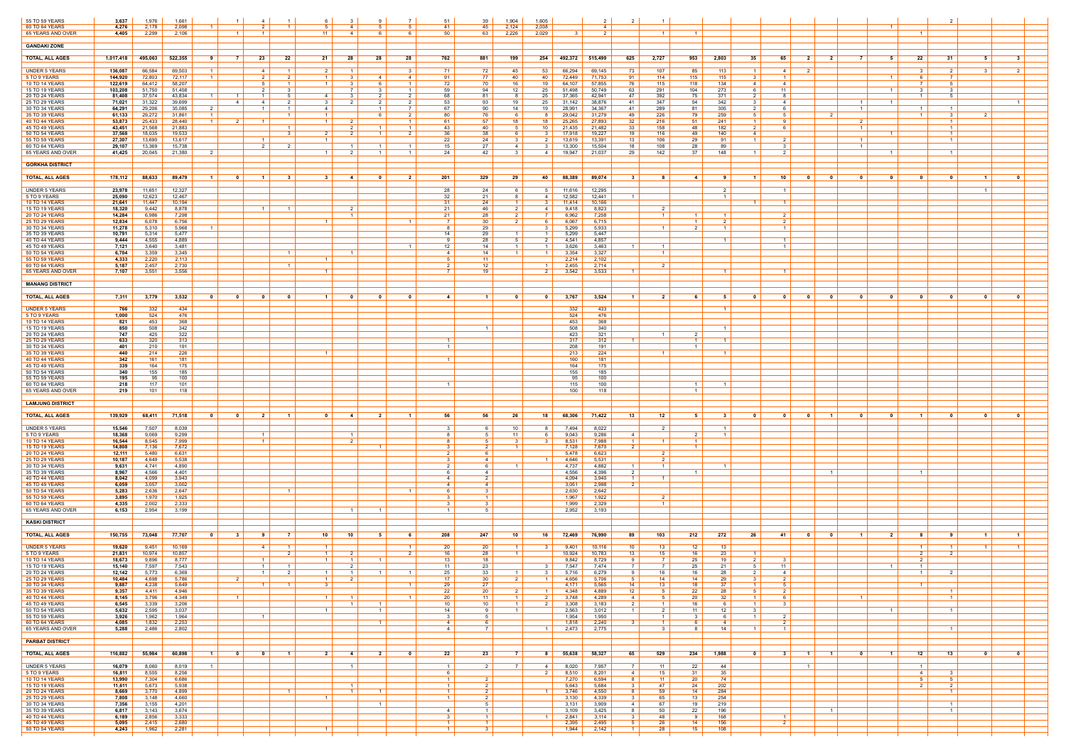| | | | | | | | | | | | | | | | | | | | | | | | | | | | | | | | |
|---|---|---|---|---|---|---|---|---|---|---|---|---|---|---|---|---|---|---|---|---|---|---|---|---|---|---|---|---|---|---|---|
| 55 TO 59 YEARS | 3,637 | 1,976 | 1,661 | | 1 | 4 | 1 | 6 | 3 | 9 | 7 | 51 | 39 | 1,904 | 1,605 | | 2 | 2 | 1 | | | | | | | | | | 2 | | |
| 60 TO 64 YEARS | 4,276 | 2,178 | 2,098 | 1 | | 2 | 1 | 5 | 4 | 5 | 5 | 41 | 45 | 2,124 | 2,038 | | 4 | | | | | | | | | 1 | | | | | |
| 65 YEARS AND OVER | 4,405 | 2,299 | 2,106 | | 1 | 1 | | 11 | 4 | 6 | 6 | 50 | 63 | 2,226 | 2,029 | 3 | 2 | | 1 | 1 | | | | | | | 1 | | | | |
| **GANDAKI ZONE** | | | | | | | | | | | | | | | | | | | | | | | | | | | | | | | |
| **TOTAL, ALL AGES** | **1,017,418** | **495,063** | **522,355** | **9** | **7** | **23** | **22** | **21** | **28** | **28** | **28** | **762** | **881** | **199** | **254** | **492,372** | **515,499** | **625** | **2,727** | **953** | **2,803** | **35** | **65** | **2** | **2** | **7** | **5** | **22** | **31** | **5** | **3** |
| UNDER 5 YEARS | 136,087 | 66,584 | 69,503 | 1 | | 4 | 1 | 2 | 1 | | 3 | 71 | 72 | 45 | 53 | 66,294 | 69,145 | 73 | 107 | 85 | 113 | 1 | 4 | 2 | | | | 3 | 2 | 3 | 2 |
| 5 TO 9 YEARS | 144,920 | 72,803 | 72,117 | 1 | | 2 | 2 | 1 | 3 | 4 | 4 | 91 | 77 | 40 | 40 | 72,449 | 71,753 | 91 | 114 | 115 | 115 | 3 | 1 | | | | 1 | 6 | 7 | | |
| 10 TO 14 YEARS | 122,619 | 64,412 | 58,207 | | | 5 | 1 | 1 | 3 | 6 | 1 | 72 | 70 | 16 | 19 | 64,107 | 57,855 | 76 | 115 | 118 | 134 | 4 | 4 | | | | | 7 | 5 | | |
| 15 TO 19 YEARS | 103,208 | 51,750 | 51,458 | | | 2 | 3 | | 7 | 3 | 1 | 59 | 94 | 12 | 25 | 51,498 | 50,749 | 63 | 291 | 104 | 273 | 6 | 11 | | | | 1 | 3 | 3 | | |
| 20 TO 24 YEARS | 81,408 | 37,574 | 43,834 | 1 | 1 | 1 | 5 | 4 | 3 | 2 | 2 | 68 | 81 | 8 | 25 | 37,365 | 42,941 | 47 | 392 | 75 | 371 | 2 | 8 | | | | | 1 | 5 | | |
| 25 TO 29 YEARS | 71,021 | 31,322 | 39,699 | | 4 | 4 | 2 | 3 | 2 | 2 | 2 | 53 | 93 | 19 | 25 | 31,142 | 38,876 | 41 | 347 | 54 | 342 | 3 | 4 | | 1 | 1 | | | | | 1 |
| 30 TO 34 YEARS | 64,291 | 29,206 | 35,085 | 2 | | 1 | 1 | 4 | | 1 | 7 | 67 | 90 | 14 | 19 | 28,991 | 34,367 | 41 | 289 | 81 | 305 | 2 | 6 | | | | 1 | 1 | 1 | | |
| 35 TO 39 YEARS | 61,133 | 29,272 | 31,861 | 1 | | | 1 | 1 | | 6 | 2 | 80 | 76 | 6 | 8 | 29,042 | 31,279 | 49 | 226 | 79 | 259 | 5 | 5 | | 2 | | | 1 | 3 | 2 | |
| 40 TO 44 YEARS | 53,873 | 25,433 | 28,440 | 1 | 2 | 1 | | 1 | 2 | | 1 | 61 | 57 | 18 | 18 | 25,265 | 27,893 | 32 | 216 | 51 | 241 | 1 | 9 | | | 2 | | | | | |
| 45 TO 49 YEARS | 43,451 | 21,568 | 21,883 | | | | 1 | | 2 | 1 | 1 | 43 | 40 | 5 | 10 | 21,435 | 21,482 | 33 | 158 | 48 | 182 | 2 | 6 | | | 1 | | | 1 | | |
| 50 TO 54 YEARS | 37,568 | 18,035 | 19,533 | | | | 3 | 2 | 2 | 1 | 2 | 36 | 38 | 6 | 3 | 17,918 | 19,227 | 19 | 116 | 49 | 140 | 4 | | | | | 1 | | 1 | | |
| 55 TO 59 YEARS | 27,307 | 13,690 | 13,617 | | | 1 | | 1 | | | | 22 | 24 | 3 | 2 | 13,619 | 13,391 | 13 | 106 | 29 | 91 | 1 | 2 | | | 1 | | | 1 | | |
| 60 TO 64 YEARS | 29,107 | 13,369 | 15,738 | | | 2 | 2 | | 1 | 1 | 1 | 15 | 27 | 4 | 3 | 13,300 | 15,504 | 18 | 108 | 28 | 89 | | 3 | | | 1 | | | | | |
| 65 YEARS AND OVER | 41,425 | 20,045 | 21,380 | 2 | | | | 1 | 2 | 1 | 1 | 24 | 42 | 3 | 4 | 19,947 | 21,037 | 29 | 142 | 37 | 148 | 1 | 2 | | | | 1 | | 1 | | |
| **GORKHA DISTRICT** | | | | | | | | | | | | | | | | | | | | | | | | | | | | | | | |
| **TOTAL, ALL AGES** | **178,112** | **88,633** | **89,479** | **1** | **0** | **1** | **3** | **3** | **4** | **0** | **2** | **201** | **329** | **29** | **40** | **88,389** | **89,074** | **3** | **8** | **4** | **9** | **1** | **10** | **0** | **0** | **0** | **0** | **0** | **0** | **1** | **0** |
| UNDER 5 YEARS | 23,978 | 11,651 | 12,327 | | | | | | | | | 28 | 24 | 6 | 5 | 11,616 | 12,295 | | | | 2 | | 1 | | | | | | | 1 | |
| 5 TO 9 YEARS | 25,090 | 12,623 | 12,467 | | | | | | | | | 32 | 21 | 8 | 4 | 12,582 | 12,441 | 1 | | | 1 | | 1 | | | | | | | | |
| 10 TO 14 YEARS | 21,641 | 11,447 | 10,194 | | | | | | | | | 31 | 24 | 1 | 3 | 11,414 | 10,166 | | | | | 1 | 1 | | | | | | | | |
| 15 TO 19 YEARS | 18,320 | 9,442 | 8,878 | | | 1 | 1 | | 2 | | | 21 | 46 | 2 | 4 | 9,418 | 8,823 | | 2 | | | | | | | | | | | | |
| 20 TO 24 YEARS | 14,284 | 6,986 | 7,298 | | | | | | 1 | | | 21 | 28 | 2 | 7 | 6,962 | 7,258 | | | 1 | 1 | | 2 | | | | | | | | |
| 25 TO 29 YEARS | 12,834 | 6,078 | 6,756 | | | | | 1 | | | 1 | 7 | 30 | 2 | 6 | 6,067 | 6,715 | | | 1 | 2 | | 2 | | | | | | | | |
| 30 TO 34 YEARS | 11,278 | 5,310 | 5,968 | 1 | | | | | | | | 8 | 29 | | 3 | 5,299 | 5,933 | | 1 | 2 | 1 | | | | | | | | | | |
| 35 TO 39 YEARS | 10,791 | 5,314 | 5,477 | | | | | | | | | 14 | 29 | 1 | 1 | 5,299 | 5,447 | | | | | | | | | | | | | | |
| 40 TO 44 YEARS | 9,444 | 4,555 | 4,889 | | | | | | | | | 9 | 28 | 5 | 2 | 4,541 | 4,857 | | | | 1 | | 1 | | | | | | | | |
| 45 TO 49 YEARS | 7,121 | 3,640 | 3,481 | | | | | | | | 1 | 12 | 14 | 1 | 1 | 3,626 | 3,463 | 1 | 1 | | | | 1 | | | | | | | | |
| 50 TO 54 YEARS | 6,704 | 3,359 | 3,345 | | | | 1 | | 1 | | | 4 | 14 | 1 | 1 | 3,354 | 3,327 | | 1 | | | | | | | | | | | | |
| 55 TO 59 YEARS | 4,333 | 2,220 | 2,113 | | | | | 1 | | | | 5 | 11 | | | 2,214 | 2,102 | | | | | | | | | | | | | | |
| 60 TO 64 YEARS | 5,187 | 2,457 | 2,730 | | | | 1 | | | | | 2 | 12 | | 1 | 2,455 | 2,714 | | 2 | | | | | | | | | | | | |
| 65 YEARS AND OVER | 7,107 | 3,551 | 3,556 | | | | | 1 | | | | 7 | 19 | | 2 | 3,542 | 3,533 | 1 | | | 1 | | 1 | | | | | | | | |
| **MANANG DISTRICT** | | | | | | | | | | | | | | | | | | | | | | | | | | | | | | | |
| **TOTAL, ALL AGES** | **7,311** | **3,779** | **3,532** | **0** | **0** | **0** | **0** | **1** | **0** | **0** | **0** | **4** | **1** | **0** | **0** | **3,767** | **3,524** | **1** | **2** | **6** | **5** | **0** | **0** | **0** | **0** | **0** | **0** | **0** | **0** | **0** | **0** |
| UNDER 5 YEARS | 766 | 332 | 434 | | | | | | | | | | | | | 332 | 433 | | | | 1 | | | | | | | | | | |
| 5 TO 9 YEARS | 1,000 | 524 | 476 | | | | | | | | | | | | | 524 | 476 | | | | | | | | | | | | | | |
| 10 TO 14 YEARS | 821 | 453 | 368 | | | | | | | | | | | | | 453 | 368 | | | | | | | | | | | | | | |
| 15 TO 19 YEARS | 850 | 508 | 342 | | | | | | | | | | 1 | | | 508 | 340 | | | | 1 | | | | | | | | | | |
| 20 TO 24 YEARS | 747 | 425 | 322 | | | | | | | | | | | | | 423 | 321 | | 1 | 2 | | | | | | | | | | | |
| 25 TO 29 YEARS | 633 | 320 | 313 | | | | | | | | | 1 | | | | 317 | 312 | 1 | | 1 | 1 | | | | | | | | | | |
| 30 TO 34 YEARS | 401 | 210 | 191 | | | | | | | | | 1 | | | | 208 | 191 | | | 1 | | | | | | | | | | | |
| 35 TO 39 YEARS | 440 | 214 | 226 | | | | | 1 | | | | | | | | 213 | 224 | | 1 | | 1 | | | | | | | | | | |
| 40 TO 44 YEARS | 342 | 161 | 181 | | | | | | | | | 1 | | | | 160 | 181 | | | | | | | | | | | | | | |
| 45 TO 49 YEARS | 339 | 164 | 175 | | | | | | | | | | | | | 164 | 175 | | | | | | | | | | | | | | |
| 50 TO 54 YEARS | 340 | 155 | 185 | | | | | | | | | | | | | 155 | 185 | | | | | | | | | | | | | | |
| 55 TO 59 YEARS | 195 | 95 | 100 | | | | | | | | | | | | | 95 | 100 | | | | | | | | | | | | | | |
| 60 TO 64 YEARS | 218 | 117 | 101 | | | | | | | | | 1 | | | | 115 | 100 | | | 1 | 1 | | | | | | | | | | |
| 65 YEARS AND OVER | 219 | 101 | 118 | | | | | | | | | | | | | 100 | 118 | | | 1 | | | | | | | | | | | |
| **LAMJUNG DISTRICT** | | | | | | | | | | | | | | | | | | | | | | | | | | | | | | | |
| **TOTAL, ALL AGES** | **139,929** | **68,411** | **71,518** | **0** | **0** | **2** | **1** | **0** | **4** | **2** | **1** | **56** | **56** | **26** | **18** | **68,306** | **71,422** | **13** | **12** | **5** | **3** | **0** | **0** | **0** | **1** | **0** | **0** | **1** | **0** | **0** | **0** |
| UNDER 5 YEARS | 15,546 | 7,507 | 8,039 | | | | | | | | | 3 | 6 | 10 | 8 | 7,494 | 8,022 | | 2 | | 1 | | | | | | | | | | |
| 5 TO 9 YEARS | 18,368 | 9,069 | 9,299 | | | 1 | | | 1 | | | 8 | 5 | 11 | 6 | 9,043 | 9,286 | 4 | | 2 | 1 | | | | | | | | | | |
| 10 TO 14 YEARS | 16,544 | 8,545 | 7,999 | | | 1 | | | 2 | | | 8 | 5 | 3 | 3 | 8,531 | 7,988 | 1 | 1 | 1 | | | | | | | | | | | |
| 15 TO 19 YEARS | 14,808 | 7,136 | 7,672 | | | | | | | 1 | | 3 | 2 | 1 | | 7,128 | 7,670 | 2 | | 1 | | | | | | | | | | | |
| 20 TO 24 YEARS | 12,111 | 5,480 | 6,631 | | | | | | | | | 2 | 6 | | | 5,478 | 6,623 | | 2 | | | | | | | | | | | | |
| 25 TO 29 YEARS | 10,187 | 4,649 | 5,538 | | | | | | | | | 3 | 4 | | 1 | 4,646 | 5,531 | | 2 | | | | | | | | | | | | |
| 30 TO 34 YEARS | 9,631 | 4,741 | 4,890 | | | | | | | | | 2 | 6 | 1 | | 4,737 | 4,882 | | 1 | | 1 | | | | | | | | | | |
| 35 TO 39 YEARS | 8,967 | 4,566 | 4,401 | | | | | | | | | 6 | 4 | | | 4,556 | 4,396 | 2 | | 1 | | | | | 1 | | | 1 | | | |
| 40 TO 44 YEARS | 8,042 | 4,099 | 3,943 | | | | | | | | | 4 | 2 | | | 4,094 | 3,940 | 1 | 1 | | | | | | | | | | | | |
| 45 TO 49 YEARS | 6,059 | 3,057 | 3,002 | | | | | | | | | 4 | 4 | | | 3,051 | 2,998 | 2 | | | | | | | | | | | | | |
| 50 TO 54 YEARS | 5,283 | 2,636 | 2,647 | | | | 1 | | | | 1 | 6 | 3 | | | 2,630 | 2,642 | | | | | | | | | | | | | | |
| 55 TO 59 YEARS | 3,895 | 1,970 | 1,925 | | | | | | | | | 3 | 1 | | | 1,967 | 1,922 | | 2 | | | | | | | | | | | | |
| 60 TO 64 YEARS | 4,335 | 2,002 | 2,333 | | | | | | | | | 3 | 3 | | | 1,999 | 2,329 | | 1 | | | | | | | | | | | | |
| 65 YEARS AND OVER | 6,153 | 2,954 | 3,199 | | | | | | 1 | 1 | | 1 | 5 | | | 2,952 | 3,193 | | | | | | | | | | | | | | |
| **KASKI DISTRICT** | | | | | | | | | | | | | | | | | | | | | | | | | | | | | | | |
| **TOTAL, ALL AGES** | **150,755** | **73,048** | **77,707** | **0** | **3** | **9** | **7** | **10** | **10** | **5** | **6** | **208** | **247** | **10** | **16** | **72,469** | **76,990** | **89** | **103** | **212** | **272** | **26** | **41** | **0** | **0** | **1** | **2** | **8** | **9** | **1** | **1** |
| UNDER 5 YEARS | 19,620 | 9,451 | 10,169 | | | 4 | 1 | 1 | | | 1 | 20 | 20 | 1 | 3 | 9,401 | 10,116 | 10 | 13 | 12 | 13 | | | | | | | 1 | 1 | 1 | 1 |
| 5 TO 9 YEARS | 21,831 | 10,974 | 10,857 | | | | 2 | 1 | 2 | | 2 | 16 | 28 | 1 | | 10,924 | 10,783 | 13 | 15 | 16 | 23 | 1 | | | | | | 2 | 2 | | |
| 10 TO 14 YEARS | 18,673 | 9,896 | 8,777 | | | 1 | | 1 | 1 | 1 | | 13 | 18 | | | 9,842 | 8,729 | 9 | 7 | 25 | 19 | 2 | 3 | | | | | 2 | | | |
| 15 TO 19 YEARS | 15,140 | 7,597 | 7,543 | | | 1 | 1 | | 2 | | | 11 | 23 | | 3 | 7,547 | 7,474 | 7 | 7 | 25 | 21 | 5 | 11 | | | | 1 | 1 | | | |
| 20 TO 24 YEARS | 12,142 | 5,773 | 6,369 | | | 1 | 2 | 1 | 1 | 1 | 1 | 25 | 33 | 1 | 3 | 5,716 | 6,279 | 9 | 16 | 16 | 28 | 2 | 4 | | | | | 1 | 2 | | |
| 25 TO 29 YEARS | 10,484 | 4,698 | 5,786 | | 2 | | | 1 | 2 | | | 17 | 30 | 2 | 1 | 4,656 | 5,706 | 5 | 14 | 14 | 29 | 3 | 2 | | | | | | | | |
| 30 TO 34 YEARS | 9,887 | 4,238 | 5,649 | | | 1 | 1 | 3 | | | 1 | 29 | 27 | | | 4,171 | 5,565 | 14 | 13 | 18 | 37 | 1 | 5 | | | | | 1 | | | |
| 35 TO 39 YEARS | 9,357 | 4,411 | 4,946 | | | | | | | | | 22 | 20 | 2 | 1 | 4,348 | 4,889 | 12 | 5 | 22 | 28 | 5 | 2 | | | | | | 1 | | |
| 40 TO 44 YEARS | 8,145 | 3,796 | 4,349 | | 1 | | | 1 | 1 | | 1 | 20 | 11 | 1 | 2 | 3,748 | 4,289 | 4 | 5 | 20 | 32 | 1 | 6 | | | 1 | | | 1 | | |
| 45 TO 49 YEARS | 6,545 | 3,339 | 3,206 | | | | | | 1 | 1 | | 10 | 10 | 1 | 2 | 3,308 | 3,183 | 2 | 1 | 16 | 6 | 1 | 3 | | | | | | | | |
| 50 TO 54 YEARS | 5,632 | 2,595 | 3,037 | | | | | 1 | | 1 | | 14 | 9 | 1 | | 2,563 | 3,012 | 1 | 2 | 11 | 12 | 3 | | | | | 1 | | 1 | | |
| 55 TO 59 YEARS | 3,926 | 1,962 | 1,964 | | | 1 | | | | | | 3 | 5 | | | 1,954 | 1,950 | | 1 | 3 | 6 | 1 | 2 | | | | | | | | |
| 60 TO 64 YEARS | 4,085 | 1,832 | 2,253 | | | | | | | 1 | | 4 | 6 | | | 1,818 | 2,240 | 3 | 1 | 6 | 4 | | 2 | | | | | | | | |
| 65 YEARS AND OVER | 5,288 | 2,486 | 2,802 | | | | | | | | | 4 | 7 | | 1 | 2,473 | 2,775 | | 3 | 8 | 14 | 1 | 1 | | | | | | 1 | | |
| **PARBAT DISTRICT** | | | | | | | | | | | | | | | | | | | | | | | | | | | | | | | |
| **TOTAL, ALL AGES** | **116,882** | **55,984** | **60,898** | **1** | **0** | **0** | **1** | **2** | **4** | **2** | **0** | **22** | **23** | **7** | **8** | **55,638** | **58,327** | **65** | **529** | **234** | **1,988** | **0** | **3** | **1** | **1** | **0** | **1** | **12** | **13** | **0** | **0** |
| UNDER 5 YEARS | 16,079 | 8,060 | 8,019 | 1 | | | | | 1 | | | 1 | 2 | 7 | 4 | 8,020 | 7,957 | 7 | 11 | 22 | 44 | | | | 1 | | | 1 | | | |
| 5 TO 9 YEARS | 16,811 | 8,555 | 8,256 | | | | | | | | | 6 | | | 2 | 8,510 | 8,201 | 4 | 15 | 31 | 35 | | | | | | | 4 | 3 | | |
| 10 TO 14 YEARS | 13,990 | 7,304 | 6,686 | | | | | | | | | 1 | 2 | | | 7,270 | 6,594 | 8 | 11 | 20 | 74 | | | | | | | 5 | 5 | | |
| 15 TO 19 YEARS | 11,611 | 5,673 | 5,938 | | | | | | 1 | | | 1 | 2 | | | 5,643 | 5,684 | 3 | 47 | 24 | 202 | | | | | | | 2 | 2 | | |
| 20 TO 24 YEARS | 8,669 | 3,770 | 4,899 | | | | 1 | | 1 | 1 | | 1 | 2 | | 1 | 3,746 | 4,550 | 8 | 59 | 14 | 284 | | | | | | | | 1 | | |
| 25 TO 29 YEARS | 7,808 | 3,148 | 4,660 | | | | | 1 | | | | 1 | 2 | | | 3,130 | 4,339 | 3 | 65 | 13 | 254 | | | | | | | | | | |
| 30 TO 34 YEARS | 7,356 | 3,155 | 4,201 | | | | | | | 1 | | | 5 | | | 3,131 | 3,909 | 4 | 67 | 19 | 219 | | | | | | | | 1 | | |
| 35 TO 39 YEARS | 6,817 | 3,143 | 3,674 | | | | | | | | | 4 | 1 | | | 3,109 | 3,425 | 8 | 50 | 22 | 196 | | | 1 | | | | | 1 | | |
| 40 TO 44 YEARS | 6,189 | 2,856 | 3,333 | | | | | | | | | 3 | 1 | | 1 | 2,841 | 3,114 | 3 | 48 | 9 | 168 | | 1 | | | | | | | | |
| 45 TO 49 YEARS | 5,095 | 2,415 | 2,680 | | | | | | | | | 1 | 1 | | | 2,395 | 2,495 | 5 | 26 | 14 | 156 | | 2 | | | | | | | | |
| 50 TO 54 YEARS | 4,243 | 1,962 | 2,281 | | | | | 1 | | | | 1 | 3 | | | 1,944 | 2,142 | 1 | 28 | 15 | 108 | | | | | | | | | | |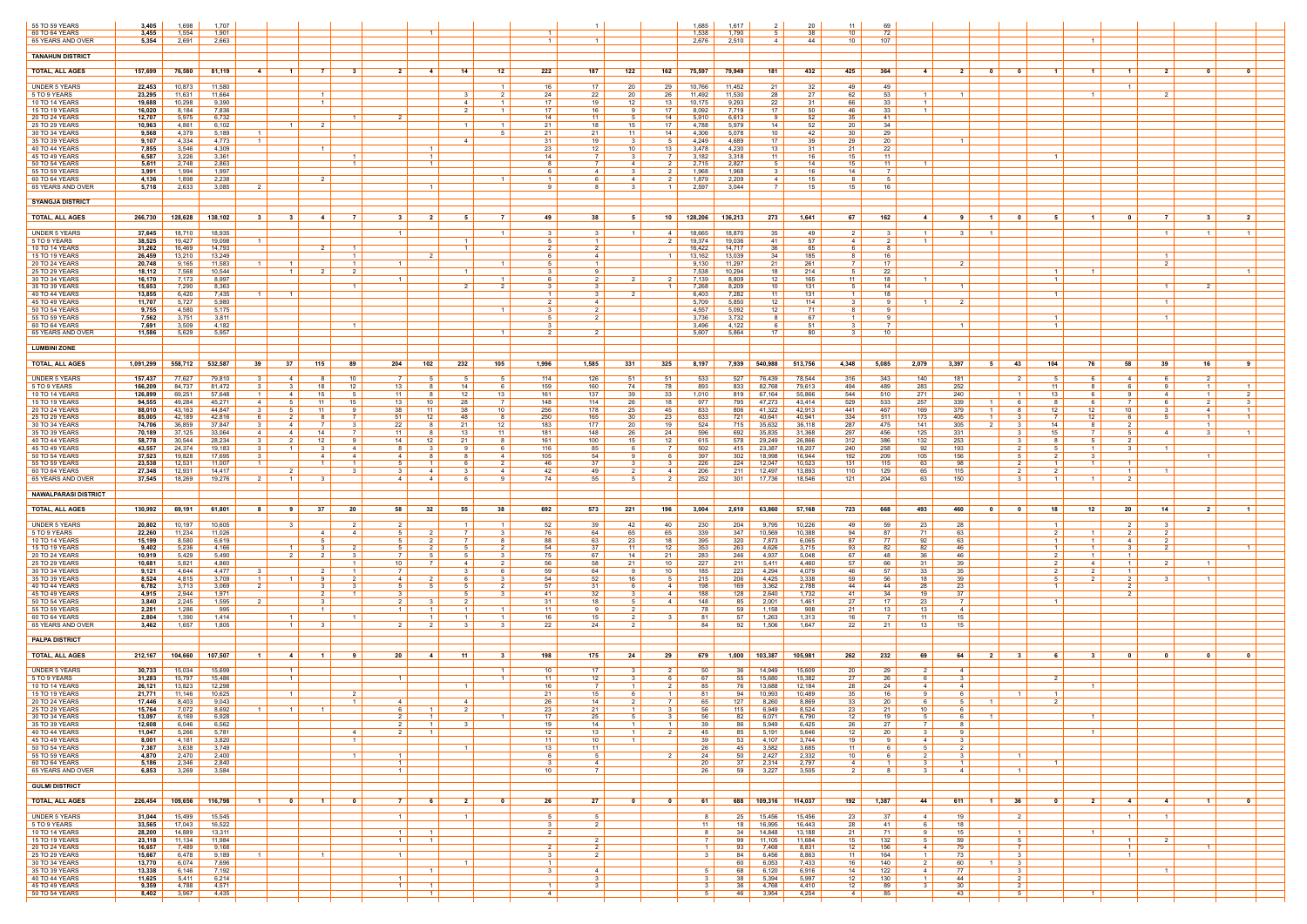| | | | | | | | | | | | | | | | | | | | | | | | | | | | | | | | |
|---|---|---|---|---|---|---|---|---|---|---|---|---|---|---|---|---|---|---|---|---|---|---|---|---|---|---|---|---|---|---|---|
| 55 TO 59 YEARS | 3,405 | 1,698 | 1,707 | | | | | | | | | | 1 | | | 1,685 | 1,617 | 2 | 20 | 11 | 69 | | | | | | | | | | |
| 60 TO 64 YEARS | 3,455 | 1,554 | 1,901 | | | | | | 1 | | | 1 | | | | 1,538 | 1,790 | 5 | 38 | 10 | 72 | | | | | | | | | | |
| 65 YEARS AND OVER | 5,354 | 2,691 | 2,663 | | | | | | | | | 1 | 1 | | | 2,676 | 2,510 | 4 | 44 | 10 | 107 | | | | | | 1 | | | | |
| **TANAHUN DISTRICT** | | | | | | | | | | | | | | | | | | | | | | | | | | | | | | | |
| **TOTAL, ALL AGES** | **157,699** | **76,580** | **81,119** | **4** | | **7** | **3** | **2** | **4** | **14** | **12** | **222** | **187** | **122** | **162** | **75,597** | **79,949** | **181** | **432** | **425** | **364** | **4** | **2** | **0** | **0** | **1** | **1** | **1** | **2** | **0** | **0** |
| UNDER 5 YEARS | 22,453 | 10,873 | 11,580 | | | | | | | | 1 | 16 | 17 | 20 | 29 | 10,766 | 11,452 | 21 | 32 | 49 | 49 | | | | | | 1 | | | | |
| 5 TO 9 YEARS | 23,295 | 11,631 | 11,664 | | | 1 | | | | 3 | 2 | 24 | 22 | 20 | 26 | 11,492 | 11,530 | 28 | 27 | 62 | 53 | 1 | 1 | | | | 1 | | 2 | | |
| 10 TO 14 YEARS | 19,688 | 10,298 | 9,390 | | | 1 | | | | 4 | 1 | 17 | 19 | 12 | 13 | 10,175 | 9,293 | 22 | 31 | 66 | 33 | 1 | | | | | | | | | |
| 15 TO 19 YEARS | 16,020 | 8,184 | 7,836 | | | | | | | 2 | 1 | 17 | 16 | 9 | 17 | 8,092 | 7,719 | 17 | 50 | 46 | 33 | 1 | | | | | | | | | |
| 20 TO 24 YEARS | 12,707 | 5,975 | 6,732 | | | | 1 | 2 | | | | 14 | 11 | 5 | 14 | 5,910 | 6,613 | 9 | 52 | 35 | 41 | | | | | | | | | | |
| 25 TO 29 YEARS | 10,963 | 4,861 | 6,102 | 1 | | 2 | | | | 1 | 1 | 21 | 18 | 15 | 17 | 4,788 | 5,979 | 14 | 52 | 20 | 34 | | | | | | | | | | |
| 30 TO 34 YEARS | 9,568 | 4,379 | 5,189 | 1 | | | | | | | 5 | 21 | 21 | 11 | 14 | 4,306 | 5,078 | 10 | 42 | 30 | 29 | | | | | | | | | | |
| 35 TO 39 YEARS | 9,107 | 4,334 | 4,773 | 1 | | | | | | 4 | | 31 | 19 | 3 | 5 | 4,249 | 4,689 | 17 | 39 | 29 | 20 | | 1 | | | | | | | | |
| 40 TO 44 YEARS | 7,855 | 3,546 | 4,309 | | | 1 | | | 1 | | | 23 | 12 | 10 | 13 | 3,478 | 4,230 | 13 | 31 | 21 | 22 | | | | | | | | | | |
| 45 TO 49 YEARS | 6,587 | 3,226 | 3,361 | | | | 1 | | 1 | | | 14 | 7 | 3 | 7 | 3,182 | 3,318 | 11 | 16 | 15 | 11 | | | | | 1 | | | | | |
| 50 TO 54 YEARS | 5,611 | 2,748 | 2,863 | | | | 1 | 1 | | | | 8 | 7 | 4 | 2 | 2,715 | 2,827 | 5 | 14 | 15 | 11 | 1 | | | | | | | | | |
| 55 TO 59 YEARS | 3,991 | 1,994 | 1,997 | | | | | | | | | 6 | 4 | 3 | 2 | 1,968 | 1,968 | 3 | 16 | 14 | 7 | | | | | | | | | | |
| 60 TO 64 YEARS | 4,136 | 1,898 | 2,238 | | | 2 | | | | | 1 | 1 | 6 | 4 | 2 | 1,879 | 2,209 | 4 | 15 | 8 | 5 | | | | | | | | | | |
| 65 YEARS AND OVER | 5,718 | 2,633 | 3,085 | 2 | | | | | 1 | | | 9 | 8 | 3 | 1 | 2,597 | 3,044 | 7 | 15 | 15 | 16 | | | | | | | | | | |
| **SYANGJA DISTRICT** | | | | | | | | | | | | | | | | | | | | | | | | | | | | | | | |
| **TOTAL, ALL AGES** | **266,730** | **128,628** | **138,102** | **3** | **3** | **4** | **7** | **3** | **2** | **5** | **7** | **49** | **38** | **5** | **10** | **128,206** | **136,213** | **273** | **1,641** | **67** | **162** | **4** | **9** | **1** | **0** | **5** | **1** | **0** | **7** | **3** | **2** |
| UNDER 5 YEARS | 37,645 | 18,710 | 18,935 | | | | | 1 | | | 1 | 3 | 3 | 1 | 4 | 18,865 | 18,870 | 35 | 49 | 2 | 3 | 1 | 3 | 1 | | | | | 1 | 1 | 1 |
| 5 TO 9 YEARS | 38,525 | 19,427 | 19,098 | 1 | | | | | | 1 | | 5 | 1 | | | 19,374 | 19,036 | 41 | 57 | 4 | 2 | 1 | | | | | | | | | |
| 10 TO 14 YEARS | 31,262 | 16,469 | 14,793 | | | 2 | 1 | | | 1 | | 2 | 2 | | | 16,422 | 14,717 | 36 | 65 | 6 | 8 | | | | | | | | | | |
| 15 TO 19 YEARS | 26,459 | 13,210 | 13,249 | | | | 1 | | 2 | | | 6 | 4 | | 1 | 13,162 | 13,039 | 34 | 185 | 8 | 16 | | | | | | | | 1 | | |
| 20 TO 24 YEARS | 20,748 | 9,165 | 11,583 | 1 | 1 | | 1 | 1 | | | 1 | 5 | 1 | | | 9,130 | 11,297 | 21 | 261 | 7 | 17 | | 2 | | | | | | 2 | | |
| 25 TO 29 YEARS | 18,112 | 7,568 | 10,544 | | 1 | 2 | 2 | | | 1 | | 3 | 9 | | | 7,538 | 10,294 | 18 | 214 | 5 | 22 | | | | | 1 | 1 | | | | 1 |
| 30 TO 34 YEARS | 16,170 | 7,173 | 8,997 | | | | | 1 | | | 1 | 6 | 2 | 2 | 2 | 7,139 | 8,809 | 12 | 165 | 11 | 18 | 1 | | | | 1 | | | | | |
| 35 TO 39 YEARS | 15,653 | 7,290 | 8,363 | | | | 1 | | | 2 | 2 | 3 | 3 | | 1 | 7,268 | 8,209 | 10 | 131 | 5 | 14 | | 1 | | | | | | 1 | 2 | |
| 40 TO 44 YEARS | 13,855 | 6,420 | 7,435 | 1 | 1 | | | | | | | 1 | 3 | 2 | | 6,403 | 7,282 | 11 | 131 | 1 | 18 | | | | | 1 | | | | | |
| 45 TO 49 YEARS | 11,707 | 5,727 | 5,980 | | | | | | | | | 2 | 4 | | | 5,709 | 5,850 | 12 | 114 | 3 | 9 | 1 | 2 | | | | | | 1 | | |
| 50 TO 54 YEARS | 9,755 | 4,580 | 5,175 | | | | | | | | 1 | 3 | 2 | | | 4,557 | 5,092 | 12 | 71 | 8 | 9 | | | | | | | | | | |
| 55 TO 59 YEARS | 7,562 | 3,751 | 3,811 | | | | | | | | | 5 | 2 | | | 3,736 | 3,732 | 8 | 67 | 1 | 9 | | | | | 1 | | | 1 | | |
| 60 TO 64 YEARS | 7,691 | 3,509 | 4,182 | | | | 1 | | | | | 3 | | | | 3,496 | 4,122 | 6 | 51 | 3 | 7 | | 1 | | | 1 | | | | | |
| 65 YEARS AND OVER | 11,586 | 5,629 | 5,957 | | | | | | | | 1 | 2 | 2 | | | 5,607 | 5,864 | 17 | 80 | 3 | 10 | | | | | | | | | | |
| **LUMBINI ZONE** | | | | | | | | | | | | | | | | | | | | | | | | | | | | | | | |
| **TOTAL, ALL AGES** | **1,091,299** | **558,712** | **532,587** | **39** | **37** | **115** | **89** | **204** | **102** | **232** | **105** | **1,996** | **1,585** | **331** | **325** | **8,197** | **7,939** | **540,988** | **513,756** | **4,348** | **5,085** | **2,079** | **3,397** | **5** | **43** | **104** | **76** | **58** | **39** | **16** | **9** |
| UNDER 5 YEARS | 157,437 | 77,627 | 79,810 | 3 | 4 | 8 | 10 | 7 | 5 | 5 | 5 | 114 | 126 | 51 | 51 | 533 | 527 | 76,439 | 78,544 | 316 | 343 | 140 | 181 | | 2 | 5 | 6 | 4 | 6 | 2 | |
| 5 TO 9 YEARS | 166,209 | 84,737 | 81,472 | 3 | 3 | 18 | 12 | 13 | 8 | 14 | 6 | 159 | 160 | 74 | 78 | 893 | 833 | 82,768 | 79,613 | 494 | 489 | 283 | 252 | | | 11 | 8 | 6 | 9 | 1 | 1 |
| 10 TO 14 YEARS | 126,899 | 69,251 | 57,648 | 1 | 4 | 15 | 5 | 11 | 8 | 12 | 13 | 161 | 137 | 39 | 33 | 1,010 | 819 | 67,164 | 55,866 | 544 | 510 | 271 | 240 | | 1 | 13 | 6 | 9 | 4 | 1 | 2 |
| 15 TO 19 YEARS | 94,555 | 49,284 | 45,271 | 4 | 5 | 11 | 15 | 13 | 10 | 28 | 7 | 148 | 114 | 26 | 18 | 977 | 795 | 47,273 | 43,414 | 529 | 533 | 257 | 339 | 1 | 6 | 8 | 6 | 7 | 6 | 2 | 3 |
| 20 TO 24 YEARS | 88,010 | 43,163 | 44,847 | 3 | 5 | 11 | 9 | 38 | 11 | 38 | 10 | 256 | 178 | 25 | 45 | 833 | 806 | 41,322 | 42,913 | 441 | 467 | 169 | 379 | 1 | 8 | 12 | 12 | 10 | 3 | 4 | 1 |
| 25 TO 29 YEARS | 85,005 | 42,189 | 42,816 | 6 | 2 | 8 | 7 | 51 | 12 | 48 | 8 | 250 | 165 | 30 | 23 | 633 | 721 | 40,641 | 40,941 | 334 | 511 | 173 | 405 | 1 | 3 | 7 | 12 | 6 | 5 | 1 | 1 |
| 30 TO 34 YEARS | 74,706 | 36,859 | 37,847 | 3 | 4 | 7 | 3 | 21 | 8 | 21 | 12 | 183 | 177 | 20 | 19 | 524 | 715 | 35,632 | 36,118 | 287 | 475 | 141 | 305 | 2 | 3 | 14 | 8 | 2 | | 1 | |
| 35 TO 39 YEARS | 70,189 | 37,125 | 33,064 | 4 | 4 | 14 | 7 | 11 | 8 | 13 | 11 | 181 | 148 | 26 | 24 | 596 | 692 | 35,835 | 31,368 | 297 | 456 | 125 | 331 | | 3 | 15 | 7 | 5 | 4 | 3 | 1 |
| 40 TO 44 YEARS | 58,778 | 30,544 | 28,234 | 3 | 2 | 12 | 9 | 14 | 12 | 21 | 8 | 161 | 100 | 15 | 12 | 615 | 578 | 29,249 | 26,866 | 312 | 386 | 132 | 253 | | 3 | 8 | 5 | 2 | | | |
| 45 TO 49 YEARS | 43,557 | 24,374 | 19,183 | 3 | 1 | 3 | 4 | 8 | 3 | 9 | 6 | 116 | 85 | 6 | 7 | 502 | 415 | 23,387 | 18,207 | 240 | 278 | 92 | 193 | | 2 | 5 | 1 | 3 | | 1 | |
| 50 TO 54 YEARS | 37,523 | 19,828 | 17,695 | 3 | | 4 | 4 | 4 | 8 | 8 | 4 | 105 | 54 | 9 | 6 | 397 | 302 | 18,998 | 16,944 | 192 | 209 | 105 | 156 | | 5 | 2 | 3 | | | 1 | |
| 55 TO 59 YEARS | 23,538 | 12,531 | 11,007 | 1 | | 1 | 1 | 5 | 1 | 6 | 2 | 46 | 37 | 3 | 3 | 226 | 224 | 12,047 | 10,523 | 131 | 115 | 63 | 98 | | 2 | 1 | 1 | 1 | | | |
| 60 TO 64 YEARS | 27,348 | 12,931 | 14,417 | | 2 | | 3 | 3 | 4 | 3 | 4 | 42 | 49 | 2 | 4 | 206 | 211 | 12,497 | 13,893 | 110 | 129 | 65 | 115 | | 2 | 2 | | 1 | | | |
| 65 YEARS AND OVER | 37,545 | 18,269 | 19,276 | 2 | 1 | 3 | | 4 | 4 | 6 | 9 | 74 | 55 | 5 | 2 | 252 | 301 | 17,736 | 18,546 | 121 | 204 | 63 | 150 | | 3 | 1 | 1 | 2 | | | |
| **NAWALPARASI DISTRICT** | | | | | | | | | | | | | | | | | | | | | | | | | | | | | | | |
| **TOTAL, ALL AGES** | **130,992** | **69,191** | **61,801** | **8** | **9** | **37** | **20** | **58** | **32** | **55** | **38** | **692** | **573** | **221** | **196** | **3,004** | **2,610** | **63,860** | **57,168** | **723** | **668** | **493** | **460** | **0** | **0** | **18** | **12** | **20** | **14** | **2** | **1** |
| UNDER 5 YEARS | 20,802 | 10,197 | 10,605 | | 3 | | 2 | 2 | | | 1 | 52 | 39 | 42 | 40 | 230 | 204 | 9,795 | 10,226 | 49 | 59 | 23 | 28 | | | 1 | | 2 | 3 | | |
| 5 TO 9 YEARS | 22,260 | 11,234 | 11,026 | | | 4 | 4 | 5 | 2 | 1 | 3 | 76 | 64 | 65 | 65 | 339 | 347 | 10,569 | 10,388 | 94 | 87 | 71 | 63 | | | 2 | | 2 | 2 | | |
| 10 TO 14 YEARS | 15,199 | 8,580 | 6,619 | | | 5 | | 5 | 2 | 7 | 8 | 88 | 63 | 23 | 18 | 395 | 320 | 7,873 | 6,065 | 87 | 77 | 92 | 63 | | | 1 | 1 | 4 | 2 | | |
| 15 TO 19 YEARS | 9,402 | 5,236 | 4,166 | | 1 | 3 | 2 | 5 | 2 | 5 | 2 | 54 | 37 | 11 | 12 | 353 | 263 | 4,626 | 3,715 | 93 | 82 | 82 | 46 | | | 1 | 3 | 2 | | | 1 |
| 20 TO 24 YEARS | 10,919 | 5,429 | 5,490 | | 2 | 2 | 3 | 7 | 5 | 5 | 3 | 75 | 67 | 14 | 21 | 283 | 246 | 4,937 | 5,048 | 67 | 48 | 36 | 46 | | | 2 | 1 | 1 | 3 | | |
| 25 TO 29 YEARS | 10,681 | 5,821 | 4,860 | | | | 1 | 10 | | 4 | 2 | 56 | 58 | 21 | 10 | 227 | 211 | 5,411 | 4,460 | 57 | 66 | 31 | 39 | | | 2 | 4 | 1 | 2 | 1 | |
| 30 TO 34 YEARS | 9,121 | 4,644 | 4,477 | 3 | | 2 | 1 | 7 | | 3 | 6 | 56 | 64 | 9 | 10 | 185 | 223 | 4,294 | 4,079 | 46 | 57 | 33 | 35 | | | 2 | 2 | 1 | | | |
| 35 TO 39 YEARS | 8,524 | 4,815 | 3,709 | 1 | 1 | 9 | 2 | 4 | 2 | 6 | 3 | 54 | 52 | 16 | 5 | 215 | 206 | 4,425 | 3,338 | 59 | 56 | 18 | 39 | | | 5 | 2 | 2 | 3 | 1 | |
| 40 TO 44 YEARS | 6,782 | 3,713 | 3,069 | 2 | | 3 | 3 | 5 | 5 | 5 | 2 | 57 | 31 | 6 | 4 | 198 | 169 | 3,362 | 2,788 | 44 | 44 | 28 | 23 | | | 1 | | 2 | | | |
| 45 TO 49 YEARS | 4,915 | 2,944 | 1,971 | | | 2 | 1 | | 5 | | 3 | 41 | 32 | 3 | 4 | 188 | 128 | 2,640 | 1,732 | 41 | 34 | 19 | 37 | | | | | 2 | | | |
| 50 TO 54 YEARS | 3,840 | 2,245 | 1,595 | 2 | | 3 | | 2 | 3 | 2 | | 31 | 18 | 5 | 4 | 148 | 85 | 2,001 | 1,461 | 27 | 17 | 23 | 7 | | | 1 | | | | | |
| 55 TO 59 YEARS | 2,281 | 1,286 | 995 | | | 1 | | 1 | | 1 | 1 | 11 | 9 | 2 | | 78 | 59 | 1,158 | 908 | 21 | 13 | 13 | 4 | | | | | | | | |
| 60 TO 64 YEARS | 2,804 | 1,390 | 1,414 | | 1 | | 1 | | 1 | 1 | 1 | 16 | 15 | 2 | 3 | 81 | 57 | 1,263 | 1,313 | 16 | 7 | 11 | 15 | | | | | | | | |
| 65 YEARS AND OVER | 3,462 | 1,657 | 1,805 | | 1 | 3 | | 2 | 2 | 3 | 3 | 22 | 24 | 2 | | 84 | 92 | 1,506 | 1,647 | 22 | 21 | 13 | 15 | | | | | | | | |
| **PALPA DISTRICT** | | | | | | | | | | | | | | | | | | | | | | | | | | | | | | | |
| **TOTAL, ALL AGES** | **212,167** | **104,660** | **107,507** | **1** | **4** | **1** | **9** | **20** | **4** | **11** | **3** | **198** | **175** | **24** | **29** | **679** | **1,000** | **103,387** | **105,981** | **262** | **232** | **69** | **64** | **2** | **3** | **6** | **3** | **0** | **0** | **0** | **0** |
| UNDER 5 YEARS | 30,733 | 15,034 | 15,699 | | 1 | | | | | | 1 | 10 | 17 | 3 | 2 | 50 | 36 | 14,949 | 15,609 | 20 | 29 | 2 | 4 | | | | | | | | |
| 5 TO 9 YEARS | 31,283 | 15,797 | 15,486 | | 1 | | | 1 | | | 1 | 11 | 12 | 3 | 6 | 67 | 55 | 15,680 | 15,382 | 27 | 26 | 6 | 3 | | | 2 | | | | | |
| 10 TO 14 YEARS | 26,121 | 13,823 | 12,298 | | | | | | | 1 | | 16 | 7 | 1 | 2 | 85 | 76 | 13,688 | 12,184 | 28 | 24 | 4 | 4 | | | | 1 | | | | |
| 15 TO 19 YEARS | 21,771 | 11,146 | 10,625 | | 1 | | 2 | | | | | 21 | 15 | 6 | 1 | 81 | 94 | 10,993 | 10,489 | 35 | 16 | 9 | 6 | | 1 | 1 | | | | | |
| 20 TO 24 YEARS | 17,446 | 8,403 | 9,043 | | | | 1 | 4 | | 4 | | 26 | 14 | 2 | 7 | 65 | 127 | 8,260 | 8,869 | 33 | 20 | 6 | 5 | 1 | | 2 | | | | | |
| 25 TO 29 YEARS | 15,764 | 7,072 | 8,692 | 1 | 1 | 1 | | 6 | 1 | 2 | | 23 | 21 | 1 | 3 | 56 | 115 | 6,949 | 8,524 | 23 | 21 | 10 | 6 | | | | | | | | |
| 30 TO 34 YEARS | 13,097 | 6,169 | 6,928 | | | | | 2 | 1 | | 1 | 17 | 25 | 5 | 3 | 56 | 82 | 6,071 | 6,790 | 12 | 19 | 5 | 6 | 1 | | | 1 | | | | |
| 35 TO 39 YEARS | 12,608 | 6,046 | 6,562 | | | | | 2 | 1 | 3 | | 19 | 14 | 1 | 1 | 39 | 86 | 5,949 | 6,425 | 26 | 27 | 7 | 8 | | | | | | | | |
| 40 TO 44 YEARS | 11,047 | 5,266 | 5,781 | | | | 4 | 2 | 1 | | | 12 | 13 | 1 | 1 | 45 | 85 | 5,191 | 5,646 | 12 | 20 | 3 | 9 | | | | 1 | | | | |
| 45 TO 49 YEARS | 8,001 | 4,181 | 3,820 | | | | 1 | | | | | 11 | 10 | 1 | | 39 | 53 | 4,107 | 3,744 | 19 | 9 | 4 | 3 | | | | | | | | |
| 50 TO 54 YEARS | 7,387 | 3,638 | 3,749 | | | | | | | 1 | | 13 | 11 | | | 26 | 45 | 3,582 | 3,685 | 11 | 6 | 5 | 2 | | | | | | | | |
| 55 TO 59 YEARS | 4,870 | 2,470 | 2,400 | | | 1 | 1 | | | | | 6 | 5 | | 2 | 24 | 50 | 2,427 | 2,332 | 10 | 6 | 2 | 3 | | 1 | | | | | | |
| 60 TO 64 YEARS | 5,186 | 2,346 | 2,840 | | | | | 1 | | | | 3 | 4 | | | 20 | 37 | 2,314 | 2,797 | 4 | 1 | 3 | 1 | | | 1 | | | | | |
| 65 YEARS AND OVER | 6,853 | 3,269 | 3,584 | | | | | 1 | | | | 10 | 7 | | | 26 | 59 | 3,227 | 3,505 | 2 | 8 | 3 | 4 | | 1 | | | | | | |
| **GULMI DISTRICT** | | | | | | | | | | | | | | | | | | | | | | | | | | | | | | | |
| **TOTAL, ALL AGES** | **226,454** | **109,656** | **116,798** | **1** | **0** | **1** | **0** | **7** | **6** | **2** | **0** | **26** | **27** | **0** | **0** | **61** | **688** | **109,316** | **114,037** | **192** | **1,387** | **44** | **611** | **1** | **36** | **0** | **2** | **4** | **4** | **1** | **0** |
| UNDER 5 YEARS | 31,044 | 15,499 | 15,545 | | | | | 1 | | 1 | | 5 | 5 | | | 8 | 25 | 15,456 | 15,456 | 23 | 37 | 4 | 19 | | 2 | | | 1 | 1 | | |
| 5 TO 9 YEARS | 33,565 | 17,043 | 16,522 | | | | | | | | | 3 | 2 | | | 11 | 18 | 16,995 | 16,443 | 28 | 41 | 6 | 18 | | | | | | | | |
| 10 TO 14 YEARS | 28,200 | 14,889 | 13,311 | | | | | 1 | 1 | | | 2 | | | | 8 | 34 | 14,848 | 13,188 | 21 | 71 | 9 | 15 | | 1 | | 1 | | | | |
| 15 TO 19 YEARS | 23,118 | 11,134 | 11,984 | | | | | 1 | 1 | | | | 2 | | | 7 | 99 | 11,105 | 11,684 | 15 | 132 | 5 | 59 | | 5 | | | | 2 | | |
| 20 TO 24 YEARS | 16,657 | 7,489 | 9,168 | | | | | | | | | 2 | 2 | | | 1 | 93 | 7,468 | 8,831 | 12 | 156 | 4 | 79 | | 7 | | | 1 | | 1 | |
| 25 TO 29 YEARS | 15,667 | 6,478 | 9,189 | 1 | | 1 | | 1 | | | | 3 | 2 | | | 3 | 84 | 6,456 | 8,863 | 11 | 164 | 1 | 73 | | 3 | | | 1 | | | |
| 30 TO 34 YEARS | 13,770 | 6,074 | 7,696 | | | | | | | 1 | | 1 | | | | | 60 | 6,053 | 7,433 | 16 | 140 | 2 | 60 | 1 | 3 | | | | | | |
| 35 TO 39 YEARS | 13,338 | 6,146 | 7,192 | | | | | | 1 | | | 3 | 4 | | | 5 | 68 | 6,120 | 6,916 | 14 | 122 | 4 | 77 | | 3 | | | | 1 | | |
| 40 TO 44 YEARS | 11,625 | 5,411 | 6,214 | | | | | 1 | | | | | 3 | | | 3 | 38 | 5,394 | 5,997 | 12 | 130 | 1 | 44 | | 2 | | | | | | |
| 45 TO 49 YEARS | 9,359 | 4,788 | 4,571 | | | | | 1 | | | 1 | | 3 | | | 3 | 36 | 4,768 | 4,410 | 12 | 89 | 3 | 30 | | 2 | | | | | | |
| 50 TO 54 YEARS | 8,402 | 3,967 | 4,435 | | | | | | 1 | | | 4 | | | | 5 | 46 | 3,954 | 4,254 | 4 | 85 | | 43 | | | | 1 | | | | |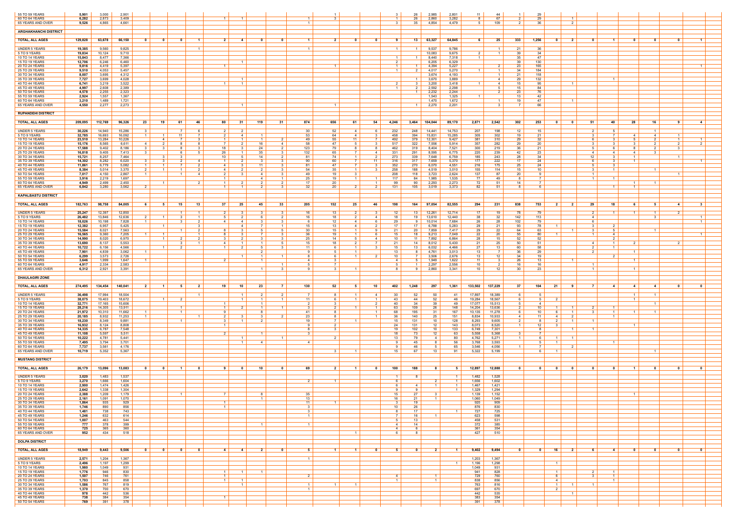| | | | | | | | | | | | | | | | | | | | | | | | | | | | | | | | |
|---|---|---|---|---|---|---|---|---|---|---|---|---|---|---|---|---|---|---|---|---|---|---|---|---|---|---|---|---|---|---|---|
| 55 TO 59 YEARS | 5,901 | 3,000 | 2,901 | | | | | | | | | | 1 | | | 3 | 26 | 2,985 | 2,801 | 11 | 44 | 1 | 29 | | | | | | | | |
| 60 TO 64 YEARS | 6,282 | 2,873 | 3,409 | | | | | 1 | 1 | | | 1 | 3 | | | 1 | 26 | 2,860 | 3,282 | 8 | 67 | 2 | 29 | 1 | | | | | | | |
| 65 YEARS AND OVER | 9,526 | 4,865 | 4,661 | | | | | | | | | 1 | | | | 3 | 35 | 4,854 | 4,479 | 5 | 109 | 2 | 36 | | 2 | | | | | | |
| **ARGHAKHANCHI DISTRICT** | | | | | | | | | | | | | | | | | | | | | | | | | | | | | | | |
| **TOTAL, ALL AGES** | **129,828** | **63,678** | **66,150** | **0** | **0** | **0** | **1** | **2** | **4** | **0** | **0** | **1** | **2** | **0** | **0** | **9** | **13** | **63,327** | **64,845** | **6** | **25** | **333** | **1,256** | **0** | **2** | **0** | **1** | **0** | **0** | **0** | **1** |
| UNDER 5 YEARS | 19,385 | 9,560 | 9,825 | | | | 1 | | | | | 1 | | | | 1 | 1 | 9,537 | 9,786 | | 1 | 21 | 36 | | | | | | | | |
| 5 TO 9 YEARS | 19,834 | 10,124 | 9,710 | | | | | | | | | | | | | | | 10,083 | 9,675 | 2 | 1 | 39 | 34 | | | | | | | | |
| 10 TO 14 YEARS | 15,843 | 8,477 | 7,366 | | | | | | | | | | | | | 1 | 1 | 8,440 | 7,318 | 1 | | 35 | 47 | | | | | | | | |
| 15 TO 19 YEARS | 12,706 | 6,246 | 6,460 | | | | | | 1 | | | | | | | 2 | | 6,205 | 6,329 | | | 39 | 130 | | | | | | | | |
| 20 TO 24 YEARS | 9,816 | 4,419 | 5,397 | | | | | 1 | | | | | 1 | | | 1 | 1 | 4,394 | 5,227 | | 2 | 23 | 165 | | | | | | | | 1 |
| 25 TO 29 YEARS | 9,510 | 4,053 | 5,457 | | | | | | | | | | | | | 1 | 2 | 4,017 | 5,270 | 1 | 1 | 34 | 184 | | | | | | | | |
| 30 TO 34 YEARS | 8,007 | 3,695 | 4,312 | | | | | | | | | | | | | | | 3,674 | 4,193 | | 1 | 21 | 118 | | | | | | | | |
| 35 TO 39 YEARS | 7,727 | 3,699 | 4,028 | | | | | | 1 | | | | | | | | 1 | 3,670 | 3,889 | | 4 | 29 | 132 | | | | 1 | | | | |
| 40 TO 44 YEARS | 6,741 | 3,219 | 3,522 | | | | | 1 | 1 | | | | | | | 2 | 3 | 3,200 | 3,418 | 1 | 4 | 15 | 95 | | 1 | | | | | | |
| 45 TO 49 YEARS | 4,997 | 2,608 | 2,389 | | | | | | | | | | | | | 1 | 2 | 2,592 | 2,298 | | 5 | 15 | 84 | | | | | | | | |
| 50 TO 54 YEARS | 4,578 | 2,255 | 2,323 | | | | | | | | | | | | | | 1 | 2,232 | 2,244 | | 2 | 23 | 76 | | | | | | | | |
| 55 TO 59 YEARS | 2,924 | 1,557 | 1,367 | | | | | | | | | | | | | | | 1,543 | 1,325 | 1 | | 13 | 42 | | | | | | | | |
| 60 TO 64 YEARS | 3,210 | 1,489 | 1,721 | | | | | | | | | | | | | | | 1,470 | 1,672 | | 1 | 19 | 47 | | 1 | | | | | | |
| 65 YEARS AND OVER | 4,550 | 2,277 | 2,273 | | | | | | 1 | | | | 1 | | | | 1 | 2,270 | 2,201 | | 3 | 7 | 66 | | | | | | | | |
| **RUPANDEHI DISTRICT** | | | | | | | | | | | | | | | | | | | | | | | | | | | | | | | |
| **TOTAL, ALL AGES** | **209,095** | **112,769** | **96,326** | **23** | **19** | **61** | **46** | **80** | **31** | **119** | **31** | **874** | **656** | **61** | **54** | **4,246** | **3,464** | **104,044** | **89,170** | **2,871** | **2,542** | **302** | **253** | **0** | **0** | **51** | **40** | **28** | **16** | **9** | **4** |
| UNDER 5 YEARS | 30,226 | 14,940 | 15,286 | 3 | | 7 | 6 | 2 | 2 | | | 30 | 52 | 4 | 6 | 232 | 248 | 14,441 | 14,753 | 207 | 198 | 12 | 15 | | | 2 | 5 | | 1 | | |
| 5 TO 9 YEARS | 32,785 | 16,693 | 16,092 | 1 | 1 | 11 | 7 | 2 | 4 | 1 | | 53 | 64 | 4 | 3 | 458 | 394 | 15,831 | 15,285 | 305 | 302 | 19 | 21 | | | 3 | 7 | 4 | 4 | 1 | |
| 10 TO 14 YEARS | 23,510 | 13,284 | 10,226 | | 4 | 7 | 3 | 1 | 1 | 1 | 2 | 49 | 55 | 11 | 7 | 492 | 379 | 12,301 | 9,427 | 381 | 310 | 29 | 32 | | | 6 | 3 | 5 | 2 | 1 | 1 |
| 15 TO 19 YEARS | 15,176 | 8,565 | 6,611 | 4 | 2 | 8 | 8 | 7 | 2 | 16 | 4 | 58 | 47 | 5 | 3 | 517 | 322 | 7,556 | 5,914 | 357 | 282 | 29 | 20 | | | 3 | 3 | 3 | 2 | 2 | 2 |
| 20 TO 24 YEARS | 17,588 | 9,402 | 8,186 | 3 | 3 | 8 | 3 | 18 | 3 | 24 | 2 | 123 | 79 | 8 | 8 | 462 | 319 | 8,404 | 7,521 | 300 | 219 | 36 | 21 | | | 5 | 6 | 8 | 2 | 3 | |
| 25 TO 29 YEARS | 16,818 | 9,405 | 7,413 | 3 | | 6 | 5 | 26 | 1 | 35 | 3 | 132 | 65 | 7 | 4 | 331 | 291 | 8,595 | 6,775 | 220 | 239 | 42 | 23 | | | 4 | 4 | 4 | 3 | | |
| 30 TO 34 YEARS | 15,721 | 8,257 | 7,464 | | 3 | 3 | | 10 | 5 | 14 | 2 | 81 | 74 | 1 | 2 | 273 | 339 | 7,648 | 6,759 | 185 | 243 | 28 | 34 | | | 12 | 3 | 1 | | 1 | |
| 35 TO 39 YEARS | 14,302 | 8,282 | 6,020 | 3 | 3 | 2 | 4 | 1 | 2 | 3 | 3 | 90 | 60 | 7 | 11 | 316 | 317 | 7,659 | 5,370 | 177 | 222 | 17 | 24 | | | 6 | 3 | 1 | | | 1 |
| 40 TO 44 YEARS | 11,861 | 6,779 | 5,082 | 1 | 1 | 7 | 2 | 4 | 3 | 11 | 3 | 81 | 47 | 7 | 3 | 352 | 270 | 6,070 | 4,551 | 216 | 175 | 25 | 24 | | | 5 | 3 | | | | |
| 45 TO 49 YEARS | 8,384 | 5,014 | 3,370 | 2 | 1 | 1 | 2 | 4 | 2 | 2 | 3 | 54 | 35 | 1 | 3 | 258 | 188 | 4,519 | 3,010 | 155 | 114 | 15 | 10 | | | 3 | 1 | | 1 | | |
| 50 TO 54 YEARS | 7,017 | 4,150 | 2,867 | 1 | | 1 | 4 | 2 | 3 | 4 | 3 | 49 | 19 | 3 | | 208 | 118 | 3,723 | 2,624 | 137 | 87 | 20 | 9 | | | 1 | | | | 1 | |
| 55 TO 59 YEARS | 3,916 | 2,219 | 1,697 | | | | | 1 | | 4 | 1 | 25 | 19 | 1 | 1 | 117 | 84 | 1,985 | 1,535 | 77 | 49 | 8 | 7 | | | 1 | 1 | | | | |
| 60 TO 64 YEARS | 4,949 | 2,499 | 2,450 | | 1 | | 2 | 1 | 2 | 2 | 2 | 17 | 20 | | 1 | 99 | 90 | 2,293 | 2,273 | 72 | 51 | 14 | 7 | | | | 1 | 1 | 1 | | |
| 65 YEARS AND OVER | 6,842 | 3,280 | 3,562 | 2 | | | | 1 | 1 | 2 | 3 | 32 | 20 | 2 | 2 | 131 | 105 | 3,019 | 3,373 | 82 | 51 | 8 | 6 | | | | 1 | 1 | | | |
| **KAPALBASTU DISTRICT** | | | | | | | | | | | | | | | | | | | | | | | | | | | | | | | |
| **TOTAL, ALL AGES** | **182,763** | **98,758** | **84,005** | **6** | **5** | **15** | **13** | **37** | **25** | **45** | **33** | **205** | **152** | **25** | **46** | **198** | **164** | **97,054** | **82,555** | **294** | **231** | **838** | **753** | **2** | **2** | **29** | **18** | **6** | **5** | **4** | **3** |
| UNDER 5 YEARS | 25,247 | 12,397 | 12,850 | | | 1 | 1 | 2 | 3 | 3 | 3 | 16 | 13 | 2 | 3 | 12 | 13 | 12,261 | 12,714 | 17 | 19 | 78 | 79 | | | 2 | 1 | 1 | 1 | 2 | |
| 5 TO 9 YEARS | 26,482 | 13,846 | 12,636 | 2 | 1 | 3 | 1 | 5 | 2 | 6 | 2 | 16 | 18 | 2 | 4 | 18 | 19 | 13,610 | 12,440 | 38 | 32 | 142 | 113 | | | 4 | | | 3 | | 1 |
| 10 TO 14 YEARS | 18,026 | 10,198 | 7,828 | 1 | | 3 | 2 | 4 | 4 | 3 | 3 | 6 | 12 | 4 | 6 | 29 | 9 | 10,014 | 7,684 | 26 | 28 | 102 | 79 | | | 6 | | | | | 1 |
| 15 TO 19 YEARS | 12,382 | 6,957 | 5,425 | | 1 | | 3 | | 4 | 7 | 1 | 15 | 13 | 4 | 2 | 17 | 17 | 6,788 | 5,283 | 29 | 21 | 93 | 78 | 1 | | 3 | 2 | | | | |
| 20 TO 24 YEARS | 15,584 | 8,021 | 7,563 | | | 1 | 2 | 8 | 3 | 5 | 5 | 30 | 15 | 1 | 9 | 21 | 20 | 7,859 | 7,417 | 29 | 22 | 64 | 63 | | 1 | 3 | 5 | | 1 | | |
| 25 TO 29 YEARS | 16,565 | 9,360 | 7,205 | 1 | 1 | | 1 | 8 | 3 | 7 | 3 | 36 | 19 | 1 | 6 | 15 | 18 | 9,213 | 7,049 | 22 | 20 | 55 | 80 | 1 | | 1 | 4 | | | | 1 |
| 30 TO 34 YEARS | 14,990 | 8,020 | 6,970 | | 1 | 2 | 2 | 3 | 2 | 3 | 3 | 25 | 14 | 5 | 4 | 10 | 11 | 7,892 | 6,864 | 28 | 15 | 52 | 52 | | | | 2 | | | | |
| 35 TO 39 YEARS | 13,690 | 8,137 | 5,553 | | | 3 | 1 | 4 | 1 | 1 | 5 | 15 | 18 | 2 | 7 | 21 | 14 | 8,012 | 5,430 | 21 | 25 | 50 | 51 | | | 4 | 1 | 2 | | 2 | |
| 40 TO 44 YEARS | 10,722 | 6,156 | 4,566 | | 1 | 2 | | 1 | 2 | 5 | 3 | 11 | 6 | 1 | 3 | 15 | 13 | 6,032 | 4,466 | 27 | 13 | 60 | 58 | | | 2 | 1 | | | | |
| 45 TO 49 YEARS | 7,901 | 4,839 | 3,062 | 1 | | | | | | 2 | | 9 | 5 | 1 | | 13 | 8 | 4,761 | 3,013 | 13 | 7 | 36 | 29 | | | 2 | | 1 | | | |
| 50 TO 54 YEARS | 6,299 | 3,573 | 2,726 | | | | | | 1 | 1 | 1 | 8 | 6 | 1 | 2 | 10 | 7 | 3,506 | 2,676 | 13 | 12 | 34 | 19 | | | | 2 | | | | |
| 55 TO 59 YEARS | 3,646 | 1,999 | 1,647 | 1 | | | | 2 | | | | 4 | 3 | | | 4 | 5 | 1,949 | 1,622 | 11 | 3 | 26 | 13 | | 1 | | | | | | |
| 60 TO 64 YEARS | 4,917 | 2,334 | 2,583 | | | | | | | | 1 | 5 | 7 | | | 5 | 1 | 2,297 | 2,556 | 10 | 2 | 16 | 16 | | | 1 | | | | | |
| 65 YEARS AND OVER | 6,312 | 2,921 | 3,391 | | | | | | | 1 | 3 | 9 | 3 | 1 | | 8 | 9 | 2,860 | 3,341 | 10 | 12 | 30 | 23 | | | 1 | | 1 | | | |
| **DHAULAGIRI ZONE** | | | | | | | | | | | | | | | | | | | | | | | | | | | | | | | |
| **TOTAL, ALL AGES** | **274,495** | **134,454** | **140,041** | **2** | **1** | **5** | **2** | **19** | **10** | **23** | **7** | **130** | **52** | **5** | **10** | **402** | **1,248** | **297** | **1,361** | **133,502** | **137,229** | **37** | **104** | **21** | **9** | **7** | **4** | **4** | **4** | **0** | **0** |
| UNDER 5 YEARS | 36,498 | 17,994 | 18,504 | | | | 1 | | 1 | 2 | 2 | 7 | 8 | 1 | 4 | 30 | 52 | 50 | 41 | 17,897 | 18,389 | 6 | 5 | | | | | 1 | 1 | | |
| 5 TO 9 YEARS | 38,075 | 19,403 | 18,672 | | 1 | 2 | | | 1 | 1 | 1 | 11 | 6 | 1 | 1 | 43 | 44 | 52 | 46 | 19,284 | 18,567 | 6 | 5 | 2 | | | | 1 | | | |
| 10 TO 14 YEARS | 32,771 | 17,165 | 15,606 | | | | | 1 | | 1 | | 2 | 3 | | 2 | 40 | 34 | 39 | 49 | 17,077 | 15,513 | 5 | 4 | | | | | | 1 | | |
| 15 TO 19 YEARS | 28,216 | 14,305 | 13,911 | | | 1 | | 1 | | 1 | 1 | 3 | 2 | 1 | 1 | 63 | 109 | 26 | 148 | 14,204 | 13,636 | 2 | 10 | 1 | 1 | 2 | 1 | | | | |
| 20 TO 24 YEARS | 21,972 | 10,310 | 11,662 | 1 | | 1 | | 9 | | 8 | | 41 | 8 | 1 | | 68 | 195 | 31 | 167 | 10,135 | 11,278 | 6 | 10 | 6 | 1 | 3 | 1 | 1 | 1 | | |
| 25 TO 29 YEARS | 20,185 | 8,932 | 11,253 | 1 | | | 1 | 2 | 3 | 3 | 2 | 23 | 8 | | 1 | 36 | 140 | 25 | 151 | 8,834 | 10,933 | 4 | 11 | 4 | 2 | | 1 | | | | |
| 30 TO 34 YEARS | 18,230 | 8,349 | 9,881 | | | 1 | | 3 | 1 | 2 | | 19 | 7 | 1 | | 15 | 131 | 10 | 128 | 8,293 | 9,605 | 2 | 8 | 2 | 1 | 1 | | | | | |
| 35 TO 39 YEARS | 16,932 | 8,124 | 8,808 | | | | | 1 | | | | 9 | 2 | | | 24 | 131 | 12 | 143 | 8,073 | 8,520 | 1 | 12 | 3 | | | | 1 | | | |
| 40 TO 44 YEARS | 14,335 | 6,787 | 7,548 | | | | | | | | | 8 | 3 | | | 19 | 102 | 10 | 133 | 6,749 | 7,301 | | 8 | | 1 | 1 | | | | | |
| 45 TO 49 YEARS | 11,108 | 5,597 | 5,511 | | | | | 2 | | 1 | | 3 | | | | 18 | 73 | 12 | 63 | 5,558 | 5,368 | 3 | 7 | | | | | | | | |
| 50 TO 54 YEARS | 10,222 | 4,781 | 5,441 | | | | | | 1 | | 1 | | 2 | | | 13 | 79 | 4 | 80 | 4,762 | 5,271 | 1 | 6 | 1 | 1 | | | | | | |
| 55 TO 59 YEARS | 7,495 | 3,794 | 3,701 | | | | | | 1 | 4 | | 4 | | | | 9 | 45 | 8 | 56 | 3,768 | 3,593 | | 5 | 1 | | | 1 | | | | |
| 60 TO 64 YEARS | 7,737 | 3,561 | 4,176 | | | | | | | | | | | | | 9 | 46 | 5 | 65 | 3,546 | 4,056 | 1 | 7 | | 2 | | | | | | |
| 65 YEARS AND OVER | 10,719 | 5,352 | 5,367 | | | | | | | | | | 3 | 1 | | 15 | 67 | 13 | 91 | 5,322 | 5,199 | | 6 | 1 | | | | | 1 | | |
| **MUSTANG DISTRICT** | | | | | | | | | | | | | | | | | | | | | | | | | | | | | | | |
| **TOTAL, ALL AGES** | **26,179** | **13,096** | **13,083** | **0** | **0** | **1** | **0** | **9** | **0** | **10** | **0** | **69** | **2** | **1** | **0** | **100** | **188** | **8** | **5** | **12,897** | **12,888** | **0** | **0** | **0** | **0** | **0** | **0** | **1** | **0** | **0** | **0** |
| UNDER 5 YEARS | 3,020 | 1,483 | 1,537 | | | | | | | | | | | | | 1 | 8 | | 1 | 1,482 | 1,528 | | | | | | | | | | |
| 5 TO 9 YEARS | 3,270 | 1,666 | 1,604 | | | | | | | | | 2 | 1 | | | 6 | | 2 | 1 | 1,656 | 1,602 | | | | | | | | | | |
| 10 TO 14 YEARS | 2,900 | 1,474 | 1,426 | | | | | | | | | | | | | 6 | 4 | 1 | 1 | 1,467 | 1,421 | | | | | | | | | | |
| 15 TO 19 YEARS | 2,642 | 1,338 | 1,304 | | | | | | | | | | | | | 9 | 9 | | 1 | 1,329 | 1,294 | | | | | | | | | | |
| 20 TO 24 YEARS | 2,388 | 1,209 | 1,179 | | | 1 | | 7 | | 8 | | 35 | | | | 15 | 27 | 3 | | 1,139 | 1,152 | | | | | | | 1 | | | |
| 25 TO 29 YEARS | 2,161 | 1,091 | 1,070 | | | | | | | 1 | | 13 | | | | 16 | 21 | 1 | | 1,060 | 1,049 | | | | | | | | | | |
| 30 TO 34 YEARS | 1,864 | 935 | 929 | | | | | 1 | | | | 11 | 1 | | | 3 | 19 | | | 920 | 909 | | | | | | | | | | |
| 35 TO 39 YEARS | 1,746 | 890 | 856 | | | | | 1 | | | | 3 | | | | 10 | 26 | | | 876 | 830 | | | | | | | | | | |
| 40 TO 44 YEARS | 1,481 | 738 | 743 | | | | | | | | | 3 | | | | 8 | 17 | | 1 | 727 | 725 | | | | | | | | | | |
| 45 TO 49 YEARS | 1,246 | 632 | 614 | | | | | | | | | 1 | | | | 7 | 16 | 1 | | 623 | 598 | | | | | | | | | | |
| 50 TO 54 YEARS | 1,007 | 463 | 544 | | | | | | | | | | | | | 5 | 13 | | | 458 | 531 | | | | | | | | | | |
| 55 TO 59 YEARS | 777 | 378 | 399 | | | | | | | 1 | | | | | | 4 | 14 | | | 372 | 385 | | | | | | | | | | |
| 60 TO 64 YEARS | 725 | 365 | 360 | | | | | | | | | | | | | 4 | 6 | | | 361 | 354 | | | | | | | | | | |
| 65 YEARS AND OVER | 952 | 434 | 518 | | | | | | | | | | | 1 | | 6 | 8 | | | 427 | 510 | | | | | | | | | | |
| **DOLPA DISTRICT** | | | | | | | | | | | | | | | | | | | | | | | | | | | | | | | |
| **TOTAL, ALL AGES** | **18,949** | **9,443** | **9,506** | **0** | **0** | **0** | **0** | **4** | **4** | **2** | **0** | **5** | **1** | **1** | **0** | **5** | **0** | **2** | **1** | **9,402** | **9,494** | **0** | **0** | **16** | **2** | **6** | **4** | **0** | **0** | **0** | **0** |
| UNDER 5 YEARS | 2,571 | 1,204 | 1,367 | | | | | | | | | 1 | | | | | | | | 1,203 | 1,367 | | | | | | | | | | |
| 5 TO 9 YEARS | 2,496 | 1,197 | 1,299 | | | | | | | | | | | | | | | | 1 | 1,196 | 1,298 | | | 1 | | | | | | | |
| 10 TO 14 YEARS | 1,980 | 1,049 | 931 | | | | | | | | | | | | | | | | | 1,049 | 931 | | | | | | | | | | |
| 15 TO 19 YEARS | 1,776 | 946 | 830 | | | | | 1 | 1 | 1 | | | | | | | | | | 941 | 828 | | | 1 | | 2 | 1 | | | | |
| 20 TO 24 YEARS | 1,507 | 746 | 761 | | | | | 1 | | | | 2 | | | | 4 | | 1 | | 729 | 760 | | | 6 | | 3 | 1 | | | | |
| 25 TO 29 YEARS | 1,703 | 845 | 858 | | | | | 1 | 1 | | | | | | | 1 | | 1 | | 838 | 856 | | | 4 | | | | | | | |
| 30 TO 34 YEARS | 1,586 | 767 | 819 | | | | | | | | | 1 | 1 | 1 | | | | | | 763 | 816 | | | 1 | 1 | 1 | | | | | |
| 35 TO 39 YEARS | 1,370 | 700 | 670 | | | | | | | | | 1 | | | | | | | | 697 | 670 | | | 2 | | | | | | | |
| 40 TO 44 YEARS | 978 | 442 | 536 | | | | | | | | | | | | | | | | | 442 | 535 | | | | 1 | | | | | | |
| 45 TO 49 YEARS | 738 | 384 | 354 | | | | | 1 | | | | | | | | | | | | 383 | 354 | | | | | | | | | | |
| 50 TO 54 YEARS | 769 | 391 | 378 | | | | | | | | | | | | | | | | | 391 | 378 | | | | | | | | | | |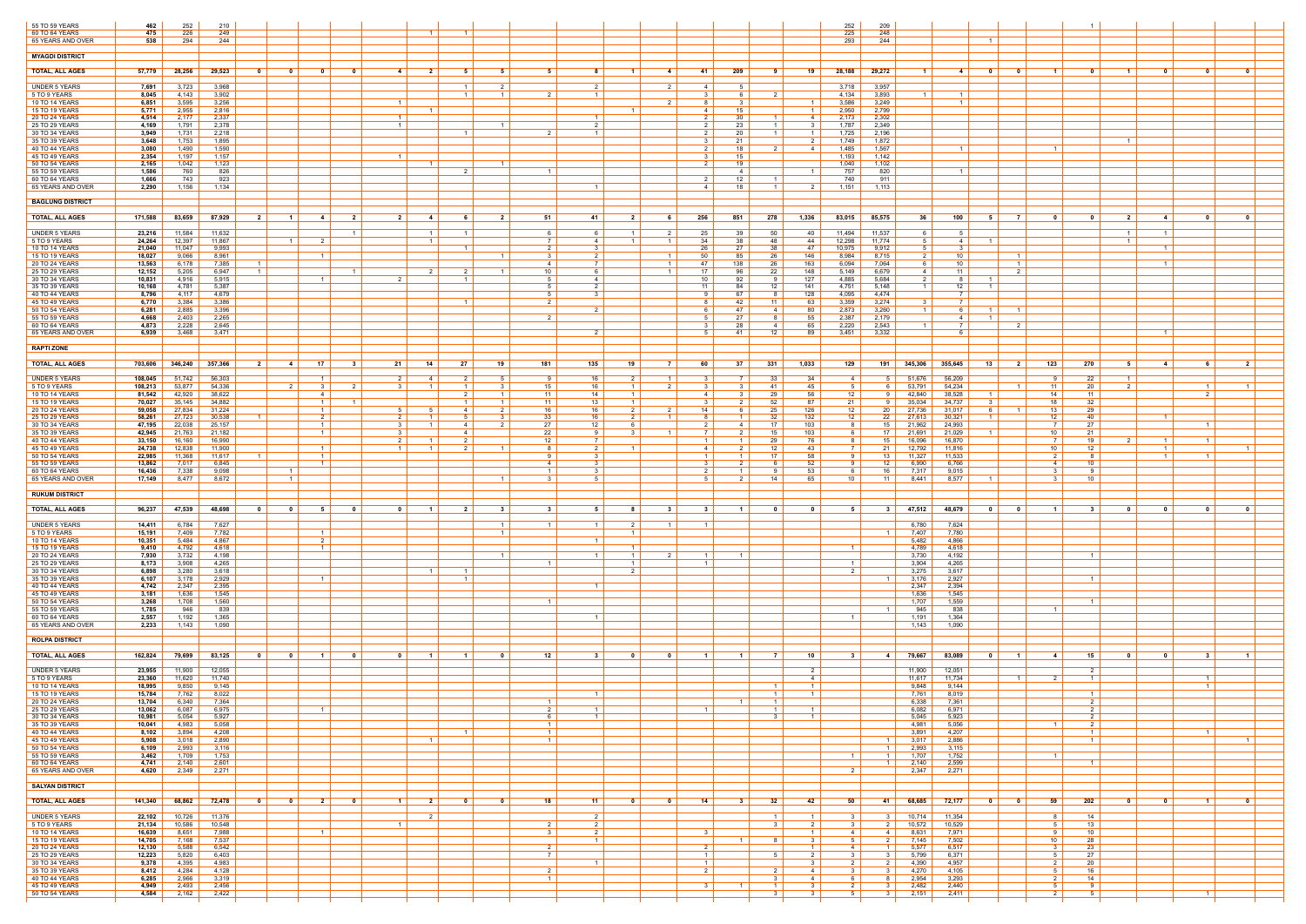| | | | | | | | | | | | | | | | | | | | | | | | | | | | | | | | |
|---|---|---|---|---|---|---|---|---|---|---|---|---|---|---|---|---|---|---|---|---|---|---|---|---|---|---|---|---|---|---|---|
| 55 TO 59 YEARS | 462 | 252 | 210 | | | | | | | | | | | | | | | | 252 | 209 | | | | | | 1 | | | | |
| 60 TO 64 YEARS | 475 | 226 | 249 | | | | | | 1 | 1 | | | | | | | | | 225 | 248 | | | | | | | | | | |
| 65 YEARS AND OVER | 538 | 294 | 244 | | | | | | | | | | | | | | | | 293 | 244 | | | | 1 | | | | | | |
| **MYAGDI DISTRICT** | | | | | | | | | | | | | | | | | | | | | | | | | | | | | | |
| **TOTAL, ALL AGES** | **57,779** | **28,256** | **29,523** | **0** | **0** | **0** | **0** | **4** | **2** | **5** | **5** | **5** | **8** | **1** | **4** | **41** | **209** | **9** | **19** | **28,188** | **29,272** | **1** | **4** | **0** | **0** | **1** | **0** | **1** | **0** | **0** | **0** |
| UNDER 5 YEARS | 7,691 | 3,723 | 3,968 | | | | | | | 1 | 2 | | 2 | | 2 | 4 | 5 | | | 3,718 | 3,957 | | | | | | | | | | |
| 5 TO 9 YEARS | 8,045 | 4,143 | 3,902 | | | | | | | 1 | 1 | 2 | 1 | | | 3 | 6 | 2 | | 4,134 | 3,893 | 1 | 1 | | | | | | | | |
| 10 TO 14 YEARS | 6,851 | 3,595 | 3,256 | | | | | 1 | | | | | | | 2 | 8 | 3 | | 1 | 3,586 | 3,249 | | 1 | | | | | | | | |
| 15 TO 19 YEARS | 5,771 | 2,955 | 2,816 | | | | | | | | | | | 1 | | 4 | 15 | | 1 | 2,950 | 2,799 | | | | | | | | | | |
| 20 TO 24 YEARS | 4,514 | 2,177 | 2,337 | | | | | 1 | | | | | 1 | | | 2 | 30 | 1 | 4 | 2,173 | 2,302 | | | | | | | | | | |
| 25 TO 29 YEARS | 4,169 | 1,791 | 2,378 | | | | | 1 | | | 1 | | 2 | | | 2 | 23 | 1 | 3 | 1,787 | 2,349 | | | | | | | | | | |
| 30 TO 34 YEARS | 3,949 | 1,731 | 2,218 | | | | | | | 1 | | 2 | 1 | | | 2 | 20 | 1 | 1 | 1,725 | 2,196 | | | | | | | | | | |
| 35 TO 39 YEARS | 3,648 | 1,753 | 1,895 | | | | | | | | | | | | | 3 | 21 | | 2 | 1,749 | 1,872 | | | | | | | 1 | | | |
| 40 TO 44 YEARS | 3,080 | 1,490 | 1,590 | | | | | | | | | | | | | 2 | 18 | 2 | 4 | 1,485 | 1,567 | | 1 | | | | 1 | | | | |
| 45 TO 49 YEARS | 2,354 | 1,197 | 1,157 | | | | | 1 | | | | | | | | 3 | 15 | | | 1,193 | 1,142 | | | | | | | | | | |
| 50 TO 54 YEARS | 2,165 | 1,042 | 1,123 | | | | | | 1 | | 1 | | | | | 2 | 19 | | | 1,040 | 1,102 | | | | | | | | | | |
| 55 TO 59 YEARS | 1,586 | 760 | 826 | | | | | | | 2 | | 1 | | | | | 4 | | 1 | 757 | 820 | | 1 | | | | | | | | |
| 60 TO 64 YEARS | 1,666 | 743 | 923 | | | | | | | | | | | | | 2 | 12 | 1 | | 740 | 911 | | | | | | | | | | |
| 65 YEARS AND OVER | 2,290 | 1,156 | 1,134 | | | | | | | | | | 1 | | | 4 | 18 | 1 | 2 | 1,151 | 1,113 | | | | | | | | | | |
| **BAGLUNG DISTRICT** | | | | | | | | | | | | | | | | | | | | | | | | | | | | | | |
| **TOTAL, ALL AGES** | **171,588** | **83,659** | **87,929** | **2** | **1** | **4** | **2** | **2** | **4** | **6** | **2** | **51** | **41** | **2** | **6** | **256** | **851** | **278** | **1,336** | **83,015** | **85,575** | **36** | **100** | **5** | **7** | **0** | **0** | **2** | **4** | **0** | **0** |
| UNDER 5 YEARS | 23,216 | 11,584 | 11,632 | | | | 1 | | 1 | 1 | | 6 | 6 | 1 | 2 | 25 | 39 | 50 | 40 | 11,494 | 11,537 | 6 | 5 | | | | | 1 | 1 | | |
| 5 TO 9 YEARS | 24,264 | 12,397 | 11,867 | | 1 | 2 | | | 1 | | | 7 | 4 | 1 | 1 | 34 | 38 | 48 | 44 | 12,298 | 11,774 | 5 | 4 | 1 | | | | 1 | | | |
| 10 TO 14 YEARS | 21,040 | 11,047 | 9,993 | | | | | | | 1 | | 2 | 3 | | | 26 | 27 | 38 | 47 | 10,975 | 9,912 | 5 | 3 | | | | | | | 1 | |
| 15 TO 19 YEARS | 18,027 | 9,066 | 8,961 | | | 1 | | | | | 1 | 3 | 2 | | 1 | 50 | 85 | 26 | 146 | 8,984 | 8,715 | 2 | 10 | | 1 | | | | | | |
| 20 TO 24 YEARS | 13,563 | 6,178 | 7,385 | 1 | | | | | | | | 4 | 7 | | 1 | 47 | 138 | 26 | 163 | 6,094 | 7,064 | 6 | 10 | | 1 | | | | | | |
| 25 TO 29 YEARS | 12,152 | 5,205 | 6,947 | 1 | | | 1 | | 2 | 2 | 1 | 10 | 6 | | 1 | 17 | 96 | 22 | 148 | 5,149 | 6,679 | 4 | 11 | | 2 | | | | | | |
| 30 TO 34 YEARS | 10,831 | 4,916 | 5,915 | | | 1 | | 2 | | 1 | | 5 | 4 | | | 10 | 92 | 9 | 127 | 4,885 | 5,684 | 2 | 8 | 1 | | | | | | | |
| 35 TO 39 YEARS | 10,168 | 4,781 | 5,387 | | | | | | | | | 5 | 2 | | | 11 | 84 | 12 | 141 | 4,751 | 5,148 | 1 | 12 | 1 | | | | | | | |
| 40 TO 44 YEARS | 8,796 | 4,117 | 4,679 | | | | | | | | | 5 | 3 | | | 9 | 67 | 8 | 128 | 4,095 | 4,474 | | 7 | | | | | | | | |
| 45 TO 49 YEARS | 6,770 | 3,384 | 3,386 | | | | | | | 1 | | 2 | | | | 8 | 42 | 11 | 63 | 3,359 | 3,274 | 3 | 7 | | | | | | | | |
| 50 TO 54 YEARS | 6,281 | 2,885 | 3,396 | | | | | | | | | | 2 | | | 6 | 47 | 4 | 80 | 2,873 | 3,260 | 1 | 6 | 1 | 1 | | | | | | |
| 55 TO 59 YEARS | 4,668 | 2,403 | 2,265 | | | | | | | | | 2 | | | | 5 | 27 | 8 | 55 | 2,387 | 2,179 | | 4 | 1 | | | | | | | |
| 60 TO 64 YEARS | 4,873 | 2,228 | 2,645 | | | | | | | | | | | | | 3 | 28 | 4 | 65 | 2,220 | 2,543 | 1 | 7 | | 2 | | | | | | |
| 65 YEARS AND OVER | 6,939 | 3,468 | 3,471 | | | | | | | | | | 2 | | | 5 | 41 | 12 | 89 | 3,451 | 3,332 | | 6 | | | | | | 1 | | |
| **RAPTI ZONE** | | | | | | | | | | | | | | | | | | | | | | | | | | | | | | |
| **TOTAL, ALL AGES** | **703,606** | **346,240** | **357,366** | **2** | **4** | **17** | **3** | **21** | **14** | **27** | **19** | **181** | **135** | **19** | **7** | **60** | **37** | **331** | **1,033** | **129** | **191** | **345,306** | **355,645** | **13** | **2** | **123** | **270** | **5** | **4** | **6** | **2** |
| UNDER 5 YEARS | 108,045 | 51,742 | 56,303 | | | 1 | | 2 | 4 | 2 | 5 | 9 | 16 | 2 | 1 | 3 | 7 | 33 | 34 | 4 | 5 | 51,676 | 56,209 | | | 9 | 22 | 1 | | | |
| 5 TO 9 YEARS | 108,213 | 53,877 | 54,336 | | 2 | 3 | 2 | 3 | 1 | 1 | 3 | 15 | 16 | 1 | 2 | 3 | 3 | 41 | 45 | 5 | 6 | 53,791 | 54,234 | | 1 | 11 | 20 | 2 | | 1 | 1 |
| 10 TO 14 YEARS | 81,542 | 42,920 | 38,622 | | | 4 | | | | 2 | 1 | 11 | 14 | 1 | | 4 | 3 | 29 | 56 | 12 | 9 | 42,840 | 38,528 | 1 | | 14 | 11 | | | 2 | |
| 15 TO 19 YEARS | 70,027 | 35,145 | 34,882 | | | 1 | 1 | | | 1 | 1 | 11 | 13 | 1 | | 3 | 2 | 52 | 87 | 21 | 9 | 35,034 | 34,737 | 3 | | 18 | 32 | | | | |
| 20 TO 24 YEARS | 59,058 | 27,834 | 31,224 | | | 1 | | 5 | 5 | 4 | 2 | 16 | 16 | 2 | 2 | 14 | 6 | 25 | 126 | 12 | 20 | 27,736 | 31,017 | 6 | 1 | 13 | 29 | | | | |
| 25 TO 29 YEARS | 58,261 | 27,723 | 30,538 | 1 | | 2 | | 2 | 1 | 5 | 3 | 33 | 16 | 2 | 1 | 8 | 1 | 32 | 132 | 12 | 22 | 27,613 | 30,321 | 1 | | 12 | 40 | | 1 | | |
| 30 TO 34 YEARS | 47,195 | 22,038 | 25,157 | | | 1 | | 3 | 1 | 4 | 2 | 27 | 12 | 6 | | 2 | 4 | 17 | 103 | 8 | 15 | 21,962 | 24,993 | | | 7 | 27 | | | 1 | |
| 35 TO 39 YEARS | 42,945 | 21,763 | 21,182 | | | 1 | | 3 | | 4 | | 22 | 9 | 3 | 1 | 7 | 2 | 15 | 103 | 6 | 17 | 21,691 | 21,029 | 1 | | 10 | 21 | | | | |
| 40 TO 44 YEARS | 33,150 | 16,160 | 16,990 | | | | | 2 | 1 | 2 | | 12 | 7 | | | 1 | 1 | 29 | 76 | 8 | 15 | 16,096 | 16,870 | | | 7 | 19 | 2 | 1 | 1 | |
| 45 TO 49 YEARS | 24,738 | 12,838 | 11,900 | | | 1 | | 1 | 1 | 2 | 1 | 8 | 2 | 1 | | 4 | 2 | 12 | 43 | 7 | 21 | 12,792 | 11,816 | | | 10 | 12 | | 1 | | 1 |
| 50 TO 54 YEARS | 22,985 | 11,368 | 11,617 | 1 | | 1 | | | | | | 9 | 3 | | | 1 | 1 | 17 | 58 | 9 | 13 | 11,327 | 11,533 | | | 2 | 8 | | 1 | 1 | |
| 55 TO 59 YEARS | 13,862 | 7,017 | 6,845 | | | 1 | | | | | | 4 | 3 | | | 3 | 2 | 6 | 52 | 9 | 12 | 6,990 | 6,766 | | | 4 | 10 | | | | |
| 60 TO 64 YEARS | 16,436 | 7,338 | 9,098 | | 1 | | | | | | | 1 | 3 | | | 2 | 1 | 9 | 53 | 6 | 16 | 7,317 | 9,015 | | | 3 | 9 | | | | |
| 65 YEARS AND OVER | 17,149 | 8,477 | 8,672 | | 1 | | | | | | 1 | 3 | 5 | | | 5 | 2 | 14 | 65 | 10 | 11 | 8,441 | 8,577 | 1 | | 3 | 10 | | | | |
| **RUKUM DISTRICT** | | | | | | | | | | | | | | | | | | | | | | | | | | | | | | |
| **TOTAL, ALL AGES** | **96,237** | **47,539** | **48,698** | **0** | **0** | **5** | **0** | **0** | **1** | **2** | **3** | **3** | **5** | **8** | **3** | **3** | **1** | **0** | **0** | **5** | **3** | **47,512** | **48,679** | **0** | **0** | **1** | **3** | **0** | **0** | **0** | **0** |
| UNDER 5 YEARS | 14,411 | 6,784 | 7,627 | | | | | | | | 1 | 1 | 1 | 2 | 1 | 1 | | | | | | 6,780 | 7,624 | | | | | | | | |
| 5 TO 9 YEARS | 15,191 | 7,409 | 7,782 | | | 1 | | | | | 1 | | | 1 | | | | | | | 1 | 7,407 | 7,780 | | | | | | | | |
| 10 TO 14 YEARS | 10,351 | 5,484 | 4,867 | | | 2 | | | | | | 1 | | | | | | | | | | 5,482 | 4,866 | | | | | | | | |
| 15 TO 19 YEARS | 9,410 | 4,792 | 4,618 | | | 1 | | | | | | | | 1 | | | | | | 1 | | 4,789 | 4,618 | | | | | | | | |
| 20 TO 24 YEARS | 7,930 | 3,732 | 4,198 | | | | | | | | 1 | | 1 | 1 | 2 | 1 | 1 | | | | | 3,730 | 4,192 | | | | 1 | | | | |
| 25 TO 29 YEARS | 8,173 | 3,908 | 4,265 | | | | | | | | | 1 | | 1 | | 1 | | | | 1 | | 3,904 | 4,265 | | | | | | | | |
| 30 TO 34 YEARS | 6,898 | 3,280 | 3,618 | | | | | | 1 | 1 | | | | 2 | | | | | | 2 | | 3,275 | 3,617 | | | | | | | | |
| 35 TO 39 YEARS | 6,107 | 3,178 | 2,929 | | | 1 | | | | 1 | | | | | | | | | | | 1 | 3,176 | 2,927 | | | | 1 | | | | |
| 40 TO 44 YEARS | 4,742 | 2,347 | 2,395 | | | | | | | | | | 1 | | | | | | | | | 2,347 | 2,394 | | | | | | | | |
| 45 TO 49 YEARS | 3,181 | 1,636 | 1,545 | | | | | | | | | | | | | | | | | | | 1,636 | 1,545 | | | | | | | | |
| 50 TO 54 YEARS | 3,268 | 1,708 | 1,560 | | | | | | | | | 1 | | | | | | | | | | 1,707 | 1,559 | | | | 1 | | | | |
| 55 TO 59 YEARS | 1,785 | 946 | 839 | | | | | | | | | | | | | | | | | | 1 | 945 | 838 | | | 1 | | | | | |
| 60 TO 64 YEARS | 2,557 | 1,192 | 1,365 | | | | | | | | | | 1 | | | | | | | 1 | | 1,191 | 1,364 | | | | | | | | |
| 65 YEARS AND OVER | 2,233 | 1,143 | 1,090 | | | | | | | | | | | | | | | | | | | 1,143 | 1,090 | | | | | | | | |
| **ROLPA DISTRICT** | | | | | | | | | | | | | | | | | | | | | | | | | | | | | | |
| **TOTAL, ALL AGES** | **162,824** | **79,699** | **83,125** | **0** | **0** | **1** | **0** | **0** | **1** | **1** | **0** | **12** | **3** | **0** | **0** | **1** | **1** | **7** | **10** | **3** | **4** | **79,667** | **83,089** | **0** | **1** | **4** | **15** | **0** | **0** | **3** | **1** |
| UNDER 5 YEARS | 23,955 | 11,900 | 12,055 | | | | | | | | | | | | | | | | 2 | | | 11,900 | 12,051 | | | | 2 | | | | |
| 5 TO 9 YEARS | 23,360 | 11,620 | 11,740 | | | | | | | | | | | | | | | | 4 | | | 11,617 | 11,734 | | 1 | 2 | 1 | | | 1 | |
| 10 TO 14 YEARS | 18,995 | 9,850 | 9,145 | | | | | | | | | | | | | | | 1 | 1 | | | 9,848 | 9,144 | | | | | | | 1 | |
| 15 TO 19 YEARS | 15,784 | 7,762 | 8,022 | | | | | | | | | | 1 | | | | | 1 | 1 | | | 7,761 | 8,019 | | | | 1 | | | | |
| 20 TO 24 YEARS | 13,704 | 6,340 | 7,364 | | | | | | | | | 1 | | | | | 1 | 1 | | | | 6,338 | 7,361 | | | | 2 | | | | |
| 25 TO 29 YEARS | 13,062 | 6,087 | 6,975 | | | 1 | | | | | | 2 | 1 | | | 1 | | 1 | 1 | | | 6,082 | 6,971 | | | | 2 | | | | |
| 30 TO 34 YEARS | 10,981 | 5,054 | 5,927 | | | | | | | | | 6 | 1 | | | | | 3 | 1 | | | 5,045 | 5,923 | | | | 2 | | | | |
| 35 TO 39 YEARS | 10,041 | 4,983 | 5,058 | | | | | | | | | 1 | | | | | | | | | | 4,981 | 5,056 | | | 1 | 2 | | | | |
| 40 TO 44 YEARS | 8,102 | 3,894 | 4,208 | | | | | | | 1 | | 1 | | | | | | | | | | 3,891 | 4,207 | | | | 1 | | | 1 | |
| 45 TO 49 YEARS | 5,908 | 3,018 | 2,890 | | | | | | 1 | | | 1 | | | | | | | | 1 | | 3,017 | 2,886 | | | | 1 | | | | 1 |
| 50 TO 54 YEARS | 6,109 | 2,993 | 3,116 | | | | | | | | | | | | | | | | | | 1 | 2,993 | 3,115 | | | | | | | | |
| 55 TO 59 YEARS | 3,462 | 1,709 | 1,753 | | | | | | | | | | | | | | | | | 1 | 1 | 1,707 | 1,752 | | | 1 | | | | | |
| 60 TO 64 YEARS | 4,741 | 2,140 | 2,601 | | | | | | | | | | | | | | | | | | 1 | 2,140 | 2,599 | | | | 1 | | | | |
| 65 YEARS AND OVER | 4,620 | 2,349 | 2,271 | | | | | | | | | | | | | | | | | 2 | | 2,347 | 2,271 | | | | | | | | |
| **SALYAN DISTRICT** | | | | | | | | | | | | | | | | | | | | | | | | | | | | | | |
| **TOTAL, ALL AGES** | **141,340** | **68,862** | **72,478** | **0** | **0** | **2** | **0** | **1** | **2** | **0** | **0** | **18** | **11** | **0** | **0** | **14** | **3** | **32** | **42** | **50** | **41** | **68,685** | **72,177** | **0** | **0** | **59** | **202** | **0** | **0** | **1** | **0** |
| UNDER 5 YEARS | 22,102 | 10,726 | 11,376 | | | | | | 2 | | | | 2 | | | | | 1 | 1 | 3 | 3 | 10,714 | 11,354 | | | 8 | 14 | | | | |
| 5 TO 9 YEARS | 21,134 | 10,586 | 10,548 | | | | | 1 | | | | 2 | 2 | | | | | 3 | 2 | 3 | 2 | 10,572 | 10,529 | | | 5 | 13 | | | | |
| 10 TO 14 YEARS | 16,639 | 8,651 | 7,988 | | | 1 | | | | | | 3 | 2 | | | 3 | | | 1 | 4 | 4 | 8,631 | 7,971 | | | 9 | 10 | | | | |
| 15 TO 19 YEARS | 14,705 | 7,168 | 7,537 | | | | | | | | | | 1 | | | | 1 | 8 | 3 | 5 | 2 | 7,145 | 7,502 | | | 10 | 28 | | | | |
| 20 TO 24 YEARS | 12,130 | 5,588 | 6,542 | | | | | | | | | 2 | | | | 2 | | | 1 | 4 | 1 | 5,577 | 6,517 | | | 3 | 21 | | | | |
| 25 TO 29 YEARS | 12,223 | 5,820 | 6,403 | | | | | | | | | 7 | | | | 1 | | 5 | 2 | 3 | 3 | 5,799 | 6,371 | | | 5 | 27 | | | | |
| 30 TO 34 YEARS | 9,378 | 4,395 | 4,983 | | | | | | | | | | 1 | | | 1 | | | 3 | 2 | 2 | 4,390 | 4,957 | | | 2 | 20 | | | | |
| 35 TO 39 YEARS | 8,412 | 4,284 | 4,128 | | | | | | | | | 2 | | | | 2 | | 2 | 4 | 3 | 3 | 4,270 | 4,105 | | | 5 | 16 | | | | |
| 40 TO 44 YEARS | 6,285 | 2,966 | 3,319 | | | | | | | | | 1 | | | | | | 3 | 4 | 6 | 8 | 2,954 | 3,293 | | | 2 | 14 | | | | |
| 45 TO 49 YEARS | 4,949 | 2,493 | 2,456 | | | | | | | | | | | | | 3 | 1 | 1 | 3 | 2 | 3 | 2,482 | 2,440 | | | 5 | 9 | | | | |
| 50 TO 54 YEARS | 4,584 | 2,162 | 2,422 | | | | | | | | | | | | | | | 3 | 3 | 5 | 3 | 2,151 | 2,411 | | | 2 | 5 | | | 1 | |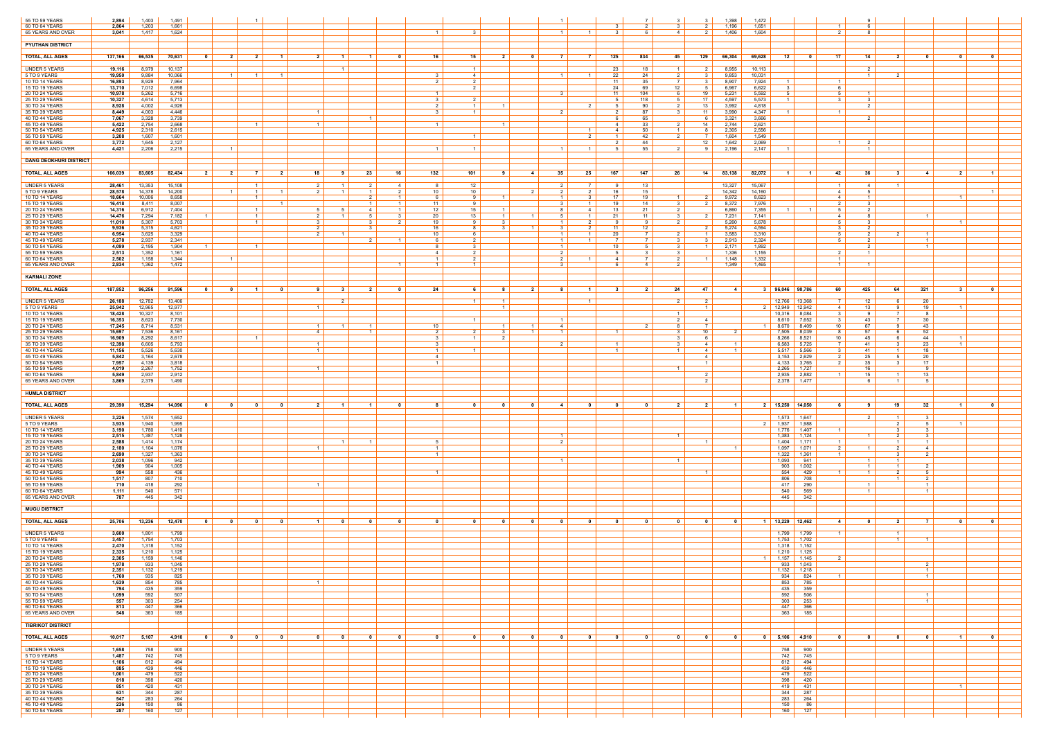| | | | | | | | | | | | | | | | | | | | | | | | | | | | | | | | |
|---|---|---|---|---|---|---|---|---|---|---|---|---|---|---|---|---|---|---|---|---|---|---|---|---|---|---|---|---|---|---|---|
| 55 TO 59 YEARS | 2,894 | 1,403 | 1,491 | | | 1 | | | | | | | | | | 1 | | | 7 | 3 | 3 | 1,398 | 1,472 | | | | 9 | | | | |
| 60 TO 64 YEARS | 2,864 | 1,203 | 1,661 | | | | | | | | | | | | | | | 3 | 2 | 3 | 2 | 1,196 | 1,651 | | | 1 | 6 | | | | |
| 65 YEARS AND OVER | 3,041 | 1,417 | 1,624 | | | | | | | | | 1 | 3 | | | 1 | 1 | 3 | 6 | 4 | 2 | 1,406 | 1,604 | | | 2 | 8 | | | | |
| **PYUTHAN DISTRICT** | | | | | | | | | | | | | | | | | | | | | | | | | | | | | | | |
| **TOTAL, ALL AGES** | 137,166 | 66,535 | 70,631 | 0 | 2 | 2 | 1 | 2 | 1 | 1 | 0 | 16 | 15 | 2 | 0 | 7 | 7 | 125 | 834 | 45 | 129 | 66,304 | 69,628 | 12 | 0 | 17 | 14 | 2 | 0 | 0 | 0 |
| UNDER 5 YEARS | 19,116 | 8,979 | 10,137 | | | | | | 1 | | | | 1 | | | | | 23 | 18 | 1 | 2 | 8,955 | 10,113 | | | | 2 | | | | |
| 5 TO 9 YEARS | 19,950 | 9,884 | 10,066 | | 1 | 1 | 1 | | | | | 3 | 4 | | | 1 | 1 | 22 | 24 | 2 | 3 | 9,853 | 10,031 | | | | 1 | 2 | | | |
| 10 TO 14 YEARS | 16,893 | 8,929 | 7,964 | | | | | | | | | 2 | 2 | | | | | 11 | 35 | 7 | 3 | 8,907 | 7,924 | 1 | | 1 | | | | | |
| 15 TO 19 YEARS | 13,710 | 7,012 | 6,698 | | | | | | | | | | 2 | | | | | 24 | 69 | 12 | 5 | 6,967 | 6,622 | 3 | | 6 | | | | | |
| 20 TO 24 YEARS | 10,978 | 5,262 | 5,716 | | | | | | | | | 1 | | | | 3 | | 11 | 104 | 6 | 19 | 5,231 | 5,592 | 5 | | 5 | 1 | | | | |
| 25 TO 29 YEARS | 10,327 | 4,614 | 5,713 | | | | | | | | | 3 | 2 | | | | 2 | 5 | 118 | 5 | 17 | 4,597 | 5,573 | 1 | | 3 | 3 | | | | |
| 30 TO 34 YEARS | 8,928 | 4,002 | 4,926 | | | | | | | | | 2 | 1 | 1 | | | | 5 | 90 | 2 | 13 | 3,992 | 4,818 | | | | 2 | | | | |
| 35 TO 39 YEARS | 8,449 | 4,003 | 4,446 | | | | | 1 | | | | 3 | 1 | | | 2 | | 2 | 87 | 3 | 11 | 3,990 | 4,347 | 1 | | 1 | | | | | |
| 40 TO 44 YEARS | 7,067 | 3,328 | 3,739 | | | | | | | 1 | | | | | | | | 6 | 65 | | 6 | 3,321 | 3,666 | | | | 2 | | | | |
| 45 TO 49 YEARS | 5,422 | 2,754 | 2,668 | | | 1 | | 1 | | | | 1 | | 1 | | | | 4 | 33 | 2 | 14 | 2,744 | 2,621 | | | | | | | | |
| 50 TO 54 YEARS | 4,925 | 2,310 | 2,615 | | | | | | | | | | | | | | 1 | 4 | 50 | 1 | 8 | 2,305 | 2,556 | | | | | | | | |
| 55 TO 59 YEARS | 3,208 | 1,607 | 1,601 | | | | | | | | | | 1 | | | | 2 | 1 | 42 | 2 | 7 | 1,604 | 1,549 | | | | | | | | |
| 60 TO 64 YEARS | 3,772 | 1,645 | 2,127 | | | | | | | | | | | | | | | 2 | 44 | | 12 | 1,642 | 2,069 | | | 1 | 2 | | | | |
| 65 YEARS AND OVER | 4,421 | 2,206 | 2,215 | | 1 | | | | | | | 1 | 1 | | | 1 | 1 | 5 | 55 | 2 | 9 | 2,196 | 2,147 | 1 | | | 1 | | | | |
| **DANG DEOKHURI DISTRICT** | | | | | | | | | | | | | | | | | | | | | | | | | | | | | | | |
| **TOTAL, ALL AGES** | 166,039 | 83,605 | 82,434 | 2 | 2 | 7 | 2 | 18 | 9 | 23 | 16 | 132 | 101 | 9 | 4 | 35 | 25 | 167 | 147 | 26 | 14 | 83,138 | 82,072 | 1 | 1 | 42 | 36 | 3 | 4 | 2 | 1 |
| UNDER 5 YEARS | 28,461 | 13,353 | 15,108 | | | 1 | | 2 | 1 | 2 | 4 | 8 | 12 | | | 2 | 7 | 9 | 13 | | | 13,327 | 15,067 | | | 1 | 4 | 1 | | | |
| 5 TO 9 YEARS | 28,578 | 14,378 | 14,200 | | 1 | 1 | 1 | 2 | 1 | 1 | 2 | 10 | 10 | | 2 | 2 | 2 | 16 | 15 | | | 14,342 | 14,160 | | | 4 | 5 | | | | 1 |
| 10 TO 14 YEARS | 18,664 | 10,006 | 8,658 | | | 1 | | | | 2 | 1 | 6 | 9 | 1 | | 1 | 3 | 17 | 19 | 1 | 2 | 9,972 | 8,623 | | | 4 | 1 | | | 1 | |
| 15 TO 19 YEARS | 16,418 | 8,411 | 8,007 | | | | 1 | | | 1 | 1 | 11 | 9 | | | 3 | 1 | 19 | 14 | 3 | 2 | 8,372 | 7,976 | | | 2 | 3 | | | | |
| 20 TO 24 YEARS | 14,316 | 6,912 | 7,404 | | | 1 | | 5 | 5 | 4 | 1 | 12 | 15 | 1 | | 8 | 4 | 13 | 21 | 2 | | 6,860 | 7,355 | 1 | 1 | 5 | 2 | | | | |
| 25 TO 29 YEARS | 14,476 | 7,294 | 7,182 | 1 | | 1 | | 2 | 1 | 5 | 3 | 20 | 13 | 1 | 1 | 5 | 1 | 21 | 11 | 3 | 2 | 7,231 | 7,141 | | | 4 | 8 | | 1 | | |
| 30 TO 34 YEARS | 11,010 | 5,307 | 5,703 | | | 1 | | 3 | | 3 | 2 | 19 | 9 | 3 | | 1 | 2 | 9 | 9 | 2 | | 5,260 | 5,678 | | | 5 | 3 | | | 1 | |
| 35 TO 39 YEARS | 9,936 | 5,315 | 4,621 | | | | | 2 | | 3 | | 16 | 8 | 3 | 1 | 3 | 2 | 11 | 12 | | 2 | 5,274 | 4,594 | | | 3 | 2 | | | | |
| 40 TO 44 YEARS | 6,954 | 3,625 | 3,329 | | | | | 2 | 1 | | | 10 | 6 | | | 1 | 1 | 20 | 7 | 2 | 1 | 3,583 | 3,310 | | | 5 | 2 | 2 | 1 | | |
| 45 TO 49 YEARS | 5,278 | 2,937 | 2,341 | | | | | | | 2 | 1 | 6 | 2 | | | 1 | 1 | 7 | 7 | 3 | 3 | 2,913 | 2,324 | | | 5 | 2 | | 1 | | |
| 50 TO 54 YEARS | 4,099 | 2,195 | 1,904 | 1 | | 1 | | | | | | 8 | 3 | | | 1 | | 10 | 5 | 3 | 1 | 2,171 | 1,892 | | | | 2 | | 1 | | |
| 55 TO 59 YEARS | 2,513 | 1,352 | 1,161 | | | | | | | | | 4 | 2 | | | 2 | | 5 | 3 | 3 | | 1,336 | 1,155 | | | 2 | 1 | | | | |
| 60 TO 64 YEARS | 2,502 | 1,158 | 1,344 | | 1 | | | | | | | 1 | 2 | | | 2 | 1 | 4 | 7 | 2 | 1 | 1,148 | 1,332 | | | 1 | | | | | |
| 65 YEARS AND OVER | 2,834 | 1,362 | 1,472 | | | | | | | | 1 | 1 | 1 | | | 3 | | 6 | 4 | 2 | | 1,349 | 1,465 | | | 1 | 1 | | | | |
| **KARNALI ZONE** | | | | | | | | | | | | | | | | | | | | | | | | | | | | | | | |
| **TOTAL, ALL AGES** | 187,852 | 96,256 | 91,596 | 0 | 0 | 1 | 0 | 9 | 3 | 2 | 0 | 24 | 6 | 8 | 2 | 8 | 1 | 3 | 2 | 24 | 47 | 4 | 3 | 96,046 | 90,786 | 60 | 425 | 64 | 321 | 3 | 0 |
| UNDER 5 YEARS | 26,188 | 12,782 | 13,406 | | | | | | 2 | | | | 1 | 1 | | | 1 | | | 2 | 2 | | | 12,766 | 13,368 | 7 | 12 | 6 | 20 | | |
| 5 TO 9 YEARS | 25,942 | 12,965 | 12,977 | | | | | 1 | | | | | | 1 | | | | | | | 1 | | 2 | 12,949 | 12,942 | 4 | 13 | 9 | 19 | 1 | |
| 10 TO 14 YEARS | 18,428 | 10,327 | 8,101 | | | | | | | | | | | | | | | | | 1 | | | | 10,316 | 8,084 | 3 | 9 | 7 | 8 | | |
| 15 TO 19 YEARS | 16,353 | 8,623 | 7,730 | | | | | | | | | | 1 | | | 1 | | | | 2 | 4 | | | 8,610 | 7,652 | 3 | 43 | 7 | 30 | | |
| 20 TO 24 YEARS | 17,245 | 8,714 | 8,531 | | | | | 1 | 1 | 1 | | 10 | | 1 | 1 | 4 | | | 2 | 8 | 7 | | 1 | 8,670 | 8,409 | 10 | 67 | 9 | 43 | | |
| 25 TO 29 YEARS | 15,697 | 7,536 | 8,161 | | | | | 4 | | 1 | | 2 | 2 | 3 | 1 | 1 | | 1 | | 3 | 10 | 2 | | 7,505 | 8,039 | 8 | 57 | 6 | 52 | | |
| 30 TO 34 YEARS | 16,909 | 8,292 | 8,617 | | | 1 | | | | | | 3 | 1 | 2 | | | | | | 3 | 6 | | | 8,266 | 8,521 | 10 | 45 | 6 | 44 | 1 | |
| 35 TO 39 YEARS | 12,398 | 6,605 | 5,793 | | | | | 1 | | | | 3 | | | | 2 | | 1 | | 3 | 4 | 1 | | 6,583 | 5,725 | 7 | 41 | 3 | 23 | 1 | |
| 40 TO 44 YEARS | 11,156 | 5,526 | 5,630 | | | | | 1 | | | | 1 | 1 | | | | | 1 | | 1 | 4 | 1 | | 5,517 | 5,566 | 3 | 41 | 1 | 18 | | |
| 45 TO 49 YEARS | 5,842 | 3,164 | 2,678 | | | | | | | | | 4 | | | | | | | | | 4 | | | 3,153 | 2,629 | 2 | 25 | 5 | 20 | | |
| 50 TO 54 YEARS | 7,957 | 4,139 | 3,818 | | | | | | | | | 1 | | | | | | | | | 1 | | | 4,133 | 3,765 | 2 | 35 | 3 | 17 | | |
| 55 TO 59 YEARS | 4,019 | 2,267 | 1,752 | | | | | 1 | | | | | | | | | | | | 1 | | | | 2,265 | 1,727 | | 16 | | 9 | | |
| 60 TO 64 YEARS | 5,849 | 2,937 | 2,912 | | | | | | | | | | | | | | | | | | 2 | | | 2,935 | 2,882 | 1 | 15 | 1 | 13 | | |
| 65 YEARS AND OVER | 3,869 | 2,379 | 1,490 | | | | | | | | | | | | | | | | | | 2 | | | 2,378 | 1,477 | | 6 | 1 | 5 | | |
| **HUMLA DISTRICT** | | | | | | | | | | | | | | | | | | | | | | | | | | | | | | | |
| **TOTAL, ALL AGES** | 29,390 | 15,294 | 14,096 | 0 | 0 | 0 | 0 | 2 | 1 | 1 | 0 | 8 | 0 | 0 | 0 | 4 | 0 | 0 | 0 | 2 | 2 | 1 | 2 | 15,250 | 14,050 | 6 | 9 | 19 | 32 | 1 | 0 |
| UNDER 5 YEARS | 3,226 | 1,574 | 1,652 | | | | | | | | | | | | | | | | | | | | | 1,573 | 1,647 | | 2 | 1 | 3 | | |
| 5 TO 9 YEARS | 3,935 | 1,940 | 1,995 | | | | | | | | | | | | | | | | | | | | 2 | 1,937 | 1,988 | | | 2 | 5 | 1 | |
| 10 TO 14 YEARS | 3,190 | 1,780 | 1,410 | | | | | | | | | | | | | | | | | | | | | 1,776 | 1,407 | 1 | | 3 | 3 | | |
| 15 TO 19 YEARS | 2,515 | 1,387 | 1,128 | | | | | | | | | | | | | 1 | | | | 1 | | | | 1,383 | 1,124 | | 1 | 2 | 3 | | |
| 20 TO 24 YEARS | 2,588 | 1,414 | 1,174 | | | | | | 1 | 1 | | 5 | | | | 2 | | | | | 1 | | | 1,404 | 1,171 | 1 | | 1 | 1 | | |
| 25 TO 29 YEARS | 2,180 | 1,104 | 1,076 | | | | | 1 | | | | 1 | | | | | | | | | | 1 | | 1,097 | 1,071 | 2 | 1 | 2 | 4 | | |
| 30 TO 34 YEARS | 2,690 | 1,327 | 1,363 | | | | | | | | | 1 | | | | | | | | | | | | 1,322 | 1,361 | 1 | | 3 | 2 | | |
| 35 TO 39 YEARS | 2,038 | 1,096 | 942 | | | | | | | | | | | | | 1 | | | | 1 | | | | 1,093 | 941 | | 1 | 1 | | | |
| 40 TO 44 YEARS | 1,909 | 904 | 1,005 | | | | | | | | | | | | | | | | | | | | | 903 | 1,002 | | 1 | 1 | 2 | | |
| 45 TO 49 YEARS | 994 | 558 | 436 | | | | | | | | | 1 | | | | | | | | | 1 | | | 554 | 429 | 1 | 1 | 2 | 5 | | |
| 50 TO 54 YEARS | 1,517 | 807 | 710 | | | | | | | | | | | | | | | | | | | | | 806 | 708 | | | 1 | 2 | | |
| 55 TO 59 YEARS | 710 | 418 | 292 | | | | | 1 | | | | | | | | | | | | | | | | 417 | 290 | | 1 | | 1 | | |
| 60 TO 64 YEARS | 1,111 | 540 | 571 | | | | | | | | | | | | | | | | | | | | | 540 | 569 | | 1 | | 1 | | |
| 65 YEARS AND OVER | 787 | 445 | 342 | | | | | | | | | | | | | | | | | | | | | 445 | 342 | | | | | | |
| **MUGU DISTRICT** | | | | | | | | | | | | | | | | | | | | | | | | | | | | | | | |
| **TOTAL, ALL AGES** | 25,706 | 13,236 | 12,470 | 0 | 0 | 0 | 0 | 1 | 0 | 0 | 0 | 0 | 0 | 0 | 0 | 0 | 0 | 0 | 0 | 0 | 0 | 0 | 1 | 13,229 | 12,462 | 4 | 0 | 2 | 7 | 0 | 0 |
| UNDER 5 YEARS | 3,600 | 1,801 | 1,799 | | | | | | | | | | | | | | | | | | | | | 1,799 | 1,799 | 1 | | 1 | | | |
| 5 TO 9 YEARS | 3,457 | 1,754 | 1,703 | | | | | | | | | | | | | | | | | | | | | 1,753 | 1,702 | | | 1 | 1 | | |
| 10 TO 14 YEARS | 2,470 | 1,318 | 1,152 | | | | | | | | | | | | | | | | | | | | | 1,318 | 1,152 | | | | | | |
| 15 TO 19 YEARS | 2,335 | 1,210 | 1,125 | | | | | | | | | | | | | | | | | | | | | 1,210 | 1,125 | | | | | | |
| 20 TO 24 YEARS | 2,305 | 1,159 | 1,146 | | | | | | | | | | | | | | | | | | | | 1 | 1,157 | 1,145 | 2 | | | | | |
| 25 TO 29 YEARS | 1,978 | 933 | 1,045 | | | | | | | | | | | | | | | | | | | | | 933 | 1,043 | | | | 2 | | |
| 30 TO 34 YEARS | 2,351 | 1,132 | 1,219 | | | | | | | | | | | | | | | | | | | | | 1,132 | 1,218 | | | | 1 | | |
| 35 TO 39 YEARS | 1,760 | 935 | 825 | | | | | | | | | | | | | | | | | | | | | 934 | 824 | 1 | | | 1 | | |
| 40 TO 44 YEARS | 1,639 | 854 | 785 | | | | | 1 | | | | | | | | | | | | | | | | 853 | 785 | | | | | | |
| 45 TO 49 YEARS | 794 | 435 | 359 | | | | | | | | | | | | | | | | | | | | | 435 | 359 | | | | | | |
| 50 TO 54 YEARS | 1,099 | 592 | 507 | | | | | | | | | | | | | | | | | | | | | 592 | 506 | | | | 1 | | |
| 55 TO 59 YEARS | 557 | 303 | 254 | | | | | | | | | | | | | | | | | | | | | 303 | 253 | | | | 1 | | |
| 60 TO 64 YEARS | 813 | 447 | 366 | | | | | | | | | | | | | | | | | | | | | 447 | 366 | | | | | | |
| 65 YEARS AND OVER | 548 | 363 | 185 | | | | | | | | | | | | | | | | | | | | | 363 | 185 | | | | | | |
| **TIBRIKOT DISTRICT** | | | | | | | | | | | | | | | | | | | | | | | | | | | | | | | |
| **TOTAL, ALL AGES** | 10,017 | 5,107 | 4,910 | 0 | 0 | 0 | 0 | 0 | 0 | 0 | 0 | 0 | 0 | 0 | 0 | 0 | 0 | 0 | 0 | 0 | 0 | 0 | 0 | 5,106 | 4,910 | 0 | 0 | 0 | 0 | 1 | 0 |
| UNDER 5 YEARS | 1,658 | 758 | 900 | | | | | | | | | | | | | | | | | | | | | 758 | 900 | | | | | | |
| 5 TO 9 YEARS | 1,487 | 742 | 745 | | | | | | | | | | | | | | | | | | | | | 742 | 745 | | | | | | |
| 10 TO 14 YEARS | 1,106 | 612 | 494 | | | | | | | | | | | | | | | | | | | | | 612 | 494 | | | | | | |
| 15 TO 19 YEARS | 885 | 439 | 446 | | | | | | | | | | | | | | | | | | | | | 439 | 446 | | | | | | |
| 20 TO 24 YEARS | 1,001 | 479 | 522 | | | | | | | | | | | | | | | | | | | | | 479 | 522 | | | | | | |
| 25 TO 29 YEARS | 818 | 398 | 420 | | | | | | | | | | | | | | | | | | | | | 398 | 420 | | | | | | |
| 30 TO 34 YEARS | 851 | 420 | 431 | | | | | | | | | | | | | | | | | | | | | 419 | 431 | | | | | 1 | |
| 35 TO 39 YEARS | 631 | 344 | 287 | | | | | | | | | | | | | | | | | | | | | 344 | 287 | | | | | | |
| 40 TO 44 YEARS | 547 | 283 | 264 | | | | | | | | | | | | | | | | | | | | | 283 | 264 | | | | | | |
| 45 TO 49 YEARS | 236 | 150 | 86 | | | | | | | | | | | | | | | | | | | | | 150 | 86 | | | | | | |
| 50 TO 54 YEARS | 287 | 160 | 127 | | | | | | | | | | | | | | | | | | | | | 160 | 127 | | | | | | |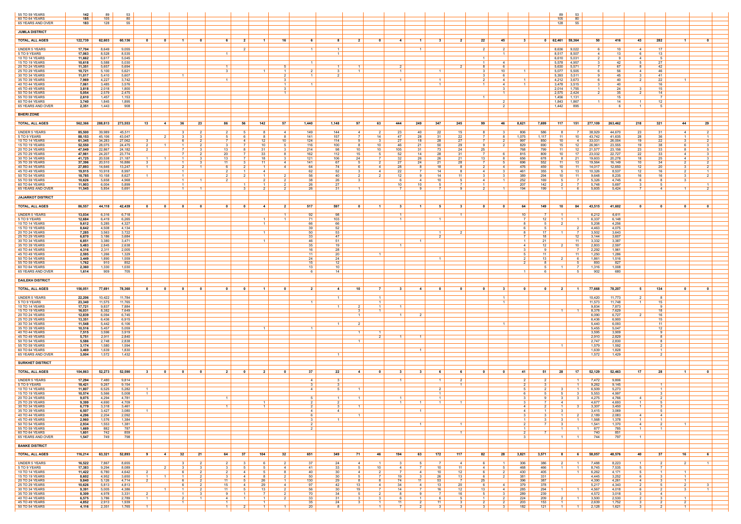| | | | | | | | | | | | | | | | | | | | | | | | | | | | | | | | |
|---|---|---|---|---|---|---|---|---|---|---|---|---|---|---|---|---|---|---|---|---|---|---|---|---|---|---|---|---|---|---|---|
| 55 TO 59 YEARS | 142 | 89 | 53 | | | | | | | | | | | | | | | | | | | | | 89 | 53 | | | | | | |
| 60 TO 64 YEARS | 185 | 105 | 80 | | | | | | | | | | | | | | | | | | | | | 105 | 80 | | | | | | |
| 65 YEARS AND OVER | 183 | 128 | 55 | | | | | | | | | | | | | | | | | | | | | 128 | 55 | | | | | | |
| **JUMLA DISTRICT** | | | | | | | | | | | | | | | | | | | | | | | | | | | | | | | |
| **TOTAL, ALL AGES** | **122,739** | **62,603** | **60,136** | **0** | **0** | **1** | **0** | **6** | **2** | **1** | **16** | **6** | **8** | **2** | **0** | **4** | **1** | **3** | **2** | **22** | **45** | **3** | **0** | **62,461** | **59,364** | **50** | **416** | **43** | **282** | **1** | **0** |
| UNDER 5 YEARS | 17,704 | 8,649 | 9,055 | | | | 2 | | | | | 1 | 1 | | | | 1 | | | 2 | 2 | | | 8,636 | 9,022 | 6 | 10 | 4 | 17 | | |
| 5 TO 9 YEARS | 17,063 | 8,528 | 8,535 | | | | | 1 | | | | | 1 | | | | | | | | 1 | | | 8,517 | 8,507 | 4 | 13 | 6 | 13 | | |
| 10 TO 14 YEARS | 11,662 | 6,617 | 5,045 | | | | | | | | | | | | | | | | | 1 | | | | 6,610 | 5,031 | 2 | 9 | 4 | 5 | | |
| 15 TO 19 YEARS | 10,618 | 5,588 | 5,030 | | | | | | | | | 1 | | | | | | | | 1 | 4 | | | 5,578 | 4,957 | 3 | 42 | 5 | 27 | | |
| 20 TO 24 YEARS | 11,351 | 5,657 | 5,694 | | | | | 1 | | | 5 | | 1 | 1 | | 2 | | | 2 | 8 | 6 | | | 5,630 | 5,571 | 7 | 67 | 8 | 42 | | |
| 25 TO 29 YEARS | 10,721 | 5,100 | 5,621 | | | | | 3 | | 1 | 1 | 2 | 3 | 1 | | 1 | | | | 3 | 10 | 1 | | 5,077 | 5,505 | 6 | 56 | 4 | 46 | | |
| 30 TO 34 YEARS | 11,017 | 5,410 | 5,607 | | | 1 | | | | | 2 | 1 | 2 | | | | | | | 3 | 6 | | | 5,393 | 5,511 | 9 | 45 | 3 | 41 | | |
| 35 TO 39 YEARS | 7,969 | 4,227 | 3,742 | | | | | 1 | | | 3 | | | | | 1 | | 1 | | 2 | 4 | 1 | | 4,212 | 3,673 | 6 | 40 | 2 | 22 | 1 | |
| 40 TO 44 YEARS | 7,061 | 3,485 | 3,576 | | | | | | | | 1 | 1 | | | | | | 1 | | 1 | 4 | 1 | | 3,478 | 3,515 | 3 | 40 | | 16 | | |
| 45 TO 49 YEARS | 3,818 | 2,018 | 1,800 | | | | | | | | 3 | | | | | | | | | | 3 | | | 2,014 | 1,755 | 1 | 24 | 3 | 15 | | |
| 50 TO 54 YEARS | 5,054 | 2,579 | 2,475 | | | | | | | | 1 | | | | | | | | | | 1 | | | 2,575 | 2,424 | 2 | 35 | 2 | 14 | | |
| 55 TO 59 YEARS | 2,610 | 1,457 | 1,153 | | | | | | | | | | | | | | | | | 1 | | | | 1,456 | 1,131 | | 15 | | 7 | | |
| 60 TO 64 YEARS | 3,740 | 1,845 | 1,895 | | | | | | | | | | | | | | | | | | 2 | | | 1,843 | 1,867 | 1 | 14 | 1 | 12 | | |
| 65 YEARS AND OVER | 2,351 | 1,443 | 908 | | | | | | | | | | | | | | | | | | 2 | | | 1,442 | 895 | | 6 | 1 | 5 | | |
| **BHERI ZONE** | | | | | | | | | | | | | | | | | | | | | | | | | | | | | | | |
| **TOTAL, ALL AGES** | **562,366** | **288,813** | **273,553** | **13** | **4** | **36** | **23** | **86** | **56** | **142** | **57** | **1,440** | **1,148** | **97** | **63** | **444** | **249** | **347** | **245** | **99** | **46** | **8,621** | **7,699** | **117** | **151** | **277,109** | **263,462** | **218** | **321** | **44** | **29** |
| UNDER 5 YEARS | 85,500 | 39,989 | 45,511 | | | 3 | 2 | 2 | 5 | 8 | 4 | 149 | 144 | 4 | 2 | 23 | 40 | 22 | 15 | 8 | 3 | 806 | 586 | 8 | 7 | 38,929 | 44,670 | 23 | 31 | 4 | 2 |
| 5 TO 9 YEARS | 88,153 | 45,106 | 43,047 | | 2 | 3 | 3 | 5 | 6 | 8 | 8 | 141 | 157 | 7 | 14 | 47 | 28 | 31 | 22 | 7 | 8 | 1,075 | 1,117 | 11 | 10 | 43,742 | 41,635 | 28 | 36 | 1 | 1 |
| 10 TO 14 YEARS | 61,345 | 34,283 | 27,062 | 3 | | 6 | 2 | 7 | 4 | 12 | 10 | 124 | 114 | 9 | 3 | 27 | 18 | 28 | 27 | 7 | 2 | 997 | 850 | 10 | 4 | 33,031 | 26,004 | 19 | 22 | 3 | 2 |
| 15 TO 19 YEARS | 52,550 | 28,075 | 24,475 | 2 | 1 | 1 | 2 | 3 | 7 | 10 | 5 | 116 | 100 | 8 | 10 | 46 | 21 | 50 | 29 | 9 | 2 | 829 | 690 | 15 | 12 | 26,961 | 23,555 | 19 | 38 | 6 | 3 |
| 20 TO 24 YEARS | 47,049 | 22,867 | 24,182 | 2 | | 7 | 3 | 13 | 8 | 31 | 3 | 214 | 98 | 10 | 10 | 105 | 31 | 73 | 24 | 25 | | 768 | 799 | 11 | 12 | 21,577 | 23,156 | 23 | 33 | 8 | 5 |
| 25 TO 29 YEARS | 47,981 | 24,207 | 23,774 | | | 7 | 2 | 20 | 7 | 33 | 8 | 162 | 112 | 15 | 5 | 52 | 14 | 28 | 31 | 7 | 6 | 815 | 809 | 10 | 17 | 23,032 | 22,727 | 22 | 33 | 4 | 3 |
| 30 TO 34 YEARS | 41,725 | 20,538 | 21,187 | 1 | 1 | 1 | 3 | 13 | 7 | 18 | 3 | 121 | 106 | 24 | 7 | 32 | 26 | 26 | 21 | 13 | 8 | 656 | 678 | 8 | 21 | 19,603 | 20,278 | 18 | 25 | 4 | 3 |
| 35 TO 39 YEARS | 37,396 | 20,510 | 16,886 | | | 1 | 3 | 11 | 3 | 11 | 4 | 141 | 67 | 5 | 2 | 27 | 24 | 21 | 28 | 7 | 5 | 696 | 552 | 11 | 13 | 19,564 | 16,149 | 10 | 34 | 2 | 2 |
| 40 TO 44 YEARS | 27,893 | 14,646 | 13,247 | 1 | | 2 | 1 | 6 | 2 | 1 | 4 | 64 | 74 | 6 | 4 | 28 | 8 | 18 | 8 | 2 | 4 | 476 | 459 | 10 | 11 | 14,017 | 12,650 | 12 | 20 | 3 | 2 |
| 45 TO 49 YEARS | 19,915 | 10,918 | 8,997 | | | 1 | | 2 | 1 | 4 | | 62 | 52 | 3 | 4 | 22 | 7 | 14 | 8 | 4 | 3 | 461 | 355 | 5 | 13 | 10,326 | 8,537 | 12 | 16 | 2 | 1 |
| 50 TO 54 YEARS | 18,785 | 10,158 | 8,627 | 1 | | 1 | | 2 | 2 | 1 | 2 | 56 | 40 | 2 | 2 | 12 | 9 | 14 | 11 | 3 | 3 | 389 | 294 | 10 | 11 | 9,648 | 8,235 | 16 | 16 | 3 | 2 |
| 55 TO 59 YEARS | 10,626 | 5,658 | 4,968 | | | 1 | 1 | 2 | | 2 | 2 | 38 | 26 | 3 | | 6 | 4 | 10 | 5 | 4 | 1 | 252 | 169 | 5 | 7 | 5,326 | 4,745 | 6 | 8 | 3 | |
| 60 TO 64 YEARS | 11,903 | 6,004 | 5,899 | | | 1 | | | 1 | 1 | 2 | 26 | 27 | | | 10 | 10 | 5 | 7 | 1 | | 207 | 142 | 2 | 7 | 5,748 | 5,697 | 3 | 5 | | 1 |
| 65 YEARS AND OVER | 11,545 | 5,854 | 5,691 | | | 1 | 1 | | 3 | 2 | 2 | 26 | 31 | 1 | | 7 | 9 | 7 | 9 | 2 | 1 | 194 | 199 | 1 | 6 | 5,605 | 5,424 | 7 | 4 | 1 | 2 |
| **JAJARKOT DISTRICT** | | | | | | | | | | | | | | | | | | | | | | | | | | | | | | | |
| **TOTAL, ALL AGES** | **86,557** | **44,118** | **42,439** | **0** | **0** | **0** | **0** | **0** | **0** | **4** | **2** | **517** | **597** | **0** | **1** | **3** | **1** | **5** | **3** | **0** | **0** | **64** | **149** | **10** | **84** | **43,515** | **41,602** | **0** | **0** | **0** | **0** |
| UNDER 5 YEARS | 13,034 | 6,316 | 6,718 | | | | | | | | 1 | 92 | 98 | | | | | | 1 | | | 10 | 7 | 1 | | 6,212 | 6,611 | | | | |
| 5 TO 9 YEARS | 12,684 | 6,419 | 6,265 | | | | | | | 1 | 1 | 71 | 103 | | | 1 | | 1 | | | | 7 | 12 | 1 | 1 | 6,337 | 6,148 | | | | |
| 10 TO 14 YEARS | 9,612 | 5,285 | 4,327 | | | | | | | 1 | | 66 | 66 | | | | | | | | | 8 | 5 | 2 | | 5,208 | 4,256 | | | | |
| 15 TO 19 YEARS | 8,642 | 4,508 | 4,134 | | | | | | | | | 39 | 52 | | | | | | | | | 6 | 5 | | 2 | 4,463 | 4,075 | | | | |
| 20 TO 24 YEARS | 7,285 | 3,563 | 3,722 | | | | | | | 1 | | 50 | 53 | | | | | 1 | 2 | | | 8 | 17 | 1 | 7 | 3,502 | 3,643 | | | | |
| 25 TO 29 YEARS | 6,870 | 3,186 | 3,684 | | | | | | | | | 33 | 47 | | | | | 2 | | | | 7 | 18 | | 12 | 3,144 | 3,607 | | | | |
| 30 TO 34 YEARS | 6,851 | 3,380 | 3,471 | | | | | | | 1 | | 46 | 51 | | | | 1 | | | | | 1 | 21 | | 11 | 3,332 | 3,387 | | | | |
| 35 TO 39 YEARS | 5,483 | 2,845 | 2,638 | | | | | | | | | 35 | 19 | | | 1 | | | | | | 4 | 12 | 2 | 10 | 2,803 | 2,597 | | | | |
| 40 TO 44 YEARS | 4,316 | 2,311 | 2,005 | | | | | | | | | 16 | 28 | | | | | | | | | 3 | 9 | | 7 | 2,292 | 1,961 | | | | |
| 45 TO 49 YEARS | 2,595 | 1,266 | 1,329 | | | | | | | | | 11 | 20 | | 1 | | | | | | | 5 | 11 | | 11 | 1,250 | 1,286 | | | | |
| 50 TO 54 YEARS | 3,449 | 1,890 | 1,559 | | | | | | | | | 24 | 24 | | | | | 1 | | | | 2 | 13 | 2 | 6 | 1,861 | 1,516 | | | | |
| 55 TO 59 YEARS | 1,762 | 910 | 852 | | | | | | | | | 15 | 12 | | | | | | | | | 2 | 8 | | 5 | 893 | 827 | | | | |
| 60 TO 64 YEARS | 2,360 | 1,330 | 1,030 | | | | | | | | | 13 | 10 | | | | | | | | | | 5 | 1 | 7 | 1,316 | 1,008 | | | | |
| 65 YEARS AND OVER | 1,614 | 909 | 705 | | | | | | | | | 6 | 14 | | | | | | | | | 1 | 6 | | 5 | 902 | 680 | | | | |
| **DAILEKH DISTRICT** | | | | | | | | | | | | | | | | | | | | | | | | | | | | | | | |
| **TOTAL, ALL AGES** | **156,051** | **77,691** | **78,360** | **0** | **0** | **0** | **0** | **0** | **0** | **1** | **0** | **2** | **4** | **10** | **7** | **3** | **4** | **0** | **0** | **0** | **3** | **0** | **0** | **2** | **1** | **77,668** | **78,207** | **5** | **134** | **0** | **0** |
| UNDER 5 YEARS | 22,206 | 10,422 | 11,784 | | | | | | | | | | 1 | | 1 | | | | | | 1 | | | | | 10,420 | 11,773 | 2 | 8 | | |
| 5 TO 9 YEARS | 23,340 | 11,575 | 11,765 | | | | | | | | | 1 | | | 1 | | | | | | 1 | | | | | 11,573 | 11,748 | 1 | 15 | | |
| 10 TO 14 YEARS | 17,721 | 9,837 | 7,884 | | | | | | | | | | 1 | 2 | 1 | 1 | | | | | | | | | | 9,834 | 7,873 | | 9 | | |
| 15 TO 19 YEARS | 16,031 | 8,382 | 7,649 | | | | | | | | | | | 3 | 1 | | | | | | | | | 1 | 1 | 8,378 | 7,629 | | 18 | | |
| 20 TO 24 YEARS | 12,839 | 6,094 | 6,745 | | | | | | | | | | | 1 | | 1 | 2 | | | | | | | | | 6,090 | 6,727 | 2 | 16 | | |
| 25 TO 29 YEARS | 13,351 | 6,436 | 6,915 | | | | | | | | | | | | | | | | | | | | | | | 6,436 | 6,900 | | 15 | | |
| 30 TO 34 YEARS | 11,548 | 5,442 | 6,106 | | | | | | | | | | | 2 | | | | | | | 1 | | | | | 5,440 | 6,093 | | 11 | | |
| 35 TO 39 YEARS | 10,516 | 5,457 | 5,059 | | | | | | | 1 | | 1 | | | | | | | | | | | | | | 5,455 | 5,047 | | 12 | | |
| 40 TO 44 YEARS | 7,515 | 3,596 | 3,919 | | | | | | | | | | | 1 | 1 | | | | | | | | | | | 3,595 | 3,909 | | 9 | | |
| 45 TO 49 YEARS | 5,751 | 2,911 | 2,840 | | | | | | | | | | | | 2 | 1 | 1 | | | | | | | | | 2,910 | 2,829 | | 8 | | |
| 50 TO 54 YEARS | 5,586 | 2,748 | 2,838 | | | | | | | | | | | 1 | | | | | | | | | | | | 2,747 | 2,830 | | 8 | | |
| 55 TO 59 YEARS | 3,174 | 1,580 | 1,594 | | | | | | | | | | | | | | | | | | | | | 1 | | 1,579 | 1,592 | | 2 | | |
| 60 TO 64 YEARS | 3,469 | 1,639 | 1,830 | | | | | | | | | | | | | | 1 | | | | | | | | | 1,639 | 1,828 | | 1 | | |
| 65 YEARS AND OVER | 3,004 | 1,572 | 1,432 | | | | | | | | | | 1 | | | | | | | | | | | | | 1,572 | 1,429 | | 2 | | |
| **SURKHET DISTRICT** | | | | | | | | | | | | | | | | | | | | | | | | | | | | | | | |
| **TOTAL, ALL AGES** | **104,863** | **52,273** | **52,590** | **3** | **0** | **0** | **0** | **2** | **0** | **2** | **0** | **37** | **22** | **4** | **0** | **3** | **3** | **6** | **6** | **0** | **0** | **41** | **51** | **28** | **17** | **52,129** | **52,463** | **17** | **28** | **1** | **0** |
| UNDER 5 YEARS | 17,294 | 7,480 | 9,814 | | | | | | | | | 4 | 3 | | | 1 | | 1 | 2 | | | 2 | 2 | | 1 | 7,472 | 9,806 | | | | |
| 5 TO 9 YEARS | 18,421 | 9,267 | 9,154 | | | | | | | | | 3 | 3 | | | | | | 1 | | | 2 | 3 | | 1 | 9,262 | 9,145 | | 1 | | |
| 10 TO 14 YEARS | 11,807 | 6,525 | 5,282 | 1 | | | | | | | | 4 | 5 | 1 | | | | 2 | | | | 5 | 2 | 3 | 1 | 6,509 | 5,273 | | 1 | | |
| 15 TO 19 YEARS | 10,574 | 5,566 | 5,008 | 1 | | | | | | | | | | | | | | 1 | | | | 6 | 5 | 5 | 3 | 5,553 | 4,997 | | 3 | | |
| 20 TO 24 YEARS | 9,075 | 4,294 | 4,781 | | | | | 1 | | | | 5 | 1 | 1 | | 1 | | 1 | | | | 3 | 9 | 3 | 3 | 4,275 | 4,766 | 4 | 2 | | |
| 25 TO 29 YEARS | 9,399 | 4,690 | 4,709 | | | | | | | 1 | | 2 | 2 | | | 1 | 1 | 1 | 1 | | | 3 | 7 | 4 | | 4,677 | 4,693 | 1 | 5 | | |
| 30 TO 34 YEARS | 6,779 | 3,318 | 3,461 | | | | | 1 | | 1 | | 2 | 3 | 1 | | | | | | | | 4 | 2 | 1 | 3 | 3,307 | 3,450 | 1 | 3 | | |
| 35 TO 39 YEARS | 6,507 | 3,427 | 3,080 | 1 | | | | | | | | 4 | 4 | | | | 1 | | | | | 4 | 1 | 3 | | 3,415 | 3,069 | | 5 | | |
| 40 TO 44 YEARS | 4,296 | 2,204 | 2,092 | | | | | | | | | 6 | | 1 | | | | | | | | 3 | 3 | 1 | 2 | 2,189 | 2,083 | 4 | 4 | | |
| 45 TO 49 YEARS | 2,960 | 1,576 | 1,384 | | | | | | | | | 3 | 1 | | | | | | | | | 1 | 3 | 3 | 1 | 1,568 | 1,378 | 1 | 1 | | |
| 50 TO 54 YEARS | 2,934 | 1,553 | 1,381 | | | | | | | | | 2 | | | | | 1 | | 1 | | | 2 | 7 | 3 | | 1,541 | 1,370 | 4 | 2 | 1 | |
| 55 TO 59 YEARS | 1,669 | 882 | 787 | | | | | | | | | 2 | | | | | | | | | | 1 | | 1 | 1 | 877 | 785 | 1 | 1 | | |
| 60 TO 64 YEARS | 1,601 | 742 | 859 | | | | | | | | | | | | | | | | 1 | | | 2 | 7 | | | 740 | 851 | | | | |
| 65 YEARS AND OVER | 1,547 | 749 | 798 | | | | | | | | | | | | | | | | | | | 3 | | 1 | 1 | 744 | 797 | 1 | | | |
| **BANKE DISTRICT** | | | | | | | | | | | | | | | | | | | | | | | | | | | | | | | |
| **TOTAL, ALL AGES** | **116,214** | **63,321** | **52,893** | **9** | **4** | **32** | **21** | **64** | **37** | **104** | **32** | **651** | **349** | **71** | **46** | **194** | **63** | **172** | **117** | **82** | **28** | **3,821** | **3,571** | **8** | **6** | **58,057** | **48,576** | **40** | **37** | **16** | **6** |
| UNDER 5 YEARS | 16,522 | 7,867 | 8,655 | | | 3 | 2 | 2 | 3 | 6 | 2 | 37 | 24 | 4 | 1 | 3 | 5 | 7 | 4 | 6 | 1 | 306 | 386 | 2 | 1 | 7,488 | 8,223 | 1 | 2 | 2 | 1 |
| 5 TO 9 YEARS | 17,383 | 9,294 | 8,089 | | 2 | 3 | 3 | 3 | 5 | 5 | 4 | 41 | 33 | 5 | 10 | 4 | 7 | 10 | 11 | 4 | 5 | 468 | 466 | 1 | 1 | 8,745 | 7,535 | 5 | 7 | | |
| 10 TO 14 YEARS | 11,422 | 6,780 | 4,642 | 2 | | 6 | 2 | 2 | 4 | 5 | 8 | 40 | 30 | 4 | 2 | 7 | 4 | 10 | 12 | 6 | 2 | 430 | 405 | | 1 | 6,262 | 4,171 | 5 | 1 | 1 | |
| 15 TO 19 YEARS | 8,602 | 4,952 | 3,650 | 1 | 1 | 1 | 2 | 3 | 4 | 8 | 2 | 50 | 30 | 3 | 7 | 19 | 3 | 26 | 13 | 6 | 2 | 381 | 331 | | | 4,445 | 3,262 | 6 | 3 | 1 | |
| 20 TO 24 YEARS | 9,840 | 5,126 | 4,714 | 2 | | 6 | 2 | 11 | 5 | 26 | 1 | 130 | 29 | 8 | 8 | 74 | 11 | 53 | 7 | 25 | | 396 | 387 | | | 4,390 | 4,261 | 4 | 3 | 1 | |
| 25 TO 29 YEARS | 10,626 | 5,813 | 4,813 | | | 6 | 2 | 15 | 4 | 29 | 4 | 97 | 42 | 13 | 4 | 34 | 4 | 13 | 20 | 6 | 4 | 379 | 378 | | | 5,217 | 4,343 | 2 | 5 | 2 | 3 |
| 30 TO 34 YEARS | 9,391 | 5,005 | 4,386 | | 1 | 6 | 5 | 11 | 5 | 13 | 2 | 56 | 30 | 19 | 7 | 14 | 7 | 16 | 12 | 13 | 4 | 285 | 294 | 1 | 1 | 4,567 | 4,018 | 6 | 2 | 3 | 1 |
| 35 TO 39 YEARS | 8,309 | 4,978 | 3,331 | 2 | | 1 | 3 | 9 | 1 | 7 | 2 | 70 | 34 | 5 | 2 | 8 | 9 | 7 | 16 | 5 | 3 | 289 | 239 | | | 4,572 | 3,018 | 3 | 4 | | |
| 40 TO 44 YEARS | 6,575 | 3,786 | 2,789 | 1 | | 2 | 1 | 4 | 1 | 1 | 2 | 33 | 31 | 3 | 3 | 6 | 1 | 6 | 5 | 1 | 2 | 224 | 209 | 2 | 1 | 3,500 | 2,530 | 2 | 3 | 1 | |
| 45 TO 49 YEARS | 4,852 | 2,913 | 1,939 | | | 1 | | 1 | | 1 | | 35 | 24 | 3 | 1 | 11 | 2 | 11 | 3 | 2 | 2 | 203 | 153 | 1 | | 2,639 | 1,752 | 3 | 2 | 2 | |
| 50 TO 54 YEARS | 4,116 | 2,351 | 1,765 | 1 | | | | 1 | 2 | 1 | 1 | 20 | 8 | | 1 | 7 | 2 | 3 | 3 | 3 | 3 | 182 | 121 | 1 | 1 | 2,128 | 1,621 | 3 | 2 | 1 | |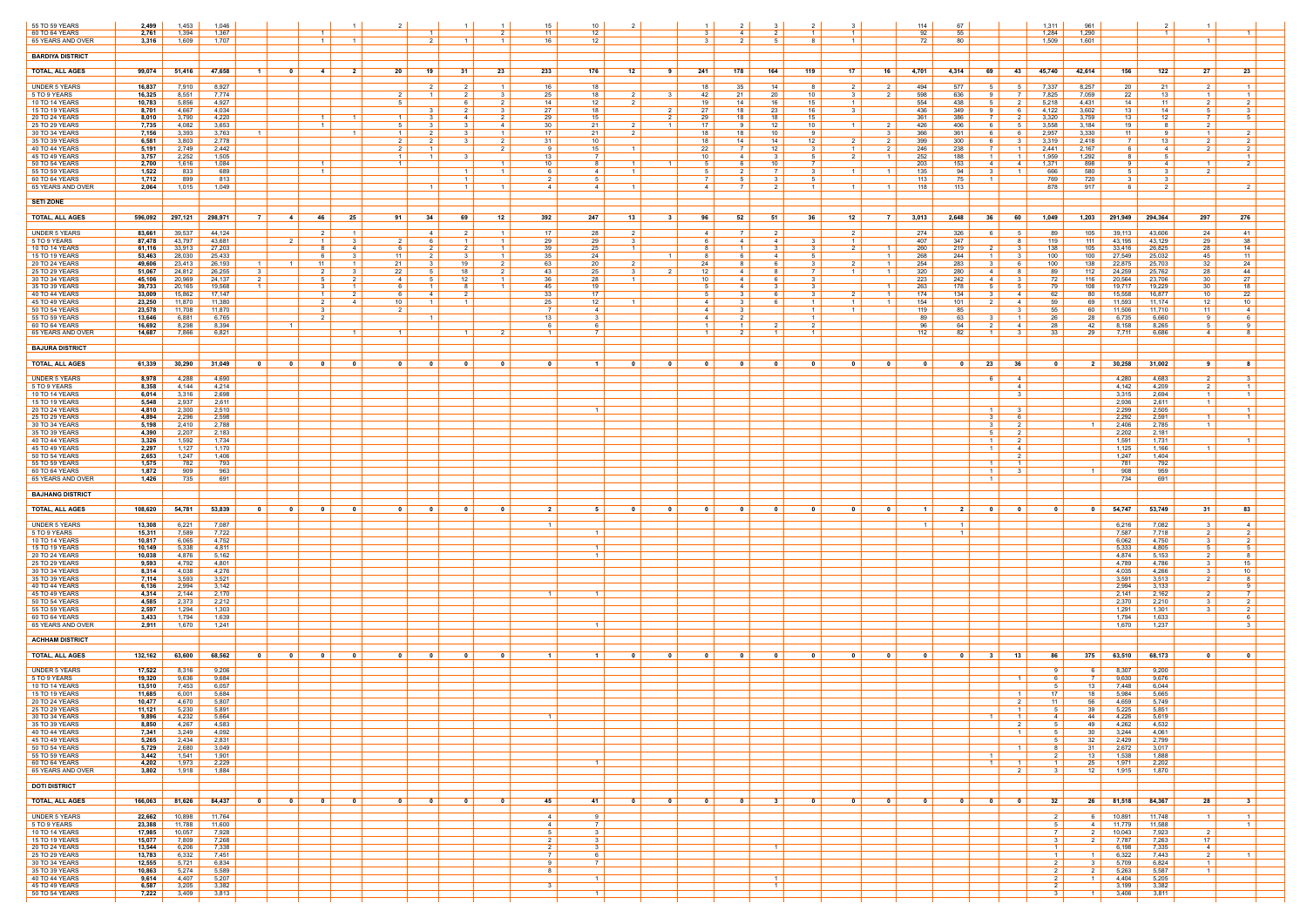| | | | | | | | | | | | | | | | | | | | | | | | | | | | | | | | |
|---|---|---|---|---|---|---|---|---|---|---|---|---|---|---|---|---|---|---|---|---|---|---|---|---|---|---|---|---|---|---|---|
| 55 TO 59 YEARS | 2,499 | 1,453 | 1,046 | | | | 1 | 2 | | 1 | 1 | 15 | 10 | 2 | | 1 | 2 | 3 | 2 | 3 | | 114 | 67 | | | 1,311 | 961 | | 2 | 1 | |
| 60 TO 64 YEARS | 2,761 | 1,394 | 1,367 | | | 1 | | | 1 | | 2 | 11 | 12 | | | 3 | 4 | 2 | 1 | 1 | | 92 | 55 | | | 1,284 | 1,290 | | 1 | | 1 |
| 65 YEARS AND OVER | 3,316 | 1,609 | 1,707 | | | 1 | 1 | 2 | | 1 | 1 | 16 | 12 | | | 3 | 2 | 5 | 8 | 1 | | 72 | 80 | | | 1,509 | 1,601 | | | 1 | |
| **BARDIYA DISTRICT** | | | | | | | | | | | | | | | | | | | | | | | | | | | | | | | |
| **TOTAL, ALL AGES** | 99,074 | 51,416 | 47,658 | 1 | 0 | 4 | 2 | 20 | 19 | 31 | 23 | 233 | 176 | 12 | 9 | 241 | 178 | 164 | 119 | 17 | 16 | 4,701 | 4,314 | 69 | 43 | 45,740 | 42,614 | 156 | 122 | 27 | 23 |
| UNDER 5 YEARS | 16,837 | 7,910 | 8,927 | | | | | | 2 | 2 | 1 | 16 | 18 | | | 18 | 35 | 14 | 8 | 2 | 2 | 494 | 577 | 5 | 5 | 7,337 | 8,257 | 20 | 21 | 2 | 1 |
| 5 TO 9 YEARS | 16,325 | 8,551 | 7,774 | | | | | 2 | 1 | 2 | 3 | 25 | 18 | 2 | 3 | 42 | 21 | 20 | 10 | 3 | 2 | 598 | 636 | 9 | 7 | 7,825 | 7,059 | 22 | 13 | 1 | 1 |
| 10 TO 14 YEARS | 10,783 | 5,856 | 4,927 | | | | | 5 | | 6 | 2 | 14 | 12 | 2 | | 19 | 14 | 16 | 15 | 1 | | 554 | 438 | 5 | 2 | 5,218 | 4,431 | 14 | 11 | 2 | 2 |
| 15 TO 19 YEARS | 8,701 | 4,667 | 4,034 | | | | | | 3 | 2 | 3 | 27 | 18 | | 2 | 27 | 18 | 23 | 16 | 3 | | 436 | 349 | 9 | 6 | 4,122 | 3,602 | 13 | 14 | 5 | 3 |
| 20 TO 24 YEARS | 8,010 | 3,790 | 4,220 | | | 1 | 1 | 1 | 3 | 4 | 2 | 29 | 15 | | 2 | 29 | 18 | 18 | 15 | | | 361 | 386 | 7 | 2 | 3,320 | 3,759 | 13 | 12 | 7 | 5 |
| 25 TO 29 YEARS | 7,735 | 4,082 | 3,653 | | | 1 | | 5 | 3 | 3 | 4 | 30 | 21 | 2 | 1 | 17 | 9 | 12 | 10 | 1 | 2 | 426 | 406 | 6 | 5 | 3,558 | 3,184 | 19 | 8 | 2 | |
| 30 TO 34 YEARS | 7,156 | 3,393 | 3,763 | 1 | | | 1 | 1 | 2 | 3 | 1 | 17 | 21 | 2 | | 18 | 18 | 10 | 9 | | 3 | 366 | 361 | 6 | 6 | 2,957 | 3,330 | 11 | 9 | 1 | 2 |
| 35 TO 39 YEARS | 6,581 | 3,803 | 2,778 | | | | | 2 | 2 | 3 | 2 | 31 | 10 | | | 18 | 14 | 14 | 12 | 2 | 2 | 399 | 300 | 6 | 3 | 3,319 | 2,418 | 7 | 13 | 2 | 2 |
| 40 TO 44 YEARS | 5,191 | 2,749 | 2,442 | | | | | 2 | 1 | | 2 | 9 | 15 | 1 | | 22 | 7 | 12 | 3 | 1 | 2 | 246 | 238 | 7 | 1 | 2,441 | 2,167 | 6 | 4 | 2 | 2 |
| 45 TO 49 YEARS | 3,757 | 2,252 | 1,505 | | | | | 1 | 1 | 3 | | 13 | 7 | | | 10 | 4 | 3 | 5 | 2 | 1 | 252 | 188 | 1 | 1 | 1,959 | 1,292 | 8 | 5 | | 1 |
| 50 TO 54 YEARS | 2,700 | 1,616 | 1,084 | | | 1 | | 1 | | | 1 | 10 | 8 | 1 | 1 | 5 | 6 | 10 | 7 | | | 203 | 153 | 4 | 4 | 1,371 | 898 | 9 | 4 | 1 | 2 |
| 55 TO 59 YEARS | 1,522 | 833 | 689 | | | 1 | | | | 1 | 1 | 6 | 4 | 1 | | 5 | 2 | 7 | 3 | 1 | 1 | 135 | 94 | 3 | 1 | 666 | 580 | 5 | 3 | 2 | |
| 60 TO 64 YEARS | 1,712 | 899 | 813 | | | | | | | | | 2 | 5 | | | 7 | 5 | 3 | 5 | | | 113 | 75 | 1 | | 769 | 720 | 3 | 3 | | |
| 65 YEARS AND OVER | 2,064 | 1,015 | 1,049 | | | | | | 1 | 1 | 1 | 4 | 4 | 1 | | 4 | 7 | 2 | 1 | 1 | 1 | 118 | 113 | | | 878 | 917 | 6 | 2 | | 2 |
| **SETI ZONE** | | | | | | | | | | | | | | | | | | | | | | | | | | | | | | | |
| **TOTAL, ALL AGES** | 596,092 | 297,121 | 298,971 | 7 | 4 | 46 | 25 | 91 | 34 | 69 | 12 | 392 | 247 | 13 | 3 | 96 | 52 | 51 | 36 | 12 | 7 | 3,013 | 2,648 | 36 | 60 | 1,049 | 1,203 | 291,949 | 294,364 | 297 | 276 |
| UNDER 5 YEARS | 83,661 | 39,537 | 44,124 | | | 2 | 1 | | 4 | 2 | 1 | 17 | 28 | 2 | | 4 | 7 | 2 | | | 2 | 274 | 326 | 6 | 5 | 89 | 105 | 39,113 | 43,606 | 24 | 41 |
| 5 TO 9 YEARS | 87,478 | 43,797 | 43,681 | | 2 | 1 | 3 | 2 | 6 | 1 | 1 | 29 | 29 | 3 | | 6 | 4 | 4 | 3 | | 1 | 407 | 347 | | 8 | 119 | 111 | 43,195 | 43,129 | 29 | 38 |
| 10 TO 14 YEARS | 61,116 | 33,913 | 27,203 | | | 8 | 4 | 6 | 2 | 2 | 1 | 39 | 25 | 1 | | 8 | 1 | 3 | 3 | 2 | 1 | 260 | 219 | 2 | 3 | 138 | 105 | 33,416 | 26,825 | 28 | 14 |
| 15 TO 19 YEARS | 53,463 | 28,030 | 25,433 | | | 6 | 3 | 11 | 2 | 3 | 1 | 35 | 24 | | 1 | 8 | 6 | 4 | 5 | | 1 | 268 | 244 | 1 | 3 | 100 | 100 | 27,549 | 25,032 | 45 | 11 |
| 20 TO 24 YEARS | 49,606 | 23,413 | 26,193 | 1 | 1 | 11 | 1 | 21 | 3 | 19 | 2 | 63 | 20 | 2 | | 24 | 8 | 6 | 3 | 2 | 1 | 254 | 283 | 3 | 6 | 100 | 138 | 22,875 | 25,703 | 32 | 24 |
| 25 TO 29 YEARS | 51,067 | 24,812 | 26,255 | 3 | | 2 | 3 | 22 | 5 | 18 | 2 | 43 | 25 | 3 | 2 | 12 | 4 | 8 | 7 | 1 | 1 | 320 | 280 | 4 | 8 | 89 | 112 | 24,259 | 25,762 | 28 | 44 |
| 30 TO 34 YEARS | 45,106 | 20,969 | 24,137 | 2 | | 5 | 2 | 4 | 5 | 12 | 1 | 36 | 28 | 1 | | 10 | 4 | 6 | 3 | | | 223 | 242 | 4 | 3 | 72 | 116 | 20,564 | 23,706 | 30 | 27 |
| 35 TO 39 YEARS | 39,733 | 20,165 | 19,568 | 1 | | 3 | 1 | 6 | 1 | 8 | 1 | 45 | 19 | | | 5 | 4 | 3 | 3 | | 1 | 263 | 178 | 5 | 5 | 79 | 108 | 19,717 | 19,229 | 30 | 18 |
| 40 TO 44 YEARS | 33,009 | 15,862 | 17,147 | | | 1 | 2 | 6 | 4 | 2 | | 33 | 17 | | | 5 | 3 | 6 | 3 | 2 | 1 | 174 | 134 | 3 | 4 | 62 | 80 | 15,558 | 16,877 | 10 | 22 |
| 45 TO 49 YEARS | 23,250 | 11,870 | 11,380 | | | 2 | 4 | 10 | 1 | 1 | | 25 | 12 | 1 | | 4 | 3 | 6 | 1 | 1 | 1 | 154 | 101 | 2 | 4 | 59 | 69 | 11,593 | 11,174 | 12 | 10 |
| 50 TO 54 YEARS | 23,578 | 11,708 | 11,870 | | | 3 | | 2 | | | | 7 | 4 | | | 4 | 3 | | 1 | 1 | | 119 | 85 | | 3 | 55 | 60 | 11,506 | 11,710 | 11 | 4 |
| 55 TO 59 YEARS | 13,646 | 6,881 | 6,765 | | | 2 | | | 1 | | | 13 | 3 | | | 4 | 2 | | 1 | | | 89 | 63 | 3 | 1 | 26 | 28 | 6,735 | 6,660 | 9 | 6 |
| 60 TO 64 YEARS | 16,692 | 8,298 | 8,394 | | 1 | | | | | | | 6 | 6 | | | 1 | 1 | 2 | 2 | | | 96 | 64 | 2 | 4 | 28 | 42 | 8,158 | 8,265 | 5 | 9 |
| 65 YEARS AND OVER | 14,687 | 7,866 | 6,821 | | | | 1 | 1 | | 1 | 2 | 1 | 7 | | | 1 | 2 | 1 | 1 | | | 112 | 82 | 1 | 3 | 33 | 29 | 7,711 | 6,686 | 4 | 8 |
| **BAJURA DISTRICT** | | | | | | | | | | | | | | | | | | | | | | | | | | | | | | | |
| **TOTAL, ALL AGES** | 61,339 | 30,290 | 31,049 | 0 | 0 | 0 | 0 | 0 | 0 | 0 | 0 | 0 | 1 | 0 | 0 | 0 | 0 | 0 | 0 | 0 | 0 | 0 | 0 | 23 | 36 | 0 | 2 | 30,258 | 31,002 | 9 | 8 |
| UNDER 5 YEARS | 8,978 | 4,288 | 4,690 | | | | | | | | | | | | | | | | | | | | | 6 | 4 | | | 4,280 | 4,683 | 2 | 3 |
| 5 TO 9 YEARS | 8,358 | 4,144 | 4,214 | | | | | | | | | | | | | | | | | | | | | | 4 | | | 4,142 | 4,209 | 2 | 1 |
| 10 TO 14 YEARS | 6,014 | 3,316 | 2,698 | | | | | | | | | | | | | | | | | | | | | | 3 | | | 3,315 | 2,694 | 1 | 1 |
| 15 TO 19 YEARS | 5,548 | 2,937 | 2,611 | | | | | | | | | | | | | | | | | | | | | | | | | 2,936 | 2,611 | 1 | |
| 20 TO 24 YEARS | 4,810 | 2,300 | 2,510 | | | | | | | | | | 1 | | | | | | | | | | | 1 | 3 | | | 2,299 | 2,505 | | 1 |
| 25 TO 29 YEARS | 4,894 | 2,296 | 2,598 | | | | | | | | | | | | | | | | | | | | | 3 | 6 | | | 2,292 | 2,591 | 1 | 1 |
| 30 TO 34 YEARS | 5,198 | 2,410 | 2,788 | | | | | | | | | | | | | | | | | | | | | 3 | 2 | | 1 | 2,406 | 2,785 | 1 | |
| 35 TO 39 YEARS | 4,390 | 2,207 | 2,183 | | | | | | | | | | | | | | | | | | | | | 5 | 2 | | | 2,202 | 2,181 | | |
| 40 TO 44 YEARS | 3,326 | 1,592 | 1,734 | | | | | | | | | | | | | | | | | | | | | 1 | 2 | | | 1,591 | 1,731 | | 1 |
| 45 TO 49 YEARS | 2,297 | 1,127 | 1,170 | | | | | | | | | | | | | | | | | | | | | 1 | 4 | | | 1,125 | 1,166 | 1 | |
| 50 TO 54 YEARS | 2,653 | 1,247 | 1,406 | | | | | | | | | | | | | | | | | | | | | | 2 | | | 1,247 | 1,404 | | |
| 55 TO 59 YEARS | 1,575 | 782 | 793 | | | | | | | | | | | | | | | | | | | | | 1 | 1 | | | 781 | 792 | | |
| 60 TO 64 YEARS | 1,872 | 909 | 963 | | | | | | | | | | | | | | | | | | | | | 1 | 3 | | 1 | 908 | 959 | | |
| 65 YEARS AND OVER | 1,426 | 735 | 691 | | | | | | | | | | | | | | | | | | | | | 1 | | | | 734 | 691 | | |
| **BAJHANG DISTRICT** | | | | | | | | | | | | | | | | | | | | | | | | | | | | | | | |
| **TOTAL, ALL AGES** | 108,620 | 54,781 | 53,839 | 0 | 0 | 0 | 0 | 0 | 0 | 0 | 0 | 2 | 5 | 0 | 0 | 0 | 0 | 0 | 0 | 0 | 0 | 1 | 2 | 0 | 0 | 0 | 0 | 54,747 | 53,749 | 31 | 83 |
| UNDER 5 YEARS | 13,308 | 6,221 | 7,087 | | | | | | | | | 1 | | | | | | | | | | 1 | 1 | | | | | 6,216 | 7,082 | 3 | 4 |
| 5 TO 9 YEARS | 15,311 | 7,589 | 7,722 | | | | | | | | | | 1 | | | | | | | | | | 1 | | | | | 7,587 | 7,718 | 2 | 2 |
| 10 TO 14 YEARS | 10,817 | 6,065 | 4,752 | | | | | | | | | | | | | | | | | | | | | | | | | 6,062 | 4,750 | 3 | 2 |
| 15 TO 19 YEARS | 10,149 | 5,338 | 4,811 | | | | | | | | | | 1 | | | | | | | | | | | | | | | 5,333 | 4,805 | 5 | 5 |
| 20 TO 24 YEARS | 10,038 | 4,876 | 5,162 | | | | | | | | | | 1 | | | | | | | | | | | | | | | 4,874 | 5,153 | 2 | 8 |
| 25 TO 29 YEARS | 9,593 | 4,792 | 4,801 | | | | | | | | | | | | | | | | | | | | | | | | | 4,789 | 4,786 | 3 | 15 |
| 30 TO 34 YEARS | 8,314 | 4,038 | 4,276 | | | | | | | | | | | | | | | | | | | | | | | | | 4,035 | 4,266 | 3 | 10 |
| 35 TO 39 YEARS | 7,114 | 3,593 | 3,521 | | | | | | | | | | | | | | | | | | | | | | | | | 3,591 | 3,513 | 2 | 8 |
| 40 TO 44 YEARS | 6,136 | 2,994 | 3,142 | | | | | | | | | | | | | | | | | | | | | | | | | 2,994 | 3,133 | | 9 |
| 45 TO 49 YEARS | 4,314 | 2,144 | 2,170 | | | | | | | | | 1 | 1 | | | | | | | | | | | | | | | 2,141 | 2,162 | 2 | 7 |
| 50 TO 54 YEARS | 4,585 | 2,373 | 2,212 | | | | | | | | | | | | | | | | | | | | | | | | | 2,370 | 2,210 | 3 | 2 |
| 55 TO 59 YEARS | 2,597 | 1,294 | 1,303 | | | | | | | | | | | | | | | | | | | | | | | | | 1,291 | 1,301 | 3 | 2 |
| 60 TO 64 YEARS | 3,433 | 1,794 | 1,639 | | | | | | | | | | | | | | | | | | | | | | | | | 1,794 | 1,633 | | 6 |
| 65 YEARS AND OVER | 2,911 | 1,670 | 1,241 | | | | | | | | | | 1 | | | | | | | | | | | | | | | 1,670 | 1,237 | | 3 |
| **ACHHAM DISTRICT** | | | | | | | | | | | | | | | | | | | | | | | | | | | | | | | |
| **TOTAL, ALL AGES** | 132,162 | 63,600 | 68,562 | 0 | 0 | 0 | 0 | 0 | 0 | 0 | 0 | 1 | 1 | 0 | 0 | 0 | 0 | 0 | 0 | 0 | 0 | 0 | 0 | 3 | 13 | 86 | 375 | 63,510 | 68,173 | 0 | 0 |
| UNDER 5 YEARS | 17,522 | 8,316 | 9,206 | | | | | | | | | | | | | | | | | | | | | | | 9 | 6 | 8,307 | 9,200 | | |
| 5 TO 9 YEARS | 19,320 | 9,636 | 9,684 | | | | | | | | | | | | | | | | | | | | | | 1 | 6 | 7 | 9,630 | 9,676 | | |
| 10 TO 14 YEARS | 13,510 | 7,453 | 6,057 | | | | | | | | | | | | | | | | | | | | | | | 5 | 13 | 7,448 | 6,044 | | |
| 15 TO 19 YEARS | 11,685 | 6,001 | 5,684 | | | | | | | | | | | | | | | | | | | | | | 1 | 17 | 18 | 5,984 | 5,665 | | |
| 20 TO 24 YEARS | 10,477 | 4,670 | 5,807 | | | | | | | | | | | | | | | | | | | | | | 2 | 11 | 56 | 4,659 | 5,749 | | |
| 25 TO 29 YEARS | 11,121 | 5,230 | 5,891 | | | | | | | | | | | | | | | | | | | | | | 1 | 5 | 39 | 5,225 | 5,851 | | |
| 30 TO 34 YEARS | 9,896 | 4,232 | 5,664 | | | | | | | | | 1 | | | | | | | | | | | | 1 | 1 | 4 | 44 | 4,226 | 5,619 | | |
| 35 TO 39 YEARS | 8,850 | 4,267 | 4,583 | | | | | | | | | | | | | | | | | | | | | | 2 | 5 | 49 | 4,262 | 4,532 | | |
| 40 TO 44 YEARS | 7,341 | 3,249 | 4,092 | | | | | | | | | | | | | | | | | | | | | | 1 | 5 | 30 | 3,244 | 4,061 | | |
| 45 TO 49 YEARS | 5,265 | 2,434 | 2,831 | | | | | | | | | | | | | | | | | | | | | | | 5 | 32 | 2,429 | 2,799 | | |
| 50 TO 54 YEARS | 5,729 | 2,680 | 3,049 | | | | | | | | | | | | | | | | | | | | | | 1 | 8 | 31 | 2,672 | 3,017 | | |
| 55 TO 59 YEARS | 3,442 | 1,541 | 1,901 | | | | | | | | | | | | | | | | | | | | | 1 | | 2 | 13 | 1,538 | 1,888 | | |
| 60 TO 64 YEARS | 4,202 | 1,973 | 2,229 | | | | | | | | | | 1 | | | | | | | | | | | 1 | 1 | 1 | 25 | 1,971 | 2,202 | | |
| 65 YEARS AND OVER | 3,802 | 1,918 | 1,884 | | | | | | | | | | | | | | | | | | | | | | 2 | 3 | 12 | 1,915 | 1,870 | | |
| **DOTI DISTRICT** | | | | | | | | | | | | | | | | | | | | | | | | | | | | | | | |
| **TOTAL, ALL AGES** | 166,063 | 81,626 | 84,437 | 0 | 0 | 0 | 0 | 0 | 0 | 0 | 0 | 45 | 41 | 0 | 0 | 0 | 0 | 3 | 0 | 0 | 0 | 0 | 0 | 0 | 0 | 32 | 26 | 81,518 | 84,367 | 28 | 3 |
| UNDER 5 YEARS | 22,662 | 10,898 | 11,764 | | | | | | | | | 4 | 9 | | | | | | | | | | | | | 2 | 6 | 10,891 | 11,748 | 1 | 1 |
| 5 TO 9 YEARS | 23,388 | 11,788 | 11,600 | | | | | | | | | 4 | 7 | | | | | | | | | | | | | 5 | 4 | 11,779 | 11,588 | | 1 |
| 10 TO 14 YEARS | 17,985 | 10,057 | 7,928 | | | | | | | | | 5 | 3 | | | | | | | | | | | | | 7 | 2 | 10,043 | 7,923 | 2 | |
| 15 TO 19 YEARS | 15,077 | 7,809 | 7,268 | | | | | | | | | 2 | 3 | | | | | | | | | | | | | 3 | 2 | 7,787 | 7,263 | 17 | |
| 20 TO 24 YEARS | 13,544 | 6,206 | 7,338 | | | | | | | | | 2 | 3 | | | | | 1 | | | | | | | | 1 | | 6,198 | 7,335 | 4 | |
| 25 TO 29 YEARS | 13,783 | 6,332 | 7,451 | | | | | | | | | 7 | 6 | | | | | | | | | | | | | 1 | 1 | 6,322 | 7,443 | 2 | 1 |
| 30 TO 34 YEARS | 12,555 | 5,721 | 6,834 | | | | | | | | | 9 | 7 | | | | | | | | | | | | | 2 | 3 | 5,709 | 6,824 | 1 | |
| 35 TO 39 YEARS | 10,863 | 5,274 | 5,589 | | | | | | | | | 8 | | | | | | | | | | | | | | 2 | 2 | 5,263 | 5,587 | 1 | |
| 40 TO 44 YEARS | 9,614 | 4,407 | 5,207 | | | | | | | | | | 1 | | | | | 1 | | | | | | | | 2 | 1 | 4,404 | 5,205 | | |
| 45 TO 49 YEARS | 6,587 | 3,205 | 3,382 | | | | | | | | | 3 | | | | | | 1 | | | | | | | | 2 | | 3,199 | 3,382 | | |
| 50 TO 54 YEARS | 7,222 | 3,409 | 3,813 | | | | | | | | | | 1 | | | | | | | | | | | | | 3 | 1 | 3,406 | 3,811 | | |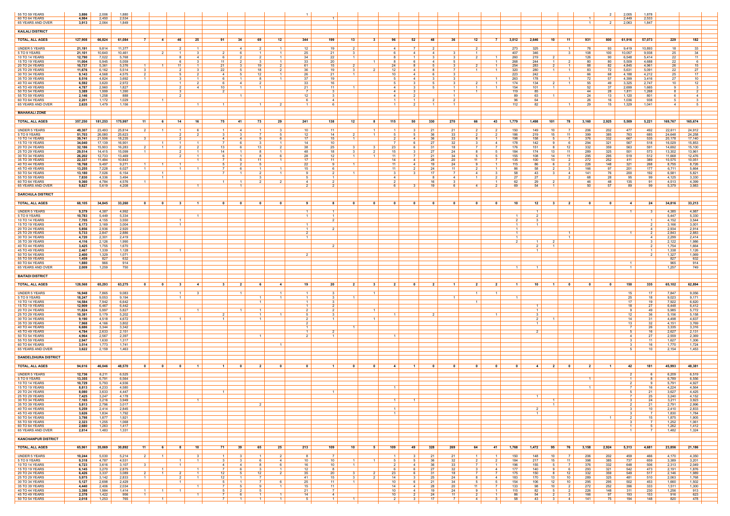| | | | | | | | | | | | | | | | | | | | | | | | | | | | | | | | |
|---|---|---|---|---|---|---|---|---|---|---|---|---|---|---|---|---|---|---|---|---|---|---|---|---|---|---|---|---|---|---|---|
| 55 TO 59 YEARS | 3,886 | 2,006 | 1,880 | | | | | | | | | 1 | | | | | | | | | | | | | | | 2 | 2,005 | 1,878 | | |
| 60 TO 64 YEARS | 4,984 | 2,450 | 2,534 | | | | | | | | | | 1 | | | | | | | | | | | | | 1 | | 2,449 | 2,533 | | |
| 65 YEARS AND OVER | 3,913 | 2,064 | 1,849 | | | | | | | | | | | | | | | | | | | | | | | 1 | 2 | 2,063 | 1,847 | | |
| **KAILALI DISTRICT** | | | | | | | | | | | | | | | | | | | | | | | | | | | | | | | |
| **TOTAL, ALL AGES** | **127,908** | **66,824** | **61,084** | **7** | **4** | **46** | **25** | **91** | **34** | **69** | **12** | **344** | **199** | **13** | **3** | **96** | **52** | **48** | **36** | **12** | **7** | **3,012** | **2,646** | **10** | **11** | **931** | **800** | **61,916** | **57,073** | **229** | **182** |
| UNDER 5 YEARS | 21,191 | 9,814 | 11,377 | | | 2 | 1 | | 4 | 2 | 1 | 12 | 19 | 2 | | 4 | 7 | 2 | | 2 | | 273 | 325 | | 1 | 78 | 93 | 9,419 | 10,893 | 18 | 33 |
| 5 TO 9 YEARS | 21,101 | 10,640 | 10,461 | | 2 | 1 | 3 | 2 | 6 | 1 | 1 | 25 | 21 | 3 | | 6 | 4 | 4 | 3 | 1 | | 407 | 346 | | 3 | 108 | 100 | 10,057 | 9,938 | 25 | 34 |
| 10 TO 14 YEARS | 12,790 | 7,022 | 5,768 | | | 8 | 4 | 6 | 2 | 2 | 1 | 34 | 22 | 1 | | 8 | 1 | 3 | 3 | 2 | 1 | 260 | 219 | 2 | | 126 | 90 | 6,548 | 5,414 | 22 | 11 |
| 15 TO 19 YEARS | 11,004 | 5,945 | 5,059 | | | 6 | 3 | 11 | 2 | 3 | 1 | 33 | 20 | | 1 | 8 | 6 | 4 | 5 | | 1 | 268 | 244 | 1 | 2 | 80 | 80 | 5,509 | 4,688 | 22 | 6 |
| 20 TO 24 YEARS | 10,737 | 5,361 | 5,376 | 1 | 1 | 11 | 1 | 21 | 3 | 19 | 2 | 61 | 15 | 2 | | 24 | 8 | 5 | 3 | 2 | 1 | 254 | 283 | 2 | 1 | 88 | 82 | 4,845 | 4,961 | 26 | 15 |
| 25 TO 29 YEARS | 11,676 | 6,162 | 5,514 | 3 | | 2 | 3 | 22 | 5 | 18 | 2 | 36 | 19 | 3 | 2 | 12 | 4 | 8 | 7 | 1 | 1 | 320 | 280 | 1 | 1 | 83 | 72 | 5,631 | 5,091 | 22 | 27 |
| 30 TO 34 YEARS | 9,143 | 4,568 | 4,575 | 2 | | 5 | 2 | 4 | 5 | 12 | 1 | 26 | 21 | 1 | | 10 | 4 | 6 | 3 | | | 223 | 242 | | | 66 | 68 | 4,188 | 4,212 | 25 | 17 |
| 35 TO 39 YEARS | 8,516 | 4,824 | 3,692 | 1 | | 3 | 1 | 6 | 1 | 8 | 1 | 37 | 19 | | | 5 | 4 | 3 | 3 | | 1 | 263 | 178 | | 1 | 72 | 57 | 4,399 | 3,416 | 27 | 10 |
| 40 TO 44 YEARS | 6,592 | 3,620 | 2,972 | | | 1 | 2 | 6 | 4 | 2 | | 33 | 16 | | | 5 | 3 | 5 | 3 | 2 | 1 | 174 | 134 | 2 | 1 | 55 | 49 | 3,325 | 2,747 | 10 | 12 |
| 45 TO 49 YEARS | 4,787 | 2,960 | 1,827 | | | 2 | 4 | 10 | 1 | 1 | | 21 | 11 | 1 | | 4 | 3 | 5 | 3 | 1 | 1 | 154 | 101 | 1 | | 52 | 37 | 2,699 | 1,665 | 9 | 3 |
| 50 TO 54 YEARS | 3,389 | 1,999 | 1,390 | | | 3 | | 2 | | | | 7 | 3 | | | 4 | 3 | | 1 | 1 | | 119 | 85 | | | 44 | 28 | 1,811 | 1,268 | 8 | 2 |
| 55 TO 59 YEARS | 2,146 | 1,258 | 888 | | | 2 | | | 1 | | | 12 | 3 | | | 4 | 2 | | 1 | | | 89 | 63 | 1 | | 24 | 13 | 1,120 | 801 | 6 | 4 |
| 60 TO 64 YEARS | 2,201 | 1,172 | 1,029 | | 1 | | | | | | | 6 | 4 | | | 1 | 1 | 2 | 2 | | | 96 | 64 | | | 26 | 16 | 1,036 | 938 | 5 | 3 |
| 65 YEARS AND OVER | 2,635 | 1,479 | 1,156 | | | | 1 | 1 | | 1 | 2 | 1 | 6 | | | 1 | 2 | 1 | 1 | | | 112 | 82 | | 1 | 29 | 15 | 1,329 | 1,041 | 4 | 5 |
| **MAHAKALI ZONE** | | | | | | | | | | | | | | | | | | | | | | | | | | | | | | | |
| **TOTAL, ALL AGES** | **357,250** | **181,253** | **175,997** | **11** | **6** | **14** | **16** | **75** | **41** | **73** | **29** | **241** | **138** | **12** | **8** | **115** | **50** | **330** | **270** | **66** | **43** | **1,779** | **1,498** | **101** | **78** | **3,160** | **2,925** | **5,509** | **5,221** | **169,767** | **165,674** |
| UNDER 5 YEARS | 49,307 | 23,493 | 25,814 | 2 | 1 | 1 | 6 | 1 | 4 | 1 | 3 | 10 | 11 | | 1 | 1 | 3 | 21 | 21 | 2 | 2 | 150 | 149 | 10 | 7 | 206 | 202 | 477 | 492 | 22,611 | 24,912 |
| 5 TO 9 YEARS | 51,703 | 26,080 | 25,623 | | | 2 | 2 | 3 | 3 | 7 | 5 | 12 | 14 | 2 | 1 | 5 | 5 | 36 | 33 | 2 | 2 | 186 | 219 | 15 | 11 | 399 | 385 | 763 | 685 | 24,648 | 24,258 |
| 10 TO 14 YEARS | 39,741 | 21,506 | 18,235 | 3 | | 2 | | 4 | 4 | 9 | 6 | 17 | 15 | 1 | | 2 | 4 | 36 | 33 | 8 | 1 | 198 | 158 | 5 | 7 | 376 | 332 | 667 | 535 | 20,178 | 17,140 |
| 15 TO 19 YEARS | 34,040 | 17,139 | 16,901 | | 1 | 1 | 1 | 7 | 6 | 3 | 1 | 14 | 10 | | | 7 | 6 | 27 | 32 | 3 | 4 | 178 | 142 | 9 | 6 | 294 | 321 | 567 | 518 | 16,029 | 15,853 |
| 20 TO 24 YEARS | 32,186 | 15,903 | 16,283 | 2 | 1 | 2 | 2 | 13 | 6 | 13 | 2 | 38 | 25 | 3 | 3 | 23 | 6 | 31 | 18 | 7 | 7 | 176 | 151 | 8 | 12 | 332 | 359 | 563 | 591 | 14,692 | 15,100 |
| 25 TO 29 YEARS | 29,514 | 14,415 | 15,099 | 1 | | 2 | 1 | 14 | 1 | 8 | 1 | 48 | 18 | 3 | 2 | 15 | 3 | 27 | 24 | 8 | 5 | 184 | 174 | 13 | 11 | 289 | 325 | 501 | 573 | 13,302 | 13,961 |
| 30 TO 34 YEARS | 26,202 | 12,733 | 13,469 | | | 2 | 1 | 6 | 1 | 8 | 6 | 28 | 12 | 1 | 1 | 11 | 7 | 21 | 34 | 5 | 5 | 155 | 108 | 14 | 11 | 295 | 295 | 519 | 512 | 11,668 | 12,476 |
| 35 TO 39 YEARS | 22,337 | 11,494 | 10,843 | | | | 1 | 7 | 5 | 11 | 1 | 17 | 11 | | | 14 | 4 | 28 | 20 | 11 | 7 | 135 | 100 | 13 | 2 | 272 | 252 | 411 | 389 | 10,575 | 10,051 |
| 40 TO 44 YEARS | 18,768 | 9,497 | 9,271 | 1 | 1 | 1 | | 5 | 2 | 5 | | 22 | 9 | 1 | | 11 | 4 | 19 | 24 | 9 | 1 | 115 | 86 | 6 | 2 | 226 | 148 | 321 | 268 | 8,755 | 8,726 |
| 45 TO 49 YEARS | 13,255 | 7,228 | 6,027 | 1 | | 1 | 1 | 7 | 6 | 1 | 1 | 15 | 6 | | | 11 | 2 | 24 | 11 | 2 | 1 | 86 | 58 | 2 | 3 | 166 | 97 | 201 | 177 | 6,711 | 5,664 |
| 50 TO 54 YEARS | 13,180 | 7,026 | 6,154 | | 1 | | | 7 | 1 | 2 | 1 | 9 | 2 | 1 | | 3 | 3 | 17 | 7 | 4 | 3 | 58 | 43 | 3 | 4 | 141 | 76 | 200 | 192 | 6,581 | 5,821 |
| 55 TO 59 YEARS | 7,830 | 4,336 | 3,494 | | 1 | | | | | 3 | | 5 | 1 | | | 4 | | 8 | 4 | 1 | 2 | 27 | 27 | | 2 | 68 | 28 | 95 | 99 | 4,125 | 3,330 |
| 60 TO 64 YEARS | 9,360 | 4,784 | 4,576 | 1 | | | | 1 | 1 | 2 | 2 | 4 | 2 | | | 2 | | 16 | 3 | | 1 | 62 | 29 | 2 | | 46 | 48 | 135 | 91 | 4,513 | 4,399 |
| 65 YEARS AND OVER | 9,827 | 5,619 | 4,208 | | | | 1 | | 1 | | | 2 | 2 | | | 6 | 3 | 19 | 6 | 4 | 2 | 69 | 54 | 1 | | 50 | 57 | 89 | 99 | 5,379 | 3,983 |
| **DARCHULA DISTRICT** | | | | | | | | | | | | | | | | | | | | | | | | | | | | | | | |
| **TOTAL, ALL AGES** | **68,105** | **34,845** | **33,260** | **0** | **0** | **3** | **1** | **0** | **0** | **0** | **0** | **9** | **8** | **0** | **0** | **0** | **0** | **0** | **0** | **0** | **0** | **10** | **12** | **3** | **2** | **0** | **0** | **4** | **24** | **34,816** | **33,213** |
| UNDER 5 YEARS | 9,379 | 4,387 | 4,992 | | | | | | | | | 1 | 1 | | | | | | | | | | 1 | | | | | 1 | 3 | 4,385 | 4,987 |
| 5 TO 9 YEARS | 10,783 | 5,449 | 5,334 | | | | 1 | | | | | 1 | 1 | | | | | | | | | 1 | 2 | | | | | | | 5,447 | 5,330 |
| 10 TO 14 YEARS | 7,705 | 4,155 | 3,550 | | | 1 | | | | | | | 2 | | | | | | | | | 2 | 3 | | | | | | 1 | 4,152 | 3,544 |
| 15 TO 19 YEARS | 6,173 | 3,169 | 3,004 | | | 1 | | | | | | | | | | | | | | | | 1 | 1 | | | | | | 2 | 3,166 | 3,001 |
| 20 TO 24 YEARS | 5,856 | 2,936 | 2,920 | | | | | | | | | 1 | 2 | | | | | | | | | 1 | | | | | | | 4 | 2,934 | 2,914 |
| 25 TO 29 YEARS | 5,733 | 2,847 | 2,886 | | | | | | | | | 2 | | | | | | | | | | 1 | | | 1 | | | 1 | 2 | 2,843 | 2,883 |
| 30 TO 34 YEARS | 4,720 | 2,301 | 2,419 | | | | | | | | | 1 | | | | | | | | | | 1 | | | 1 | | | | 4 | 2,299 | 2,414 |
| 35 TO 39 YEARS | 4,116 | 2,126 | 1,990 | | | | | | | | | | | | | | | | | | | 2 | 1 | 2 | | | | | 3 | 2,122 | 1,986 |
| 40 TO 44 YEARS | 3,425 | 1,755 | 1,670 | | | | | | | | | | 2 | | | | | | | | | | 2 | 1 | | | | | 2 | 1,754 | 1,664 |
| 45 TO 49 YEARS | 2,467 | 1,339 | 1,128 | | | 1 | | | | | | | | | | | | | | | | | 1 | | | | | | 1 | 1,338 | 1,126 |
| 50 TO 54 YEARS | 2,400 | 1,329 | 1,071 | | | | | | | | | 2 | | | | | | | | | | | | | | | | | 2 | 1,327 | 1,069 |
| 55 TO 59 YEARS | 1,459 | 827 | 632 | | | | | | | | | | | | | | | | | | | | | | | | | | | 827 | 632 |
| 60 TO 64 YEARS | 1,880 | 966 | 914 | | | | | | | | | | | | | | | | | | | | | | | | | 1 | | 965 | 914 |
| 65 YEARS AND OVER | 2,009 | 1,259 | 750 | | | | | | | | | | | | | | | | | | | 1 | 1 | | | | | 1 | | 1,257 | 749 |
| **BAITADI DISTRICT** | | | | | | | | | | | | | | | | | | | | | | | | | | | | | | | |
| **TOTAL, ALL AGES** | **128,568** | **65,293** | **63,275** | **0** | **0** | **3** | **4** | **3** | **2** | **6** | **4** | **19** | **20** | **2** | **3** | **2** | **0** | **2** | **1** | **2** | **2** | **1** | **10** | **1** | **0** | **0** | **0** | **150** | **335** | **65,102** | **62,894** |
| UNDER 5 YEARS | 16,948 | 7,865 | 9,083 | | | 1 | 3 | | | | 1 | 1 | 3 | | 1 | | | | | 1 | 1 | | | | | | | 15 | 17 | 7,847 | 9,056 |
| 5 TO 9 YEARS | 18,247 | 9,053 | 9,194 | | | 1 | | | | 1 | 1 | 1 | 3 | 1 | | | | | 1 | | | 1 | | | | | | 25 | 18 | 9,023 | 9,171 |
| 10 TO 14 YEARS | 14,584 | 7,942 | 6,642 | | | | | | | 1 | | 1 | 3 | | | | | | | 1 | | | | | | | | 17 | 19 | 7,922 | 6,620 |
| 15 TO 19 YEARS | 12,909 | 6,467 | 6,442 | | | | | | | | | 1 | 2 | | | | | | | | | | 1 | | | | | 18 | 27 | 6,448 | 6,412 |
| 20 TO 24 YEARS | 11,824 | 5,997 | 5,827 | | | | 1 | | 1 | 1 | | 2 | 2 | | 1 | | | | | | | | 1 | | | | | 9 | 49 | 5,985 | 5,772 |
| 25 TO 29 YEARS | 10,381 | 5,179 | 5,202 | | | | | 2 | | 1 | 1 | 5 | 3 | | | 1 | | 2 | | | 1 | | 3 | | | | | 12 | 36 | 5,156 | 5,158 |
| 30 TO 34 YEARS | 9,190 | 4,518 | 4,672 | | | 1 | | 1 | | 1 | | 2 | 1 | | 1 | | | | | | | | 2 | 1 | | | | 14 | 31 | 4,498 | 4,637 |
| 35 TO 39 YEARS | 7,968 | 4,166 | 3,802 | | | | | | | | | 2 | | | | | | | | | | | 1 | | | | | 13 | 32 | 4,151 | 3,769 |
| 40 TO 44 YEARS | 6,686 | 3,344 | 3,342 | | | | | | | | | 1 | | 1 | | | | | | | | | | | | | | 7 | 26 | 3,335 | 3,316 |
| 45 TO 49 YEARS | 4,784 | 2,633 | 2,151 | | | | | | | | | 1 | 2 | | | | | | | | | | 2 | | | | | 5 | 16 | 2,627 | 2,131 |
| 50 TO 54 YEARS | 4,964 | 2,567 | 2,397 | | | | | | | 1 | | 2 | 1 | | | 1 | | | | | | | | | | | | 4 | 27 | 2,559 | 2,369 |
| 55 TO 59 YEARS | 2,947 | 1,630 | 1,317 | | | | | | | | | | | | | | | | | | | | | | | | | 3 | 11 | 1,627 | 1,306 |
| 60 TO 64 YEARS | 3,514 | 1,773 | 1,741 | | | | | | | | 1 | | | | | | | | | | | | | | | | | 3 | 16 | 1,770 | 1,724 |
| 65 YEARS AND OVER | 3,622 | 2,159 | 1,463 | | | | | | | | | | | | | | | | | | | | | | | | | 5 | 10 | 2,154 | 1,453 |
| **DANDELDHURA DISTRICT** | | | | | | | | | | | | | | | | | | | | | | | | | | | | | | | |
| **TOTAL, ALL AGES** | **94,616** | **46,046** | **48,570** | **0** | **0** | **0** | **1** | **1** | **0** | **2** | **0** | **1** | **0** | **0** | **0** | **4** | **1** | **0** | **0** | **0** | **0** | **0** | **4** | **2** | **0** | **2** | **1** | **42** | **181** | **45,993** | **48,381** |
| UNDER 5 YEARS | 12,736 | 6,211 | 6,525 | | | | | | | | | | | | | | | | | | | | | | | | | 2 | 6 | 6,209 | 6,519 |
| 5 TO 9 YEARS | 13,355 | 6,791 | 6,564 | | | | | | | | | | | | | | | | | | | | | | | 1 | | 1 | 8 | 6,789 | 6,556 |
| 10 TO 14 YEARS | 10,729 | 5,793 | 4,936 | | | | | | | | | | | | | | | | | | | | | | | | | 2 | 9 | 5,791 | 4,927 |
| 15 TO 19 YEARS | 8,813 | 4,233 | 4,580 | | | | | | | | | | | | | 1 | | | | | | | | | | 1 | | 7 | 16 | 4,224 | 4,564 |
| 20 TO 24 YEARS | 8,080 | 3,633 | 4,447 | | | | | 1 | | | | | 1 | | | | | | | | | | | | | | | 5 | 21 | 3,627 | 4,425 |
| 25 TO 29 YEARS | 7,425 | 3,247 | 4,178 | | | | | | | | | | | | | | | | | | | | 1 | | | | | 7 | 25 | 3,240 | 4,152 |
| 30 TO 34 YEARS | 7,165 | 3,216 | 3,949 | | | | 1 | | | | | | | | | 1 | 1 | | | | | | | 1 | | | | 3 | 24 | 3,211 | 3,923 |
| 35 TO 39 YEARS | 5,813 | 2,796 | 3,017 | | | | | | | 2 | | | | | | | | | | | | | | 1 | | | | 2 | 21 | 2,791 | 2,996 |
| 40 TO 44 YEARS | 5,259 | 2,414 | 2,845 | | | | | | | | | | | | | 1 | | | | | | | 2 | | | | | 3 | 10 | 2,410 | 2,833 |
| 45 TO 49 YEARS | 3,626 | 1,834 | 1,792 | | | | | | | | | | | | | 1 | | | | | | | 1 | | | | | 3 | 7 | 1,830 | 1,784 |
| 50 TO 54 YEARS | 3,798 | 1,877 | 1,921 | | | | | | | | | | | | | | | | | | | | | | | | 1 | 2 | 15 | 1,875 | 1,905 |
| 55 TO 59 YEARS | 2,323 | 1,255 | 1,068 | | | | | | | | | | | | | | | | | | | | | | | | | 3 | 7 | 1,252 | 1,061 |
| 60 TO 64 YEARS | 2,680 | 1,263 | 1,417 | | | | | | | | | | | | | | | | | | | | | | | | | 1 | 5 | 1,262 | 1,412 |
| 65 YEARS AND OVER | 2,814 | 1,483 | 1,331 | | | | | | | | | | | | | | | | | | | | | | | | | 1 | 7 | 1,482 | 1,324 |
| **KANCHANPUR DISTRICT** | | | | | | | | | | | | | | | | | | | | | | | | | | | | | | | |
| **TOTAL, ALL AGES** | **65,961** | **35,069** | **30,892** | **11** | **6** | **8** | **10** | **71** | **39** | **65** | **25** | **213** | **109** | **10** | **5** | **109** | **49** | **328** | **269** | **64** | **41** | **1,768** | **1,472** | **95** | **76** | **3,158** | **2,924** | **5,313** | **4,681** | **23,856** | **21,186** |
| UNDER 5 YEARS | 10,244 | 5,030 | 5,214 | 2 | 1 | | 3 | 1 | 3 | 1 | 2 | 8 | 7 | | | 1 | 3 | 21 | 21 | 1 | 1 | 150 | 148 | 10 | 7 | 206 | 202 | 459 | 466 | 4,170 | 4,350 |
| 5 TO 9 YEARS | 9,318 | 4,787 | 4,531 | | | 1 | 1 | 3 | 3 | 6 | 4 | 10 | 10 | 1 | 1 | 5 | 5 | 36 | 32 | 2 | 2 | 184 | 217 | 15 | 11 | 398 | 385 | 737 | 659 | 3,389 | 3,201 |
| 10 TO 14 YEARS | 6,723 | 3,616 | 3,107 | 3 | | 1 | | 4 | 4 | 8 | 6 | 16 | 10 | 1 | | 2 | 4 | 36 | 33 | 7 | 1 | 196 | 155 | 5 | 7 | 376 | 332 | 648 | 506 | 2,313 | 2,049 |
| 15 TO 19 YEARS | 6,145 | 3,270 | 2,875 | | 1 | 1 | 1 | 7 | 6 | 3 | 1 | 12 | 8 | | | 6 | 6 | 27 | 32 | 3 | 4 | 177 | 140 | 9 | 6 | 293 | 321 | 542 | 473 | 2,191 | 1,876 |
| 20 TO 24 YEARS | 6,426 | 3,337 | 3,089 | 2 | 1 | 2 | 1 | 12 | 5 | 12 | 2 | 35 | 20 | 3 | 2 | 23 | 6 | 31 | 18 | 7 | 7 | 175 | 150 | 8 | 12 | 332 | 359 | 549 | 517 | 2,146 | 1,989 |
| 25 TO 29 YEARS | 5,975 | 3,142 | 2,833 | 1 | | 2 | 1 | 12 | 1 | 7 | | 41 | 15 | 3 | 2 | 14 | 3 | 25 | 24 | 8 | 4 | 183 | 170 | 13 | 10 | 289 | 325 | 481 | 510 | 2,063 | 1,768 |
| 30 TO 34 YEARS | 5,127 | 2,698 | 2,429 | | | 1 | | 5 | 1 | 7 | 6 | 25 | 11 | 1 | | 10 | 6 | 21 | 34 | 5 | 5 | 154 | 106 | 12 | 10 | 295 | 295 | 502 | 453 | 1,660 | 1,502 |
| 35 TO 39 YEARS | 4,440 | 2,406 | 2,034 | | | | 1 | 7 | 5 | 9 | 1 | 15 | 11 | | | 14 | 4 | 28 | 20 | 11 | 7 | 133 | 98 | 10 | 2 | 272 | 252 | 396 | 333 | 1,511 | 1,300 |
| 40 TO 44 YEARS | 3,398 | 1,984 | 1,414 | 1 | 1 | 1 | | 5 | 2 | 5 | | 21 | 7 | | | 10 | 4 | 19 | 24 | 9 | 1 | 115 | 82 | 5 | 2 | 226 | 148 | 311 | 230 | 1,256 | 913 |
| 45 TO 49 YEARS | 2,378 | 1,422 | 956 | 1 | | | 1 | 7 | 6 | 1 | 1 | 14 | 4 | | | 10 | 2 | 24 | 11 | 2 | 1 | 86 | 54 | 2 | 3 | 166 | 97 | 193 | 153 | 916 | 623 |
| 50 TO 54 YEARS | 2,018 | 1,253 | 765 | | 1 | | | 7 | 1 | 1 | 1 | 5 | 1 | 1 | | 2 | 3 | 17 | 7 | 4 | 3 | 58 | 43 | 3 | 4 | 141 | 75 | 194 | 148 | 820 | 478 |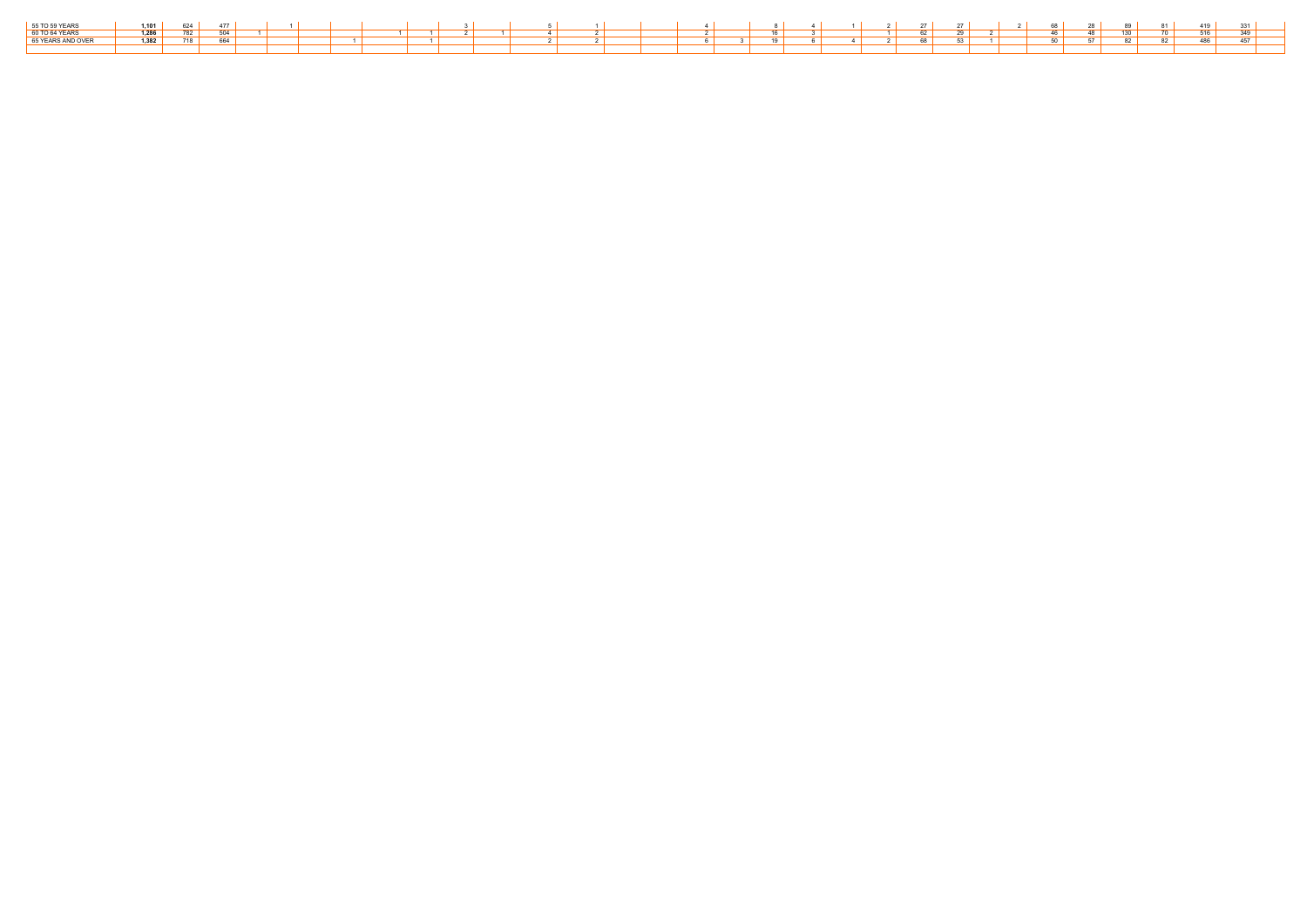| | | | | | | | | | | | | | | | | | | | | | | | | | | | | | | | | |
|---|---|---|---|---|---|---|---|---|---|---|---|---|---|---|---|---|---|---|---|---|---|---|---|---|---|---|---|---|---|---|---|---|
| 55 TO 59 YEARS | **1,101** | 624 | 477 | | 1 | | | | | 3 | | 5 | 1 | | | 4 | | 8 | 4 | 1 | 2 | 27 | 27 | | 2 | 68 | 28 | 89 | 81 | 419 | 331 | |
| 60 TO 64 YEARS | **1,286** | 782 | 504 | 1 | | | | 1 | 1 | 2 | 1 | 4 | 2 | | | 2 | | 16 | 3 | | 1 | 62 | 29 | 2 | | 46 | 48 | 130 | 70 | 516 | 349 | |
| 65 YEARS AND OVER | **1,382** | 718 | 664 | | | | 1 | | 1 | | | 2 | 2 | | | 6 | 3 | 19 | 6 | 4 | 2 | 68 | 53 | 1 | | 50 | 57 | 82 | 82 | 486 | 457 | |
| | | | | | | | | | | | | | | | | | | | | | | | | | | | | | | | | |